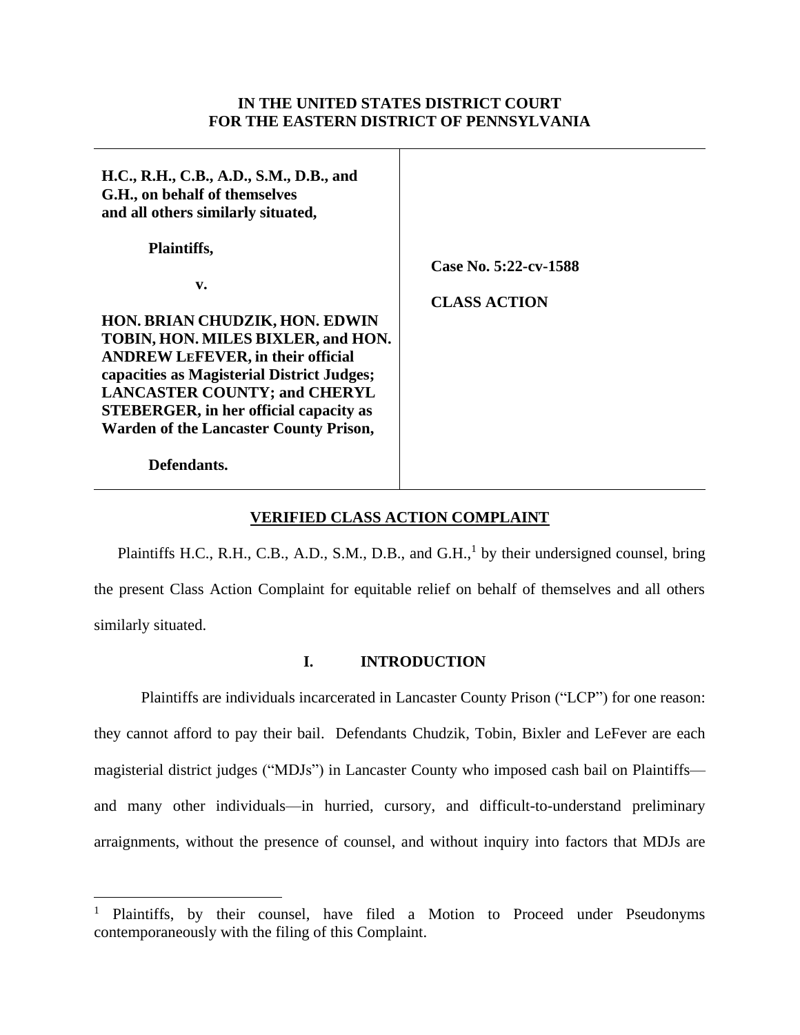**IN THE UNITED STATES DISTRICT COURT**
**FOR THE EASTERN DISTRICT OF PENNSYLVANIA**

| | |
|---|---|
| **H.C., R.H., C.B., A.D., S.M., D.B., and G.H., on behalf of themselves and all others similarly situated,**<br><br>**Plaintiffs,**<br><br>**v.**<br><br>**HON. BRIAN CHUDZIK, HON. EDWIN TOBIN, HON. MILES BIXLER, and HON. ANDREW LEFEVER, in their official capacities as Magisterial District Judges; LANCASTER COUNTY; and CHERYL STEBERGER, in her official capacity as Warden of the Lancaster County Prison,**<br><br>**Defendants.** | **Case No. 5:22-cv-1588**<br><br>**CLASS ACTION** |

**VERIFIED CLASS ACTION COMPLAINT**

Plaintiffs H.C., R.H., C.B., A.D., S.M., D.B., and G.H.,[1] by their undersigned counsel, bring the present Class Action Complaint for equitable relief on behalf of themselves and all others similarly situated.

## I. INTRODUCTION

Plaintiffs are individuals incarcerated in Lancaster County Prison ("LCP") for one reason: they cannot afford to pay their bail. Defendants Chudzik, Tobin, Bixler and LeFever are each magisterial district judges ("MDJs") in Lancaster County who imposed cash bail on Plaintiffs—and many other individuals—in hurried, cursory, and difficult-to-understand preliminary arraignments, without the presence of counsel, and without inquiry into factors that MDJs are

[1] Plaintiffs, by their counsel, have filed a Motion to Proceed under Pseudonyms contemporaneously with the filing of this Complaint.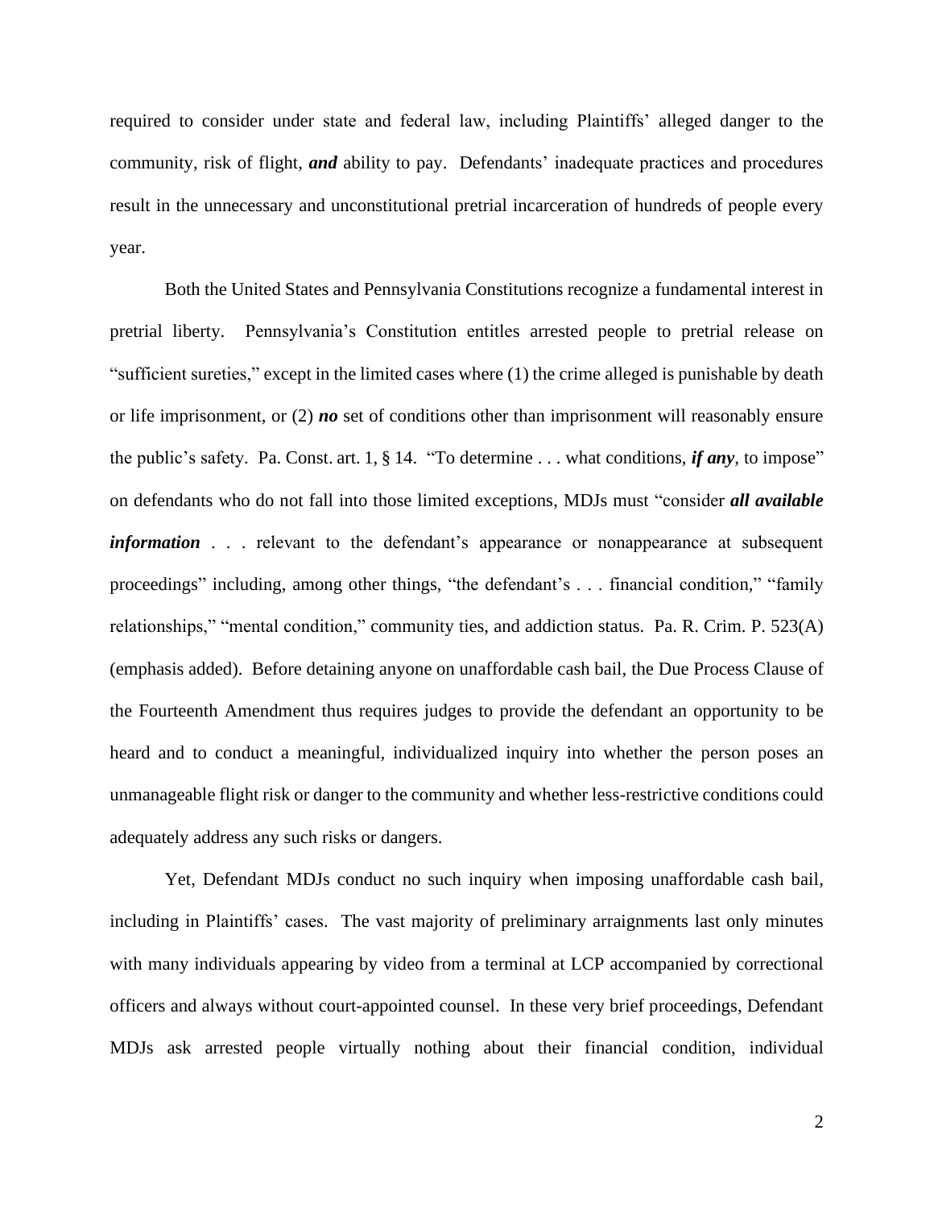required to consider under state and federal law, including Plaintiffs' alleged danger to the community, risk of flight, ***and*** ability to pay. Defendants' inadequate practices and procedures result in the unnecessary and unconstitutional pretrial incarceration of hundreds of people every year.

Both the United States and Pennsylvania Constitutions recognize a fundamental interest in pretrial liberty. Pennsylvania's Constitution entitles arrested people to pretrial release on "sufficient sureties," except in the limited cases where (1) the crime alleged is punishable by death or life imprisonment, or (2) ***no*** set of conditions other than imprisonment will reasonably ensure the public's safety. Pa. Const. art. 1, § 14. "To determine . . . what conditions, ***if any***, to impose" on defendants who do not fall into those limited exceptions, MDJs must "consider ***all available information*** . . . relevant to the defendant's appearance or nonappearance at subsequent proceedings" including, among other things, "the defendant's . . . financial condition," "family relationships," "mental condition," community ties, and addiction status. Pa. R. Crim. P. 523(A) (emphasis added). Before detaining anyone on unaffordable cash bail, the Due Process Clause of the Fourteenth Amendment thus requires judges to provide the defendant an opportunity to be heard and to conduct a meaningful, individualized inquiry into whether the person poses an unmanageable flight risk or danger to the community and whether less-restrictive conditions could adequately address any such risks or dangers.

Yet, Defendant MDJs conduct no such inquiry when imposing unaffordable cash bail, including in Plaintiffs' cases. The vast majority of preliminary arraignments last only minutes with many individuals appearing by video from a terminal at LCP accompanied by correctional officers and always without court-appointed counsel. In these very brief proceedings, Defendant MDJs ask arrested people virtually nothing about their financial condition, individual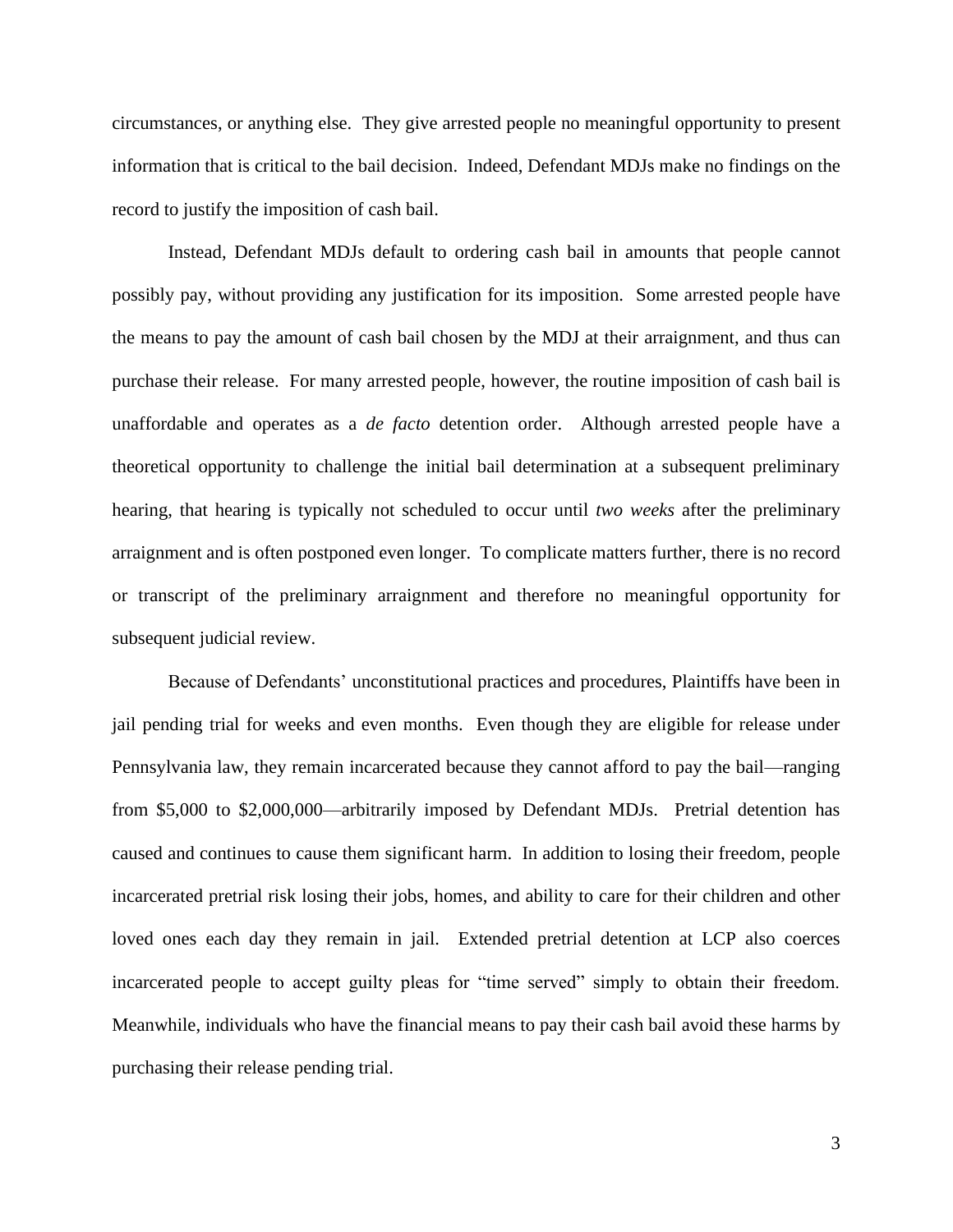circumstances, or anything else. They give arrested people no meaningful opportunity to present information that is critical to the bail decision. Indeed, Defendant MDJs make no findings on the record to justify the imposition of cash bail.

Instead, Defendant MDJs default to ordering cash bail in amounts that people cannot possibly pay, without providing any justification for its imposition. Some arrested people have the means to pay the amount of cash bail chosen by the MDJ at their arraignment, and thus can purchase their release. For many arrested people, however, the routine imposition of cash bail is unaffordable and operates as a *de facto* detention order. Although arrested people have a theoretical opportunity to challenge the initial bail determination at a subsequent preliminary hearing, that hearing is typically not scheduled to occur until *two weeks* after the preliminary arraignment and is often postponed even longer. To complicate matters further, there is no record or transcript of the preliminary arraignment and therefore no meaningful opportunity for subsequent judicial review.

Because of Defendants' unconstitutional practices and procedures, Plaintiffs have been in jail pending trial for weeks and even months. Even though they are eligible for release under Pennsylvania law, they remain incarcerated because they cannot afford to pay the bail—ranging from $5,000 to $2,000,000—arbitrarily imposed by Defendant MDJs. Pretrial detention has caused and continues to cause them significant harm. In addition to losing their freedom, people incarcerated pretrial risk losing their jobs, homes, and ability to care for their children and other loved ones each day they remain in jail. Extended pretrial detention at LCP also coerces incarcerated people to accept guilty pleas for "time served" simply to obtain their freedom. Meanwhile, individuals who have the financial means to pay their cash bail avoid these harms by purchasing their release pending trial.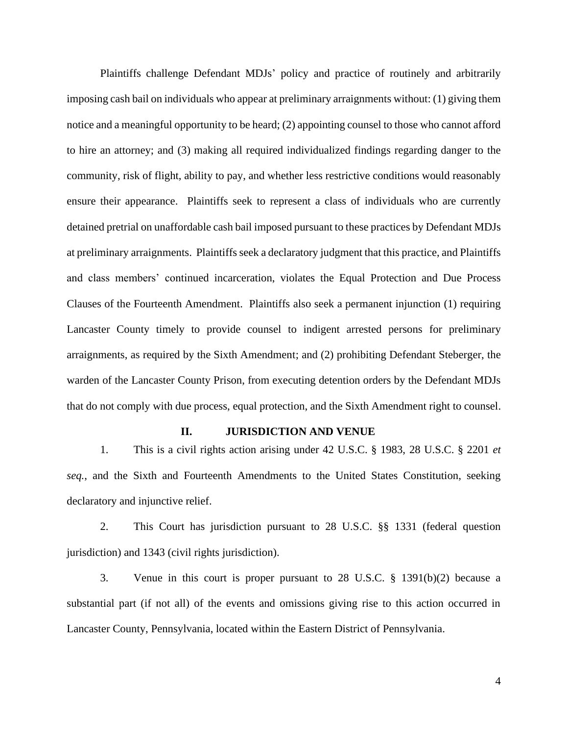Plaintiffs challenge Defendant MDJs' policy and practice of routinely and arbitrarily imposing cash bail on individuals who appear at preliminary arraignments without: (1) giving them notice and a meaningful opportunity to be heard; (2) appointing counsel to those who cannot afford to hire an attorney; and (3) making all required individualized findings regarding danger to the community, risk of flight, ability to pay, and whether less restrictive conditions would reasonably ensure their appearance. Plaintiffs seek to represent a class of individuals who are currently detained pretrial on unaffordable cash bail imposed pursuant to these practices by Defendant MDJs at preliminary arraignments. Plaintiffs seek a declaratory judgment that this practice, and Plaintiffs and class members' continued incarceration, violates the Equal Protection and Due Process Clauses of the Fourteenth Amendment. Plaintiffs also seek a permanent injunction (1) requiring Lancaster County timely to provide counsel to indigent arrested persons for preliminary arraignments, as required by the Sixth Amendment; and (2) prohibiting Defendant Steberger, the warden of the Lancaster County Prison, from executing detention orders by the Defendant MDJs that do not comply with due process, equal protection, and the Sixth Amendment right to counsel.

## II. JURISDICTION AND VENUE

1. This is a civil rights action arising under 42 U.S.C. § 1983, 28 U.S.C. § 2201 *et seq.*, and the Sixth and Fourteenth Amendments to the United States Constitution, seeking declaratory and injunctive relief.

2. This Court has jurisdiction pursuant to 28 U.S.C. §§ 1331 (federal question jurisdiction) and 1343 (civil rights jurisdiction).

3. Venue in this court is proper pursuant to 28 U.S.C. § 1391(b)(2) because a substantial part (if not all) of the events and omissions giving rise to this action occurred in Lancaster County, Pennsylvania, located within the Eastern District of Pennsylvania.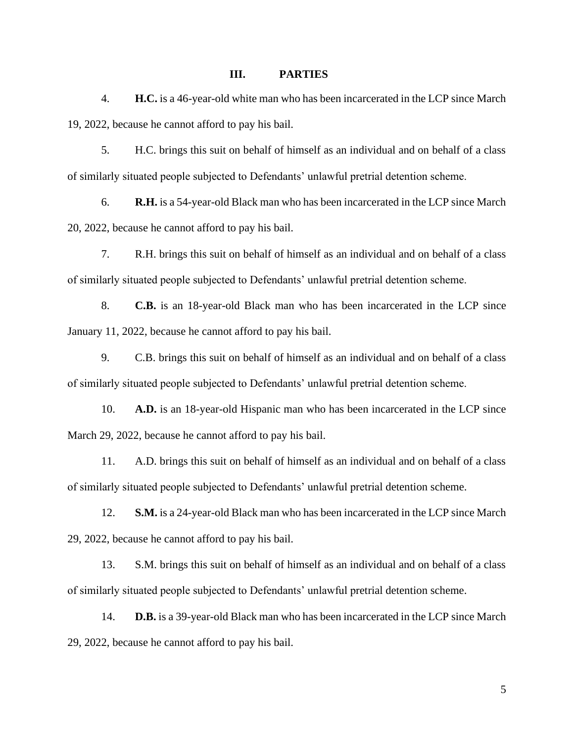## III. PARTIES

4. **H.C.** is a 46-year-old white man who has been incarcerated in the LCP since March 19, 2022, because he cannot afford to pay his bail.

5. H.C. brings this suit on behalf of himself as an individual and on behalf of a class of similarly situated people subjected to Defendants' unlawful pretrial detention scheme.

6. **R.H.** is a 54-year-old Black man who has been incarcerated in the LCP since March 20, 2022, because he cannot afford to pay his bail.

7. R.H. brings this suit on behalf of himself as an individual and on behalf of a class of similarly situated people subjected to Defendants' unlawful pretrial detention scheme.

8. **C.B.** is an 18-year-old Black man who has been incarcerated in the LCP since January 11, 2022, because he cannot afford to pay his bail.

9. C.B. brings this suit on behalf of himself as an individual and on behalf of a class of similarly situated people subjected to Defendants' unlawful pretrial detention scheme.

10. **A.D.** is an 18-year-old Hispanic man who has been incarcerated in the LCP since March 29, 2022, because he cannot afford to pay his bail.

11. A.D. brings this suit on behalf of himself as an individual and on behalf of a class of similarly situated people subjected to Defendants' unlawful pretrial detention scheme.

12. **S.M.** is a 24-year-old Black man who has been incarcerated in the LCP since March 29, 2022, because he cannot afford to pay his bail.

13. S.M. brings this suit on behalf of himself as an individual and on behalf of a class of similarly situated people subjected to Defendants' unlawful pretrial detention scheme.

14. **D.B.** is a 39-year-old Black man who has been incarcerated in the LCP since March 29, 2022, because he cannot afford to pay his bail.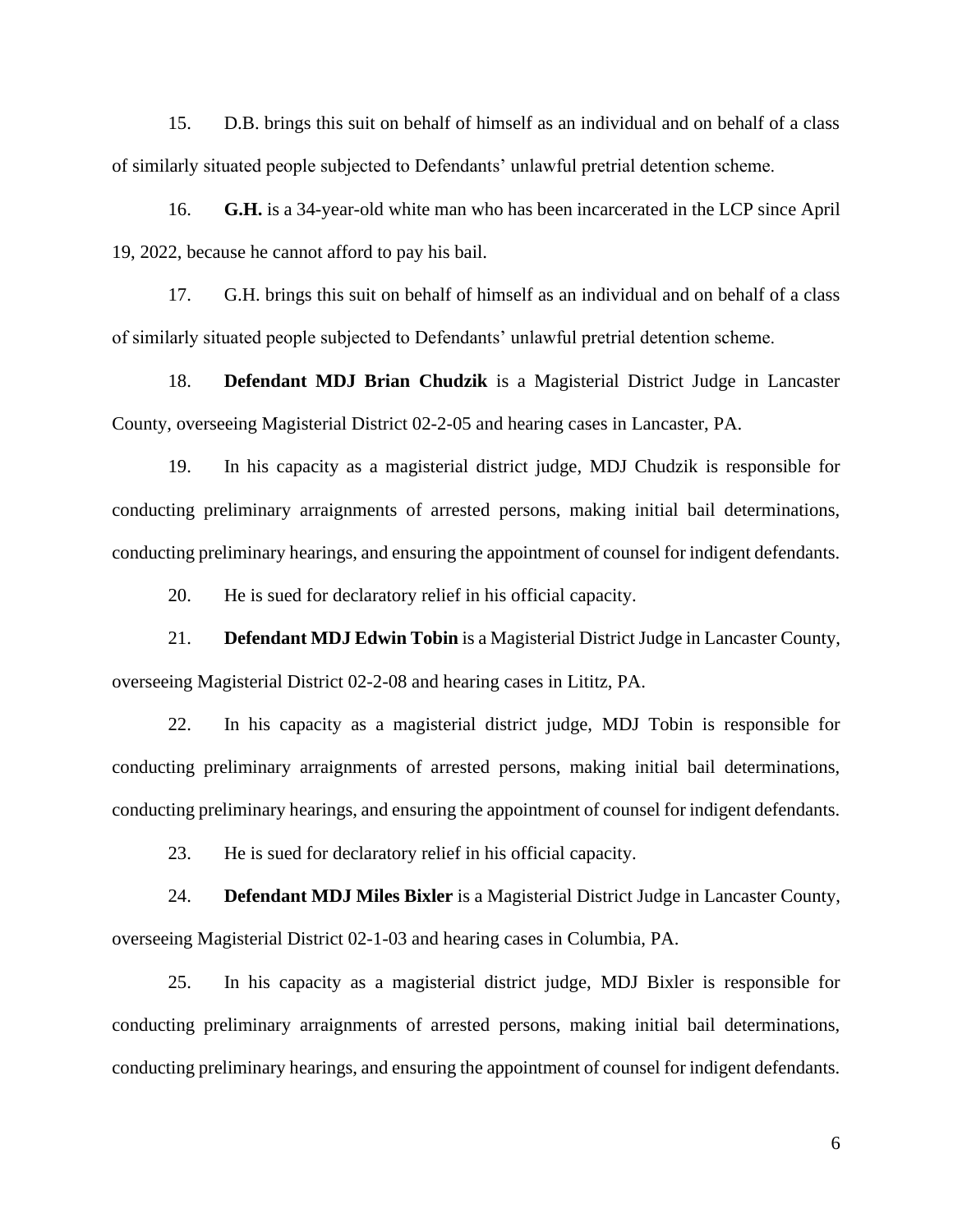15. D.B. brings this suit on behalf of himself as an individual and on behalf of a class of similarly situated people subjected to Defendants' unlawful pretrial detention scheme.

16. **G.H.** is a 34-year-old white man who has been incarcerated in the LCP since April 19, 2022, because he cannot afford to pay his bail.

17. G.H. brings this suit on behalf of himself as an individual and on behalf of a class of similarly situated people subjected to Defendants' unlawful pretrial detention scheme.

18. **Defendant MDJ Brian Chudzik** is a Magisterial District Judge in Lancaster County, overseeing Magisterial District 02-2-05 and hearing cases in Lancaster, PA.

19. In his capacity as a magisterial district judge, MDJ Chudzik is responsible for conducting preliminary arraignments of arrested persons, making initial bail determinations, conducting preliminary hearings, and ensuring the appointment of counsel for indigent defendants.

20. He is sued for declaratory relief in his official capacity.

21. **Defendant MDJ Edwin Tobin** is a Magisterial District Judge in Lancaster County, overseeing Magisterial District 02-2-08 and hearing cases in Lititz, PA.

22. In his capacity as a magisterial district judge, MDJ Tobin is responsible for conducting preliminary arraignments of arrested persons, making initial bail determinations, conducting preliminary hearings, and ensuring the appointment of counsel for indigent defendants.

23. He is sued for declaratory relief in his official capacity.

24. **Defendant MDJ Miles Bixler** is a Magisterial District Judge in Lancaster County, overseeing Magisterial District 02-1-03 and hearing cases in Columbia, PA.

25. In his capacity as a magisterial district judge, MDJ Bixler is responsible for conducting preliminary arraignments of arrested persons, making initial bail determinations, conducting preliminary hearings, and ensuring the appointment of counsel for indigent defendants.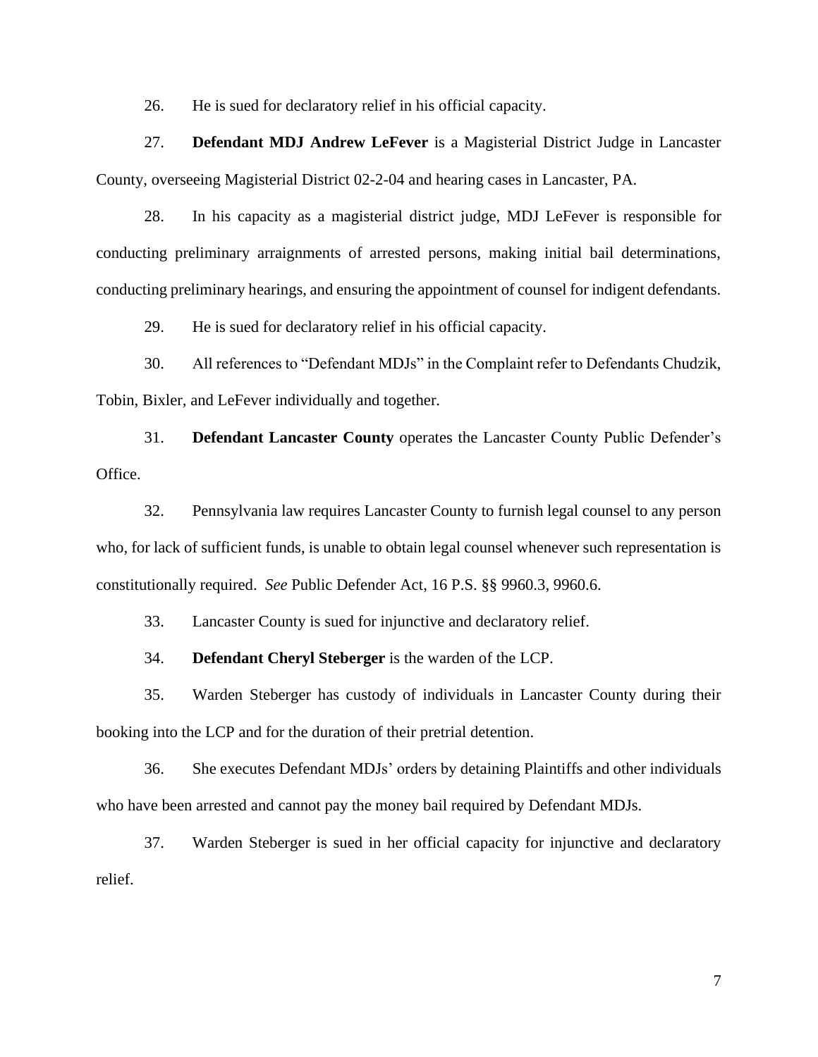26. He is sued for declaratory relief in his official capacity.

27. **Defendant MDJ Andrew LeFever** is a Magisterial District Judge in Lancaster County, overseeing Magisterial District 02-2-04 and hearing cases in Lancaster, PA.

28. In his capacity as a magisterial district judge, MDJ LeFever is responsible for conducting preliminary arraignments of arrested persons, making initial bail determinations, conducting preliminary hearings, and ensuring the appointment of counsel for indigent defendants.

29. He is sued for declaratory relief in his official capacity.

30. All references to "Defendant MDJs" in the Complaint refer to Defendants Chudzik, Tobin, Bixler, and LeFever individually and together.

31. **Defendant Lancaster County** operates the Lancaster County Public Defender's Office.

32. Pennsylvania law requires Lancaster County to furnish legal counsel to any person who, for lack of sufficient funds, is unable to obtain legal counsel whenever such representation is constitutionally required. *See* Public Defender Act, 16 P.S. §§ 9960.3, 9960.6.

33. Lancaster County is sued for injunctive and declaratory relief.

34. **Defendant Cheryl Steberger** is the warden of the LCP.

35. Warden Steberger has custody of individuals in Lancaster County during their booking into the LCP and for the duration of their pretrial detention.

36. She executes Defendant MDJs' orders by detaining Plaintiffs and other individuals who have been arrested and cannot pay the money bail required by Defendant MDJs.

37. Warden Steberger is sued in her official capacity for injunctive and declaratory relief.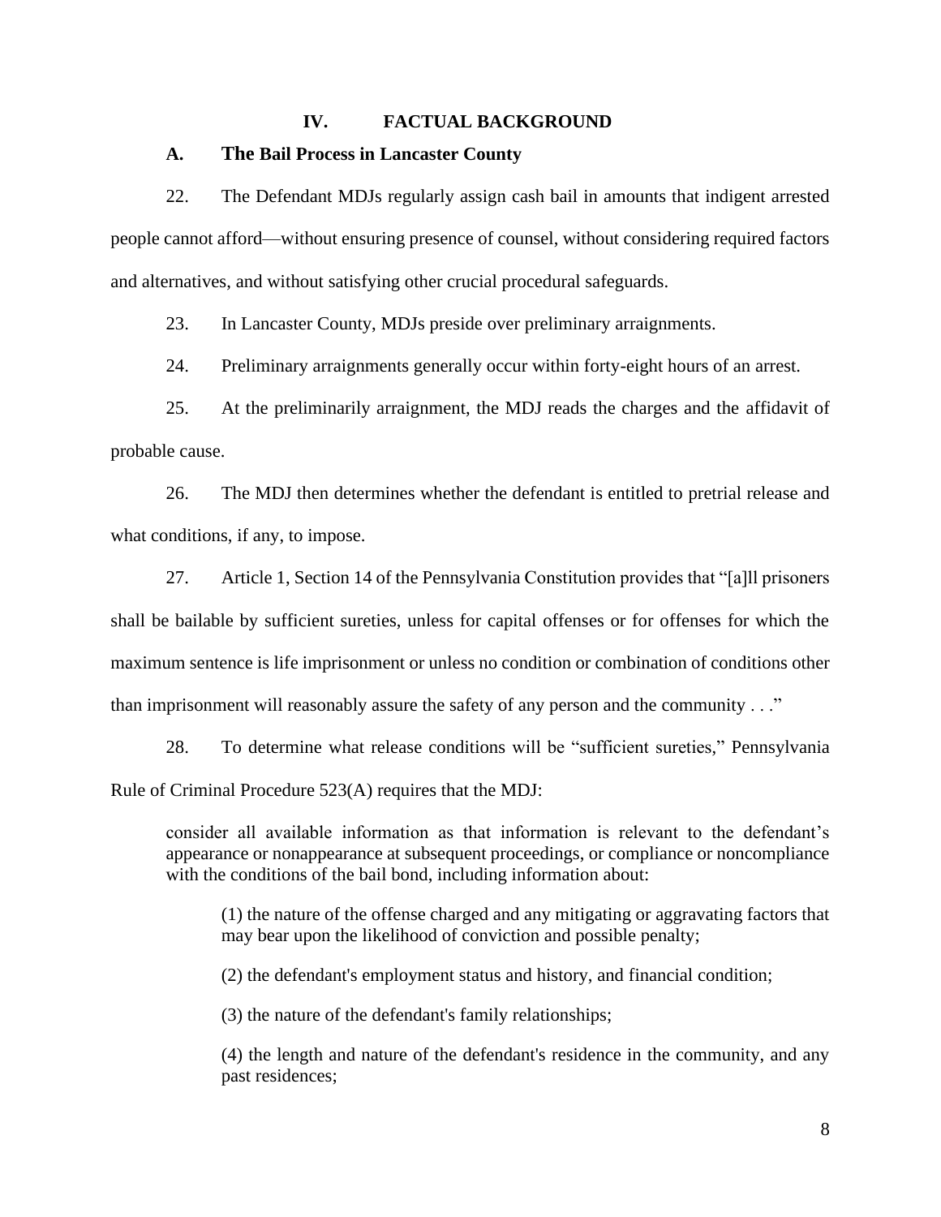## IV. FACTUAL BACKGROUND

### A. The Bail Process in Lancaster County

22. The Defendant MDJs regularly assign cash bail in amounts that indigent arrested people cannot afford—without ensuring presence of counsel, without considering required factors and alternatives, and without satisfying other crucial procedural safeguards.

23. In Lancaster County, MDJs preside over preliminary arraignments.

24. Preliminary arraignments generally occur within forty-eight hours of an arrest.

25. At the preliminarily arraignment, the MDJ reads the charges and the affidavit of probable cause.

26. The MDJ then determines whether the defendant is entitled to pretrial release and what conditions, if any, to impose.

27. Article 1, Section 14 of the Pennsylvania Constitution provides that "[a]ll prisoners shall be bailable by sufficient sureties, unless for capital offenses or for offenses for which the maximum sentence is life imprisonment or unless no condition or combination of conditions other than imprisonment will reasonably assure the safety of any person and the community . . ."

28. To determine what release conditions will be "sufficient sureties," Pennsylvania Rule of Criminal Procedure 523(A) requires that the MDJ:

> consider all available information as that information is relevant to the defendant's appearance or nonappearance at subsequent proceedings, or compliance or noncompliance with the conditions of the bail bond, including information about:
>
> > (1) the nature of the offense charged and any mitigating or aggravating factors that may bear upon the likelihood of conviction and possible penalty;
> >
> > (2) the defendant's employment status and history, and financial condition;
> >
> > (3) the nature of the defendant's family relationships;
> >
> > (4) the length and nature of the defendant's residence in the community, and any past residences;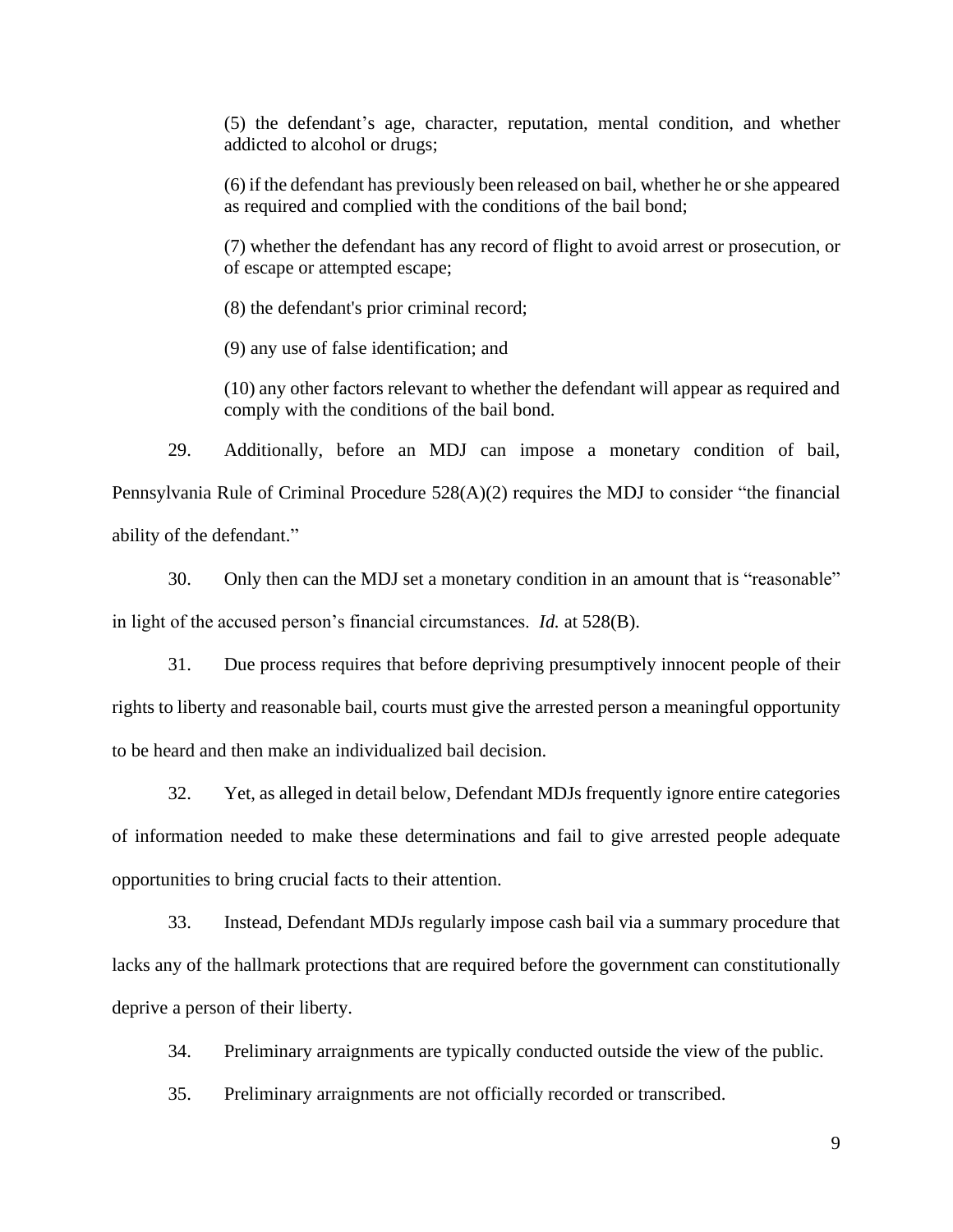> (5) the defendant's age, character, reputation, mental condition, and whether addicted to alcohol or drugs;
>
> (6) if the defendant has previously been released on bail, whether he or she appeared as required and complied with the conditions of the bail bond;
>
> (7) whether the defendant has any record of flight to avoid arrest or prosecution, or of escape or attempted escape;
>
> (8) the defendant's prior criminal record;
>
> (9) any use of false identification; and
>
> (10) any other factors relevant to whether the defendant will appear as required and comply with the conditions of the bail bond.

29. Additionally, before an MDJ can impose a monetary condition of bail, Pennsylvania Rule of Criminal Procedure 528(A)(2) requires the MDJ to consider "the financial ability of the defendant."

30. Only then can the MDJ set a monetary condition in an amount that is "reasonable" in light of the accused person's financial circumstances. *Id.* at 528(B).

31. Due process requires that before depriving presumptively innocent people of their rights to liberty and reasonable bail, courts must give the arrested person a meaningful opportunity to be heard and then make an individualized bail decision.

32. Yet, as alleged in detail below, Defendant MDJs frequently ignore entire categories of information needed to make these determinations and fail to give arrested people adequate opportunities to bring crucial facts to their attention.

33. Instead, Defendant MDJs regularly impose cash bail via a summary procedure that lacks any of the hallmark protections that are required before the government can constitutionally deprive a person of their liberty.

34. Preliminary arraignments are typically conducted outside the view of the public.

35. Preliminary arraignments are not officially recorded or transcribed.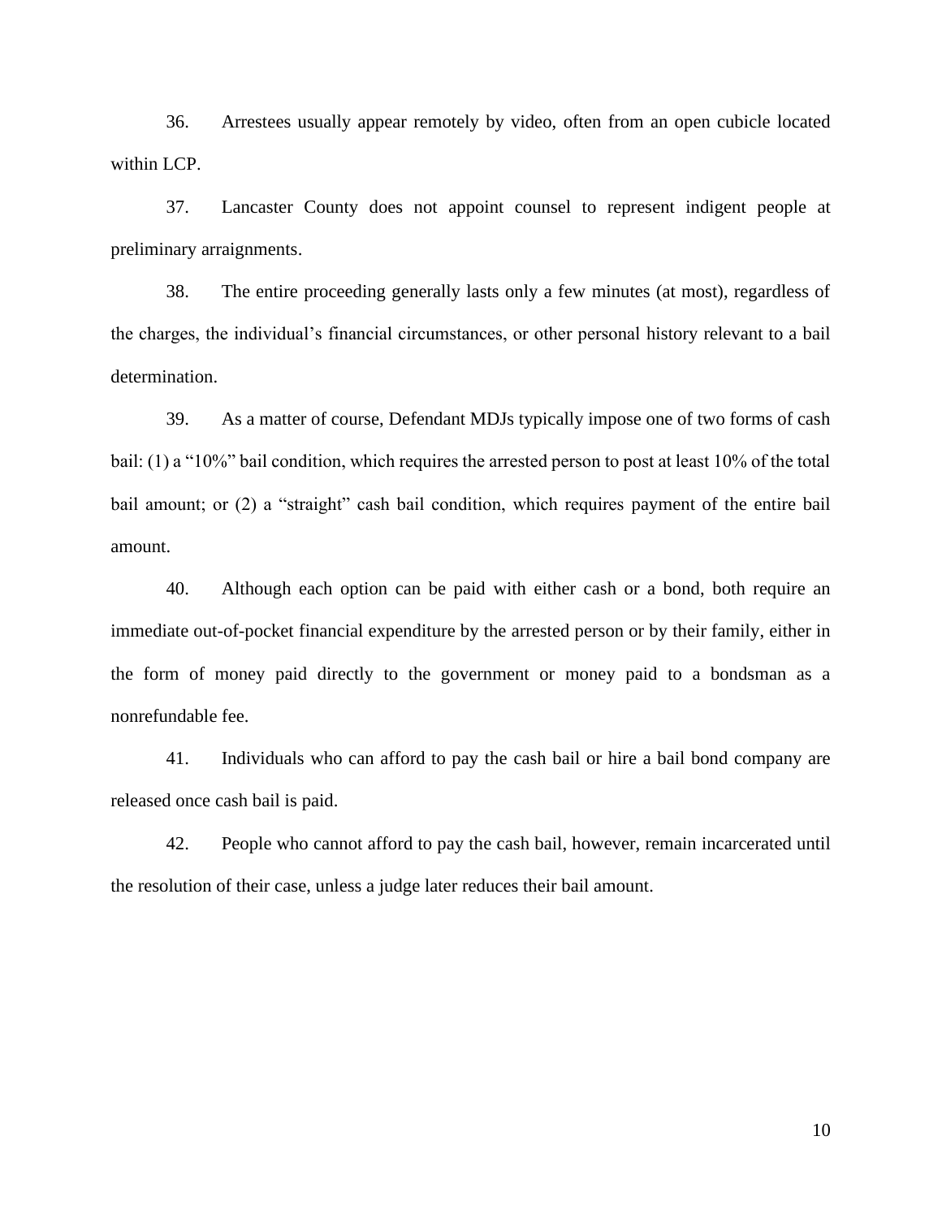36. Arrestees usually appear remotely by video, often from an open cubicle located within LCP.

37. Lancaster County does not appoint counsel to represent indigent people at preliminary arraignments.

38. The entire proceeding generally lasts only a few minutes (at most), regardless of the charges, the individual's financial circumstances, or other personal history relevant to a bail determination.

39. As a matter of course, Defendant MDJs typically impose one of two forms of cash bail: (1) a "10%" bail condition, which requires the arrested person to post at least 10% of the total bail amount; or (2) a "straight" cash bail condition, which requires payment of the entire bail amount.

40. Although each option can be paid with either cash or a bond, both require an immediate out-of-pocket financial expenditure by the arrested person or by their family, either in the form of money paid directly to the government or money paid to a bondsman as a nonrefundable fee.

41. Individuals who can afford to pay the cash bail or hire a bail bond company are released once cash bail is paid.

42. People who cannot afford to pay the cash bail, however, remain incarcerated until the resolution of their case, unless a judge later reduces their bail amount.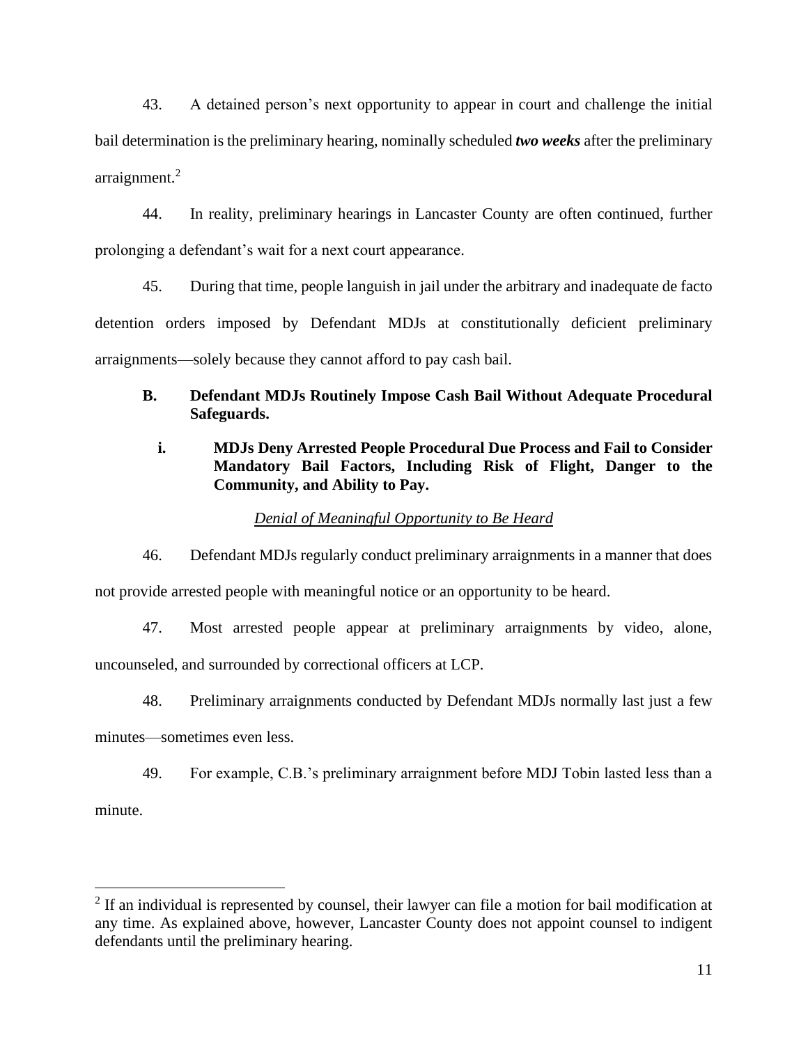43. A detained person's next opportunity to appear in court and challenge the initial bail determination is the preliminary hearing, nominally scheduled ***two weeks*** after the preliminary arraignment.[2]

44. In reality, preliminary hearings in Lancaster County are often continued, further prolonging a defendant's wait for a next court appearance.

45. During that time, people languish in jail under the arbitrary and inadequate de facto detention orders imposed by Defendant MDJs at constitutionally deficient preliminary arraignments—solely because they cannot afford to pay cash bail.

## B. Defendant MDJs Routinely Impose Cash Bail Without Adequate Procedural Safeguards.

### i. MDJs Deny Arrested People Procedural Due Process and Fail to Consider Mandatory Bail Factors, Including Risk of Flight, Danger to the Community, and Ability to Pay.

*Denial of Meaningful Opportunity to Be Heard*

46. Defendant MDJs regularly conduct preliminary arraignments in a manner that does not provide arrested people with meaningful notice or an opportunity to be heard.

47. Most arrested people appear at preliminary arraignments by video, alone, uncounseled, and surrounded by correctional officers at LCP.

48. Preliminary arraignments conducted by Defendant MDJs normally last just a few minutes—sometimes even less.

49. For example, C.B.'s preliminary arraignment before MDJ Tobin lasted less than a minute.

---

[2] If an individual is represented by counsel, their lawyer can file a motion for bail modification at any time. As explained above, however, Lancaster County does not appoint counsel to indigent defendants until the preliminary hearing.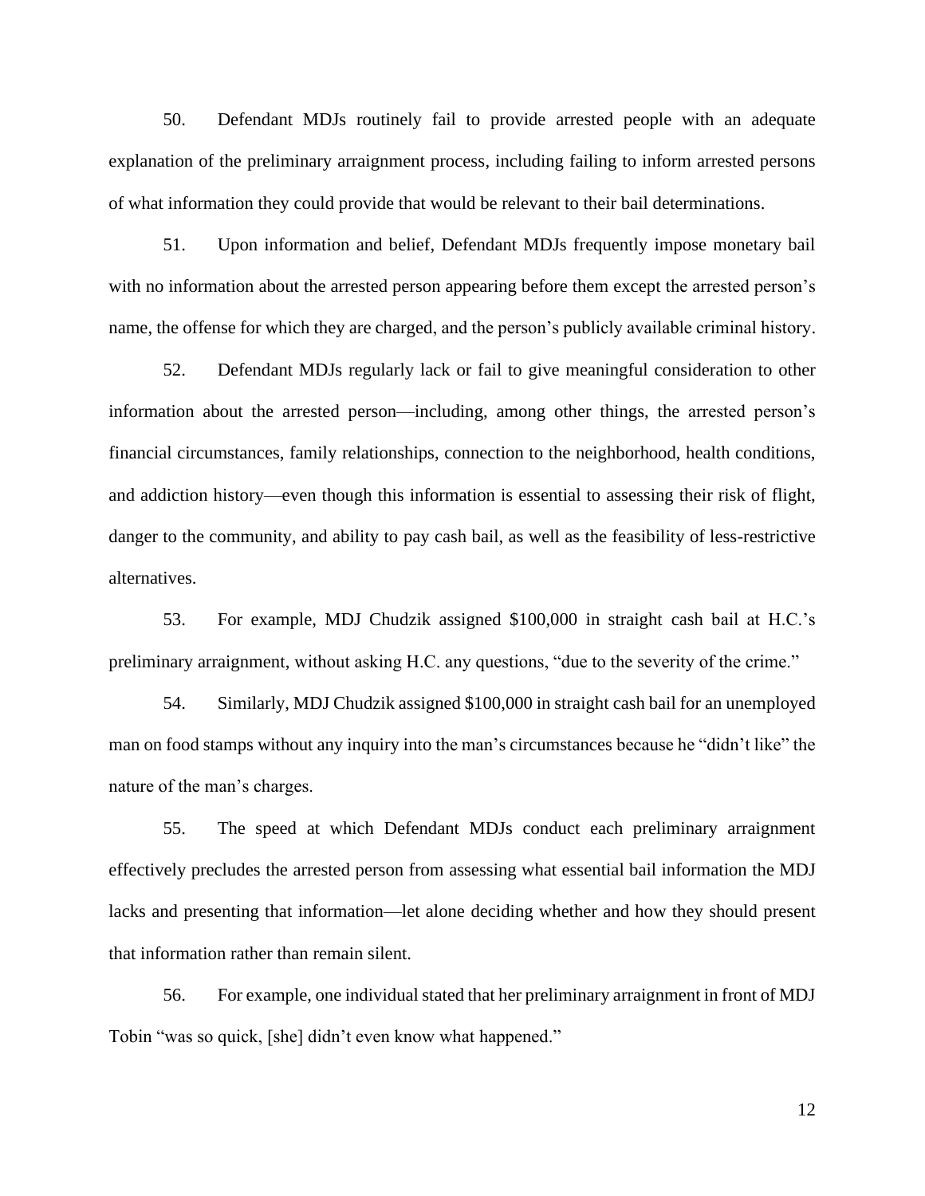50. Defendant MDJs routinely fail to provide arrested people with an adequate explanation of the preliminary arraignment process, including failing to inform arrested persons of what information they could provide that would be relevant to their bail determinations.

51. Upon information and belief, Defendant MDJs frequently impose monetary bail with no information about the arrested person appearing before them except the arrested person's name, the offense for which they are charged, and the person's publicly available criminal history.

52. Defendant MDJs regularly lack or fail to give meaningful consideration to other information about the arrested person—including, among other things, the arrested person's financial circumstances, family relationships, connection to the neighborhood, health conditions, and addiction history—even though this information is essential to assessing their risk of flight, danger to the community, and ability to pay cash bail, as well as the feasibility of less-restrictive alternatives.

53. For example, MDJ Chudzik assigned $100,000 in straight cash bail at H.C.'s preliminary arraignment, without asking H.C. any questions, "due to the severity of the crime."

54. Similarly, MDJ Chudzik assigned $100,000 in straight cash bail for an unemployed man on food stamps without any inquiry into the man's circumstances because he "didn't like" the nature of the man's charges.

55. The speed at which Defendant MDJs conduct each preliminary arraignment effectively precludes the arrested person from assessing what essential bail information the MDJ lacks and presenting that information—let alone deciding whether and how they should present that information rather than remain silent.

56. For example, one individual stated that her preliminary arraignment in front of MDJ Tobin "was so quick, [she] didn't even know what happened."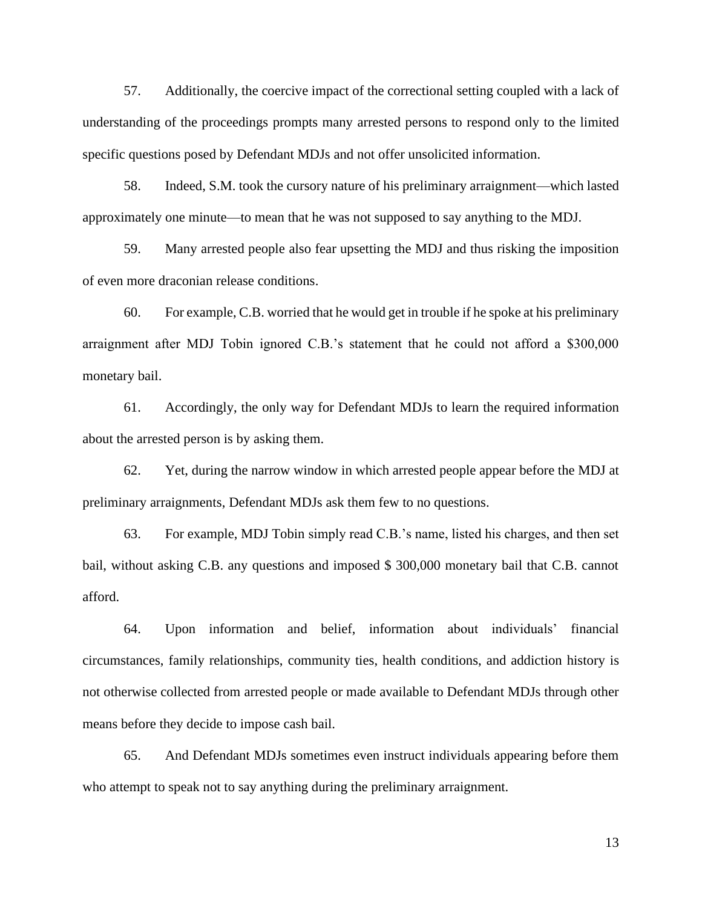57. Additionally, the coercive impact of the correctional setting coupled with a lack of understanding of the proceedings prompts many arrested persons to respond only to the limited specific questions posed by Defendant MDJs and not offer unsolicited information.

58. Indeed, S.M. took the cursory nature of his preliminary arraignment—which lasted approximately one minute—to mean that he was not supposed to say anything to the MDJ.

59. Many arrested people also fear upsetting the MDJ and thus risking the imposition of even more draconian release conditions.

60. For example, C.B. worried that he would get in trouble if he spoke at his preliminary arraignment after MDJ Tobin ignored C.B.'s statement that he could not afford a $300,000 monetary bail.

61. Accordingly, the only way for Defendant MDJs to learn the required information about the arrested person is by asking them.

62. Yet, during the narrow window in which arrested people appear before the MDJ at preliminary arraignments, Defendant MDJs ask them few to no questions.

63. For example, MDJ Tobin simply read C.B.'s name, listed his charges, and then set bail, without asking C.B. any questions and imposed $ 300,000 monetary bail that C.B. cannot afford.

64. Upon information and belief, information about individuals' financial circumstances, family relationships, community ties, health conditions, and addiction history is not otherwise collected from arrested people or made available to Defendant MDJs through other means before they decide to impose cash bail.

65. And Defendant MDJs sometimes even instruct individuals appearing before them who attempt to speak not to say anything during the preliminary arraignment.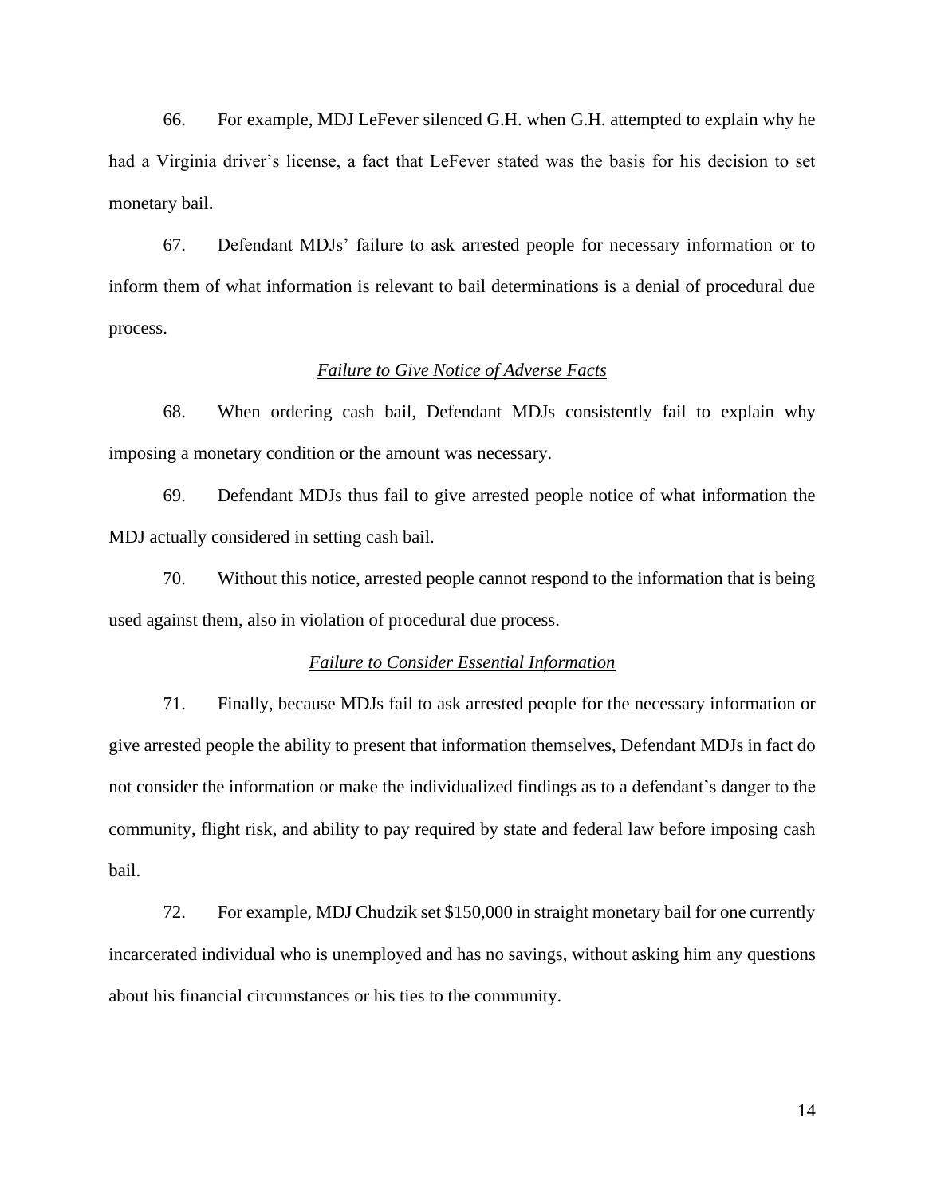66. For example, MDJ LeFever silenced G.H. when G.H. attempted to explain why he had a Virginia driver's license, a fact that LeFever stated was the basis for his decision to set monetary bail.

67. Defendant MDJs' failure to ask arrested people for necessary information or to inform them of what information is relevant to bail determinations is a denial of procedural due process.

*<u>Failure to Give Notice of Adverse Facts</u>*

68. When ordering cash bail, Defendant MDJs consistently fail to explain why imposing a monetary condition or the amount was necessary.

69. Defendant MDJs thus fail to give arrested people notice of what information the MDJ actually considered in setting cash bail.

70. Without this notice, arrested people cannot respond to the information that is being used against them, also in violation of procedural due process.

*<u>Failure to Consider Essential Information</u>*

71. Finally, because MDJs fail to ask arrested people for the necessary information or give arrested people the ability to present that information themselves, Defendant MDJs in fact do not consider the information or make the individualized findings as to a defendant's danger to the community, flight risk, and ability to pay required by state and federal law before imposing cash bail.

72. For example, MDJ Chudzik set $150,000 in straight monetary bail for one currently incarcerated individual who is unemployed and has no savings, without asking him any questions about his financial circumstances or his ties to the community.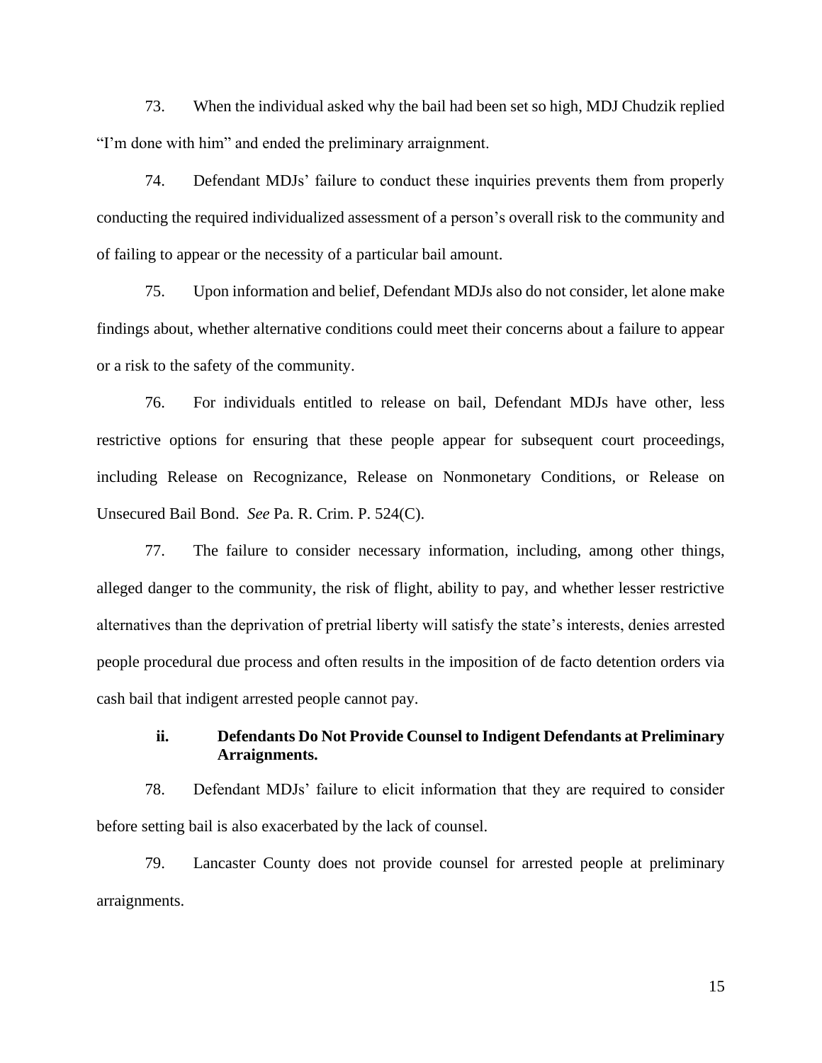73. When the individual asked why the bail had been set so high, MDJ Chudzik replied "I'm done with him" and ended the preliminary arraignment.

74. Defendant MDJs' failure to conduct these inquiries prevents them from properly conducting the required individualized assessment of a person's overall risk to the community and of failing to appear or the necessity of a particular bail amount.

75. Upon information and belief, Defendant MDJs also do not consider, let alone make findings about, whether alternative conditions could meet their concerns about a failure to appear or a risk to the safety of the community.

76. For individuals entitled to release on bail, Defendant MDJs have other, less restrictive options for ensuring that these people appear for subsequent court proceedings, including Release on Recognizance, Release on Nonmonetary Conditions, or Release on Unsecured Bail Bond. *See* Pa. R. Crim. P. 524(C).

77. The failure to consider necessary information, including, among other things, alleged danger to the community, the risk of flight, ability to pay, and whether lesser restrictive alternatives than the deprivation of pretrial liberty will satisfy the state's interests, denies arrested people procedural due process and often results in the imposition of de facto detention orders via cash bail that indigent arrested people cannot pay.

#### ii. Defendants Do Not Provide Counsel to Indigent Defendants at Preliminary Arraignments.

78. Defendant MDJs' failure to elicit information that they are required to consider before setting bail is also exacerbated by the lack of counsel.

79. Lancaster County does not provide counsel for arrested people at preliminary arraignments.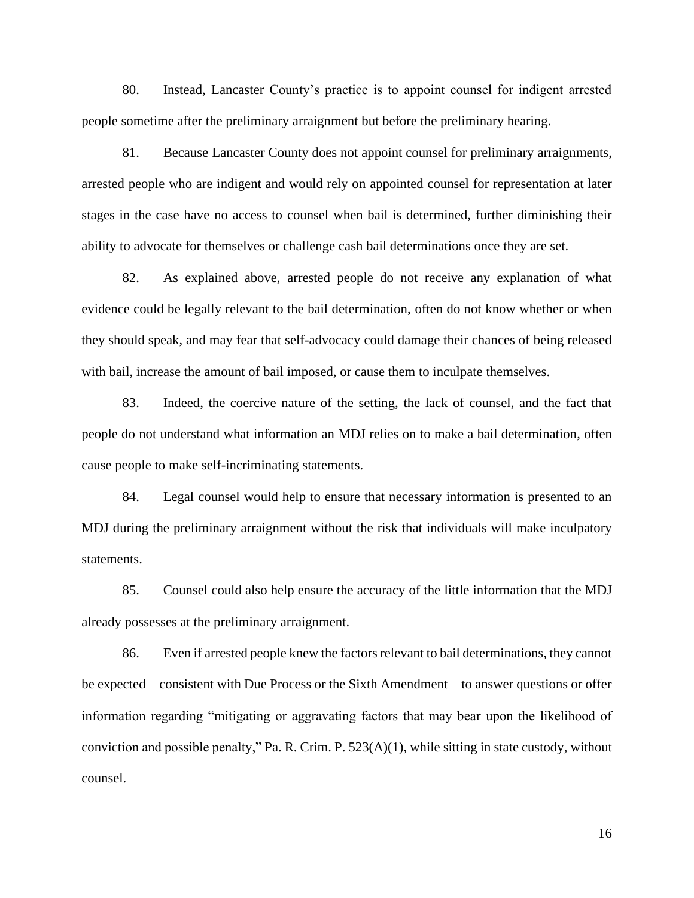80. Instead, Lancaster County's practice is to appoint counsel for indigent arrested people sometime after the preliminary arraignment but before the preliminary hearing.

81. Because Lancaster County does not appoint counsel for preliminary arraignments, arrested people who are indigent and would rely on appointed counsel for representation at later stages in the case have no access to counsel when bail is determined, further diminishing their ability to advocate for themselves or challenge cash bail determinations once they are set.

82. As explained above, arrested people do not receive any explanation of what evidence could be legally relevant to the bail determination, often do not know whether or when they should speak, and may fear that self-advocacy could damage their chances of being released with bail, increase the amount of bail imposed, or cause them to inculpate themselves.

83. Indeed, the coercive nature of the setting, the lack of counsel, and the fact that people do not understand what information an MDJ relies on to make a bail determination, often cause people to make self-incriminating statements.

84. Legal counsel would help to ensure that necessary information is presented to an MDJ during the preliminary arraignment without the risk that individuals will make inculpatory statements.

85. Counsel could also help ensure the accuracy of the little information that the MDJ already possesses at the preliminary arraignment.

86. Even if arrested people knew the factors relevant to bail determinations, they cannot be expected—consistent with Due Process or the Sixth Amendment—to answer questions or offer information regarding "mitigating or aggravating factors that may bear upon the likelihood of conviction and possible penalty," Pa. R. Crim. P. 523(A)(1), while sitting in state custody, without counsel.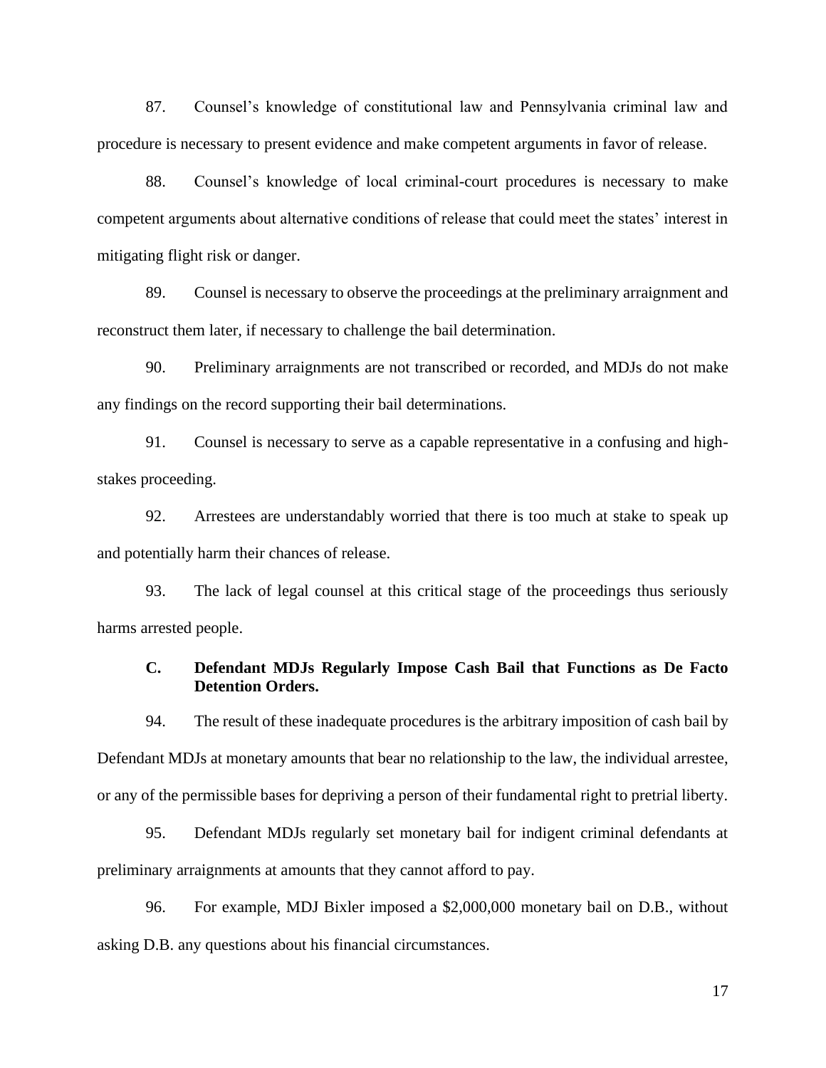87. Counsel's knowledge of constitutional law and Pennsylvania criminal law and procedure is necessary to present evidence and make competent arguments in favor of release.

88. Counsel's knowledge of local criminal-court procedures is necessary to make competent arguments about alternative conditions of release that could meet the states' interest in mitigating flight risk or danger.

89. Counsel is necessary to observe the proceedings at the preliminary arraignment and reconstruct them later, if necessary to challenge the bail determination.

90. Preliminary arraignments are not transcribed or recorded, and MDJs do not make any findings on the record supporting their bail determinations.

91. Counsel is necessary to serve as a capable representative in a confusing and high-stakes proceeding.

92. Arrestees are understandably worried that there is too much at stake to speak up and potentially harm their chances of release.

93. The lack of legal counsel at this critical stage of the proceedings thus seriously harms arrested people.

### C. Defendant MDJs Regularly Impose Cash Bail that Functions as De Facto Detention Orders.

94. The result of these inadequate procedures is the arbitrary imposition of cash bail by Defendant MDJs at monetary amounts that bear no relationship to the law, the individual arrestee, or any of the permissible bases for depriving a person of their fundamental right to pretrial liberty.

95. Defendant MDJs regularly set monetary bail for indigent criminal defendants at preliminary arraignments at amounts that they cannot afford to pay.

96. For example, MDJ Bixler imposed a $2,000,000 monetary bail on D.B., without asking D.B. any questions about his financial circumstances.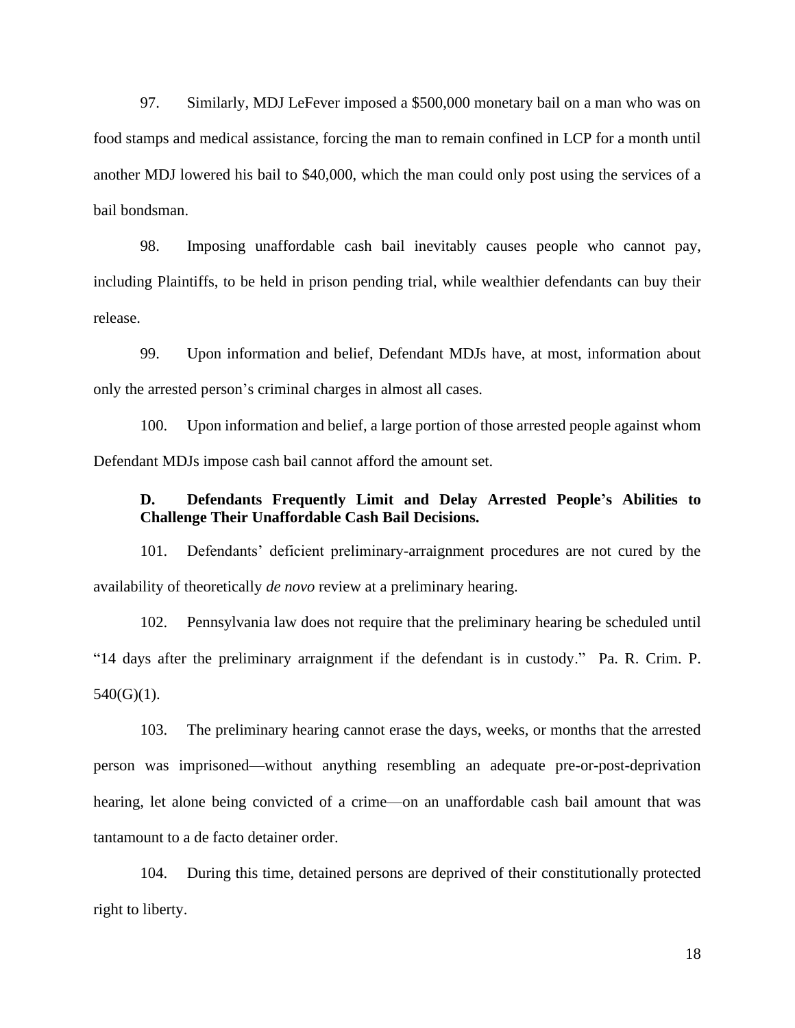97. Similarly, MDJ LeFever imposed a $500,000 monetary bail on a man who was on food stamps and medical assistance, forcing the man to remain confined in LCP for a month until another MDJ lowered his bail to $40,000, which the man could only post using the services of a bail bondsman.

98. Imposing unaffordable cash bail inevitably causes people who cannot pay, including Plaintiffs, to be held in prison pending trial, while wealthier defendants can buy their release.

99. Upon information and belief, Defendant MDJs have, at most, information about only the arrested person's criminal charges in almost all cases.

100. Upon information and belief, a large portion of those arrested people against whom Defendant MDJs impose cash bail cannot afford the amount set.

### D. Defendants Frequently Limit and Delay Arrested People's Abilities to Challenge Their Unaffordable Cash Bail Decisions.

101. Defendants' deficient preliminary-arraignment procedures are not cured by the availability of theoretically *de novo* review at a preliminary hearing.

102. Pennsylvania law does not require that the preliminary hearing be scheduled until "14 days after the preliminary arraignment if the defendant is in custody." Pa. R. Crim. P. 540(G)(1).

103. The preliminary hearing cannot erase the days, weeks, or months that the arrested person was imprisoned—without anything resembling an adequate pre-or-post-deprivation hearing, let alone being convicted of a crime—on an unaffordable cash bail amount that was tantamount to a de facto detainer order.

104. During this time, detained persons are deprived of their constitutionally protected right to liberty.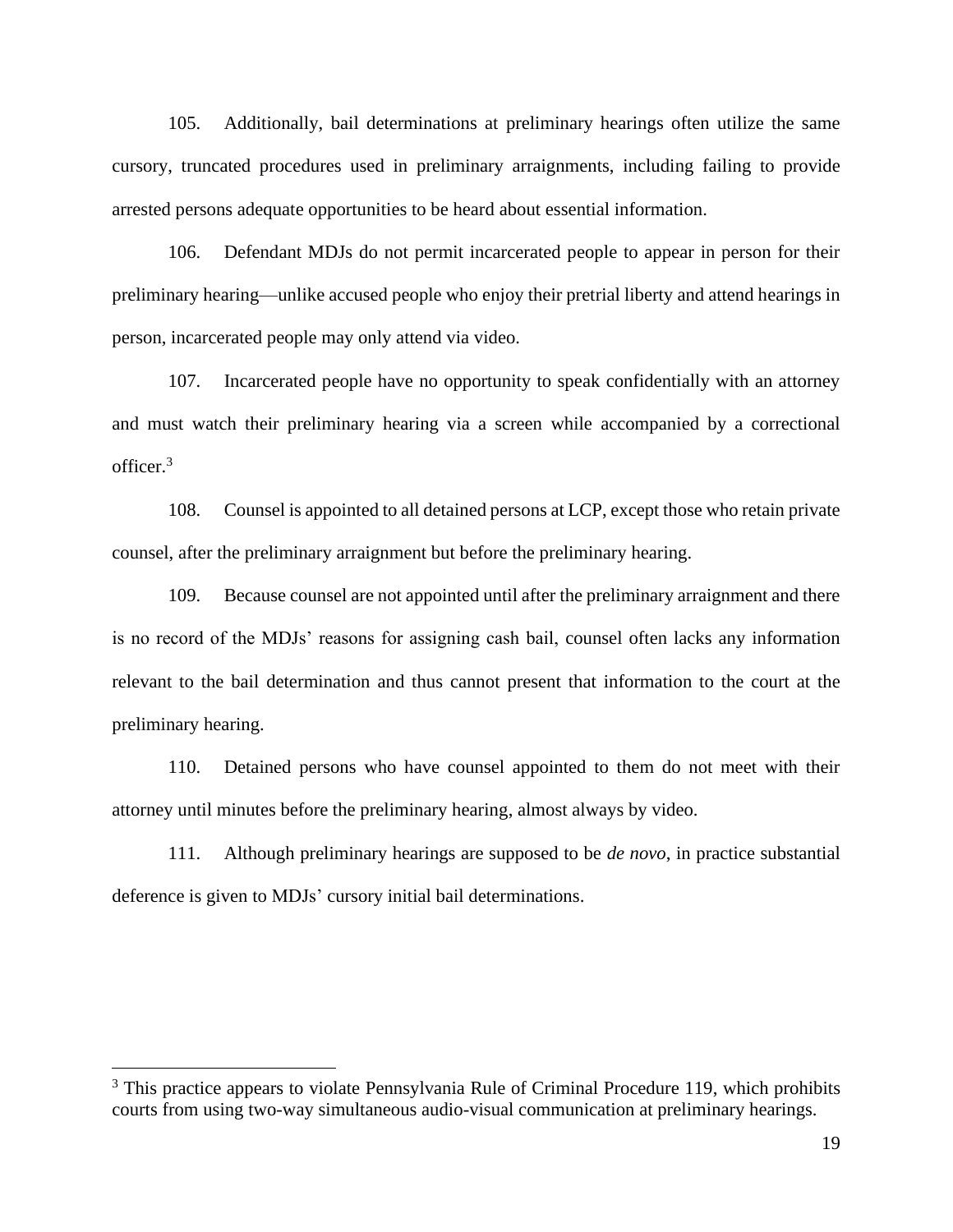105. Additionally, bail determinations at preliminary hearings often utilize the same cursory, truncated procedures used in preliminary arraignments, including failing to provide arrested persons adequate opportunities to be heard about essential information.

106. Defendant MDJs do not permit incarcerated people to appear in person for their preliminary hearing—unlike accused people who enjoy their pretrial liberty and attend hearings in person, incarcerated people may only attend via video.

107. Incarcerated people have no opportunity to speak confidentially with an attorney and must watch their preliminary hearing via a screen while accompanied by a correctional officer.[3]

108. Counsel is appointed to all detained persons at LCP, except those who retain private counsel, after the preliminary arraignment but before the preliminary hearing.

109. Because counsel are not appointed until after the preliminary arraignment and there is no record of the MDJs' reasons for assigning cash bail, counsel often lacks any information relevant to the bail determination and thus cannot present that information to the court at the preliminary hearing.

110. Detained persons who have counsel appointed to them do not meet with their attorney until minutes before the preliminary hearing, almost always by video.

111. Although preliminary hearings are supposed to be *de novo*, in practice substantial deference is given to MDJs' cursory initial bail determinations.

---

[3] This practice appears to violate Pennsylvania Rule of Criminal Procedure 119, which prohibits courts from using two-way simultaneous audio-visual communication at preliminary hearings.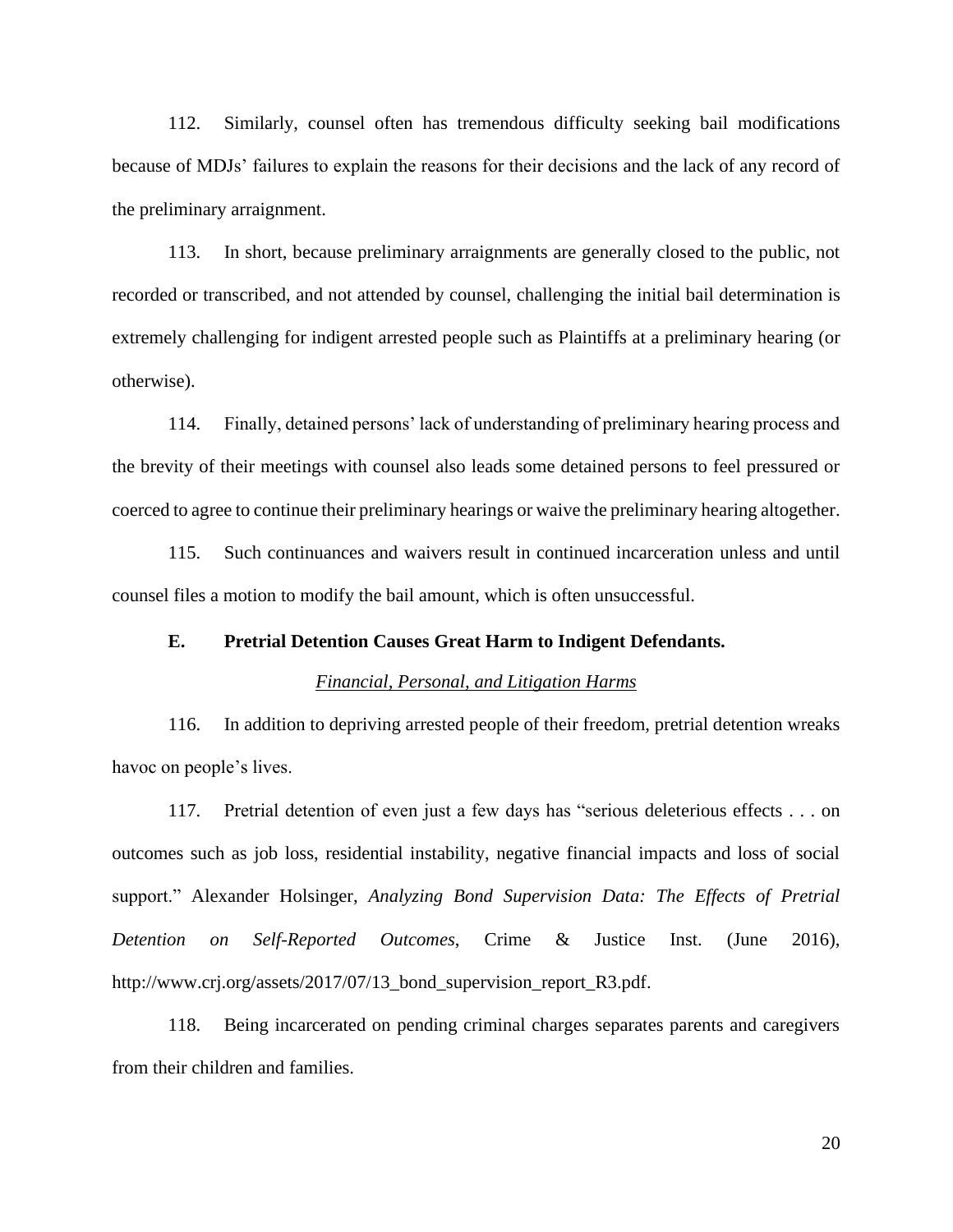112. Similarly, counsel often has tremendous difficulty seeking bail modifications because of MDJs' failures to explain the reasons for their decisions and the lack of any record of the preliminary arraignment.

113. In short, because preliminary arraignments are generally closed to the public, not recorded or transcribed, and not attended by counsel, challenging the initial bail determination is extremely challenging for indigent arrested people such as Plaintiffs at a preliminary hearing (or otherwise).

114. Finally, detained persons' lack of understanding of preliminary hearing process and the brevity of their meetings with counsel also leads some detained persons to feel pressured or coerced to agree to continue their preliminary hearings or waive the preliminary hearing altogether.

115. Such continuances and waivers result in continued incarceration unless and until counsel files a motion to modify the bail amount, which is often unsuccessful.

### E. Pretrial Detention Causes Great Harm to Indigent Defendants.

*Financial, Personal, and Litigation Harms*

116. In addition to depriving arrested people of their freedom, pretrial detention wreaks havoc on people's lives.

117. Pretrial detention of even just a few days has "serious deleterious effects . . . on outcomes such as job loss, residential instability, negative financial impacts and loss of social support." Alexander Holsinger, *Analyzing Bond Supervision Data: The Effects of Pretrial Detention on Self-Reported Outcomes*, Crime & Justice Inst. (June 2016), http://www.crj.org/assets/2017/07/13_bond_supervision_report_R3.pdf.

118. Being incarcerated on pending criminal charges separates parents and caregivers from their children and families.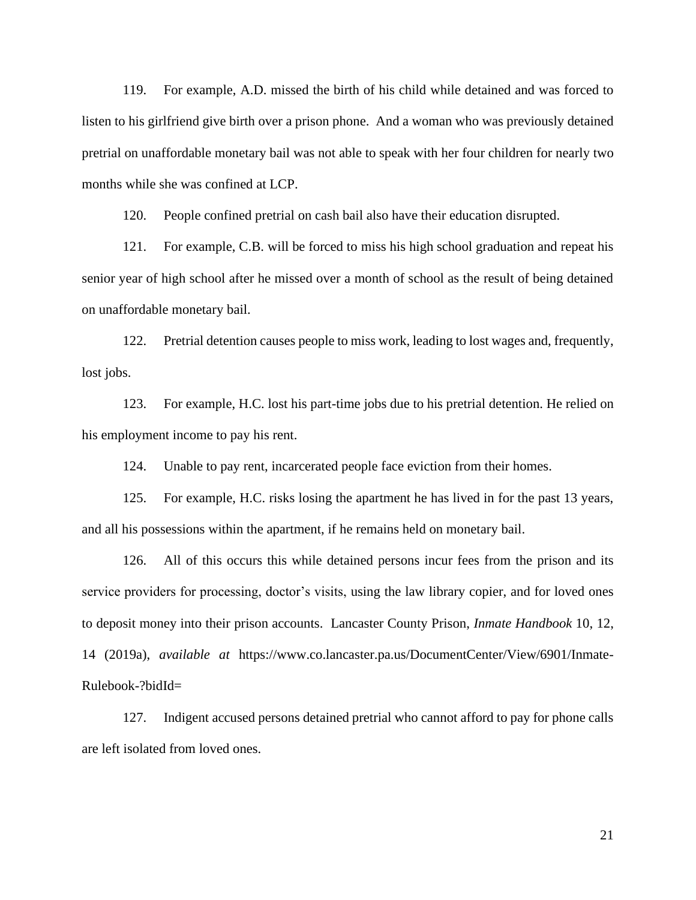119. For example, A.D. missed the birth of his child while detained and was forced to listen to his girlfriend give birth over a prison phone. And a woman who was previously detained pretrial on unaffordable monetary bail was not able to speak with her four children for nearly two months while she was confined at LCP.

120. People confined pretrial on cash bail also have their education disrupted.

121. For example, C.B. will be forced to miss his high school graduation and repeat his senior year of high school after he missed over a month of school as the result of being detained on unaffordable monetary bail.

122. Pretrial detention causes people to miss work, leading to lost wages and, frequently, lost jobs.

123. For example, H.C. lost his part-time jobs due to his pretrial detention. He relied on his employment income to pay his rent.

124. Unable to pay rent, incarcerated people face eviction from their homes.

125. For example, H.C. risks losing the apartment he has lived in for the past 13 years, and all his possessions within the apartment, if he remains held on monetary bail.

126. All of this occurs this while detained persons incur fees from the prison and its service providers for processing, doctor's visits, using the law library copier, and for loved ones to deposit money into their prison accounts. Lancaster County Prison, *Inmate Handbook* 10, 12, 14 (2019a), *available at* https://www.co.lancaster.pa.us/DocumentCenter/View/6901/Inmate-Rulebook-?bidId=

127. Indigent accused persons detained pretrial who cannot afford to pay for phone calls are left isolated from loved ones.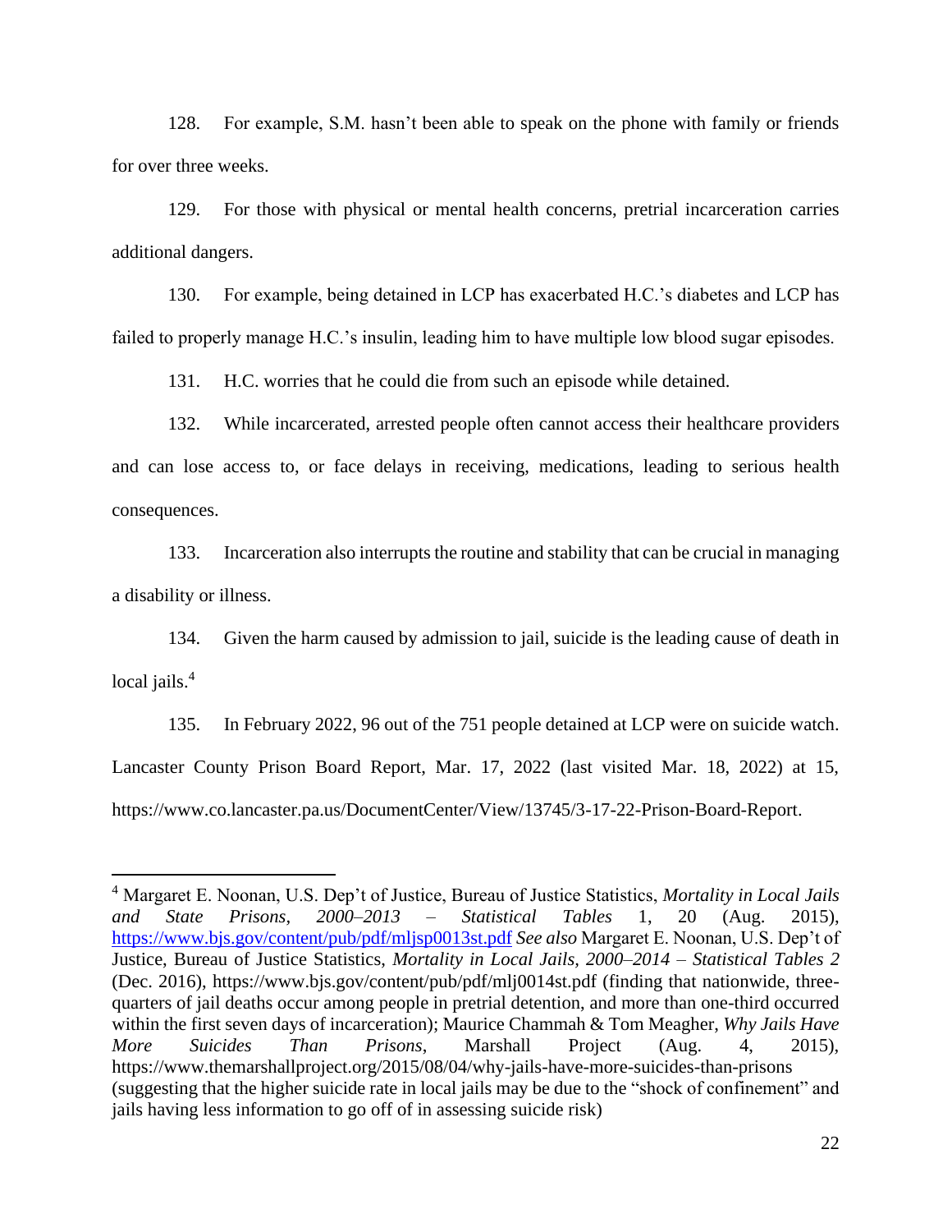128. For example, S.M. hasn't been able to speak on the phone with family or friends for over three weeks.

129. For those with physical or mental health concerns, pretrial incarceration carries additional dangers.

130. For example, being detained in LCP has exacerbated H.C.'s diabetes and LCP has failed to properly manage H.C.'s insulin, leading him to have multiple low blood sugar episodes.

131. H.C. worries that he could die from such an episode while detained.

132. While incarcerated, arrested people often cannot access their healthcare providers and can lose access to, or face delays in receiving, medications, leading to serious health consequences.

133. Incarceration also interrupts the routine and stability that can be crucial in managing a disability or illness.

134. Given the harm caused by admission to jail, suicide is the leading cause of death in local jails.[4]

135. In February 2022, 96 out of the 751 people detained at LCP were on suicide watch. Lancaster County Prison Board Report, Mar. 17, 2022 (last visited Mar. 18, 2022) at 15, https://www.co.lancaster.pa.us/DocumentCenter/View/13745/3-17-22-Prison-Board-Report.

---

[4] Margaret E. Noonan, U.S. Dep't of Justice, Bureau of Justice Statistics, *Mortality in Local Jails and State Prisons, 2000–2013 – Statistical Tables* 1, 20 (Aug. 2015), https://www.bjs.gov/content/pub/pdf/mljsp0013st.pdf ***See also*** Margaret E. Noonan, U.S. Dep't of Justice, Bureau of Justice Statistics, *Mortality in Local Jails, 2000–2014 – Statistical Tables 2* (Dec. 2016), https://www.bjs.gov/content/pub/pdf/mlj0014st.pdf (finding that nationwide, three-quarters of jail deaths occur among people in pretrial detention, and more than one-third occurred within the first seven days of incarceration); Maurice Chammah & Tom Meagher, *Why Jails Have More Suicides Than Prisons*, Marshall Project (Aug. 4, 2015), https://www.themarshallproject.org/2015/08/04/why-jails-have-more-suicides-than-prisons (suggesting that the higher suicide rate in local jails may be due to the "shock of confinement" and jails having less information to go off of in assessing suicide risk)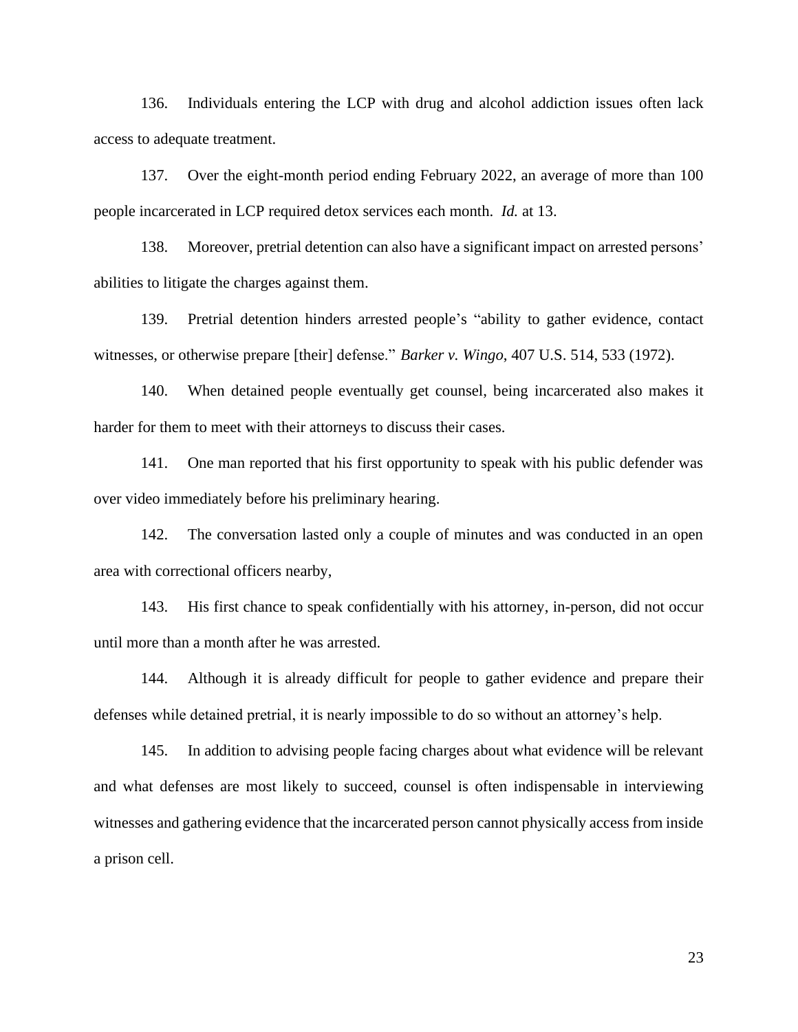136. Individuals entering the LCP with drug and alcohol addiction issues often lack access to adequate treatment.

137. Over the eight-month period ending February 2022, an average of more than 100 people incarcerated in LCP required detox services each month. *Id.* at 13.

138. Moreover, pretrial detention can also have a significant impact on arrested persons' abilities to litigate the charges against them.

139. Pretrial detention hinders arrested people's "ability to gather evidence, contact witnesses, or otherwise prepare [their] defense." *Barker v. Wingo*, 407 U.S. 514, 533 (1972).

140. When detained people eventually get counsel, being incarcerated also makes it harder for them to meet with their attorneys to discuss their cases.

141. One man reported that his first opportunity to speak with his public defender was over video immediately before his preliminary hearing.

142. The conversation lasted only a couple of minutes and was conducted in an open area with correctional officers nearby,

143. His first chance to speak confidentially with his attorney, in-person, did not occur until more than a month after he was arrested.

144. Although it is already difficult for people to gather evidence and prepare their defenses while detained pretrial, it is nearly impossible to do so without an attorney's help.

145. In addition to advising people facing charges about what evidence will be relevant and what defenses are most likely to succeed, counsel is often indispensable in interviewing witnesses and gathering evidence that the incarcerated person cannot physically access from inside a prison cell.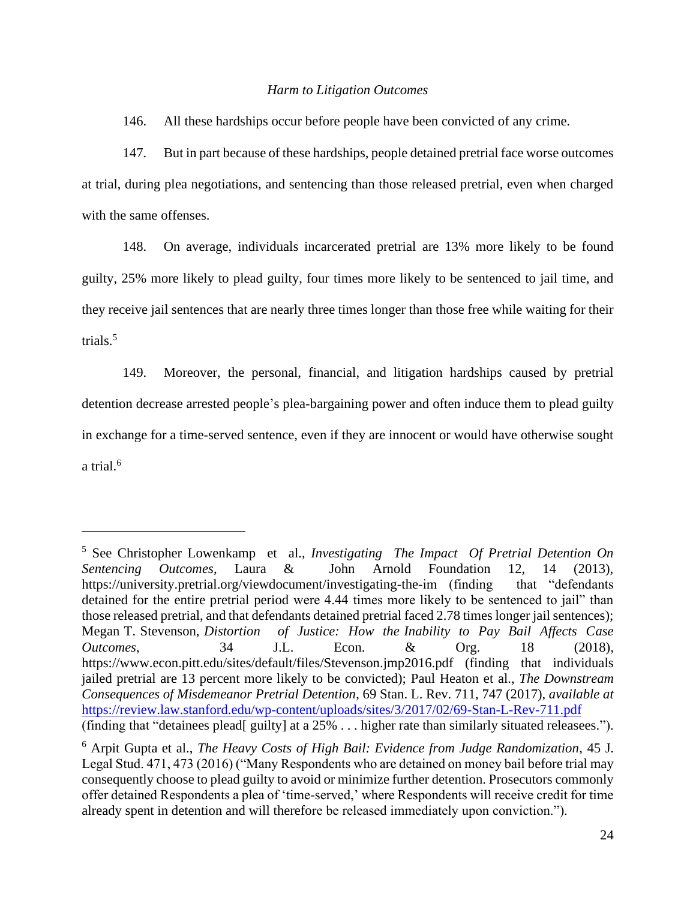*Harm to Litigation Outcomes*

146. All these hardships occur before people have been convicted of any crime.

147. But in part because of these hardships, people detained pretrial face worse outcomes at trial, during plea negotiations, and sentencing than those released pretrial, even when charged with the same offenses.

148. On average, individuals incarcerated pretrial are 13% more likely to be found guilty, 25% more likely to plead guilty, four times more likely to be sentenced to jail time, and they receive jail sentences that are nearly three times longer than those free while waiting for their trials.[5]

149. Moreover, the personal, financial, and litigation hardships caused by pretrial detention decrease arrested people's plea-bargaining power and often induce them to plead guilty in exchange for a time-served sentence, even if they are innocent or would have otherwise sought a trial.[6]

---

[5] See Christopher Lowenkamp et al., *Investigating The Impact Of Pretrial Detention On Sentencing Outcomes*, Laura & John Arnold Foundation 12, 14 (2013), https://university.pretrial.org/viewdocument/investigating-the-im (finding that "defendants detained for the entire pretrial period were 4.44 times more likely to be sentenced to jail" than those released pretrial, and that defendants detained pretrial faced 2.78 times longer jail sentences); Megan T. Stevenson, *Distortion of Justice: How the Inability to Pay Bail Affects Case Outcomes*, 34 J.L. Econ. & Org. 18 (2018), https://www.econ.pitt.edu/sites/default/files/Stevenson.jmp2016.pdf (finding that individuals jailed pretrial are 13 percent more likely to be convicted); Paul Heaton et al., *The Downstream Consequences of Misdemeanor Pretrial Detention*, 69 Stan. L. Rev. 711, 747 (2017), *available at* https://review.law.stanford.edu/wp-content/uploads/sites/3/2017/02/69-Stan-L-Rev-711.pdf (finding that "detainees plead[ guilty] at a 25% . . . higher rate than similarly situated releasees.").

[6] Arpit Gupta et al., *The Heavy Costs of High Bail: Evidence from Judge Randomization*, 45 J. Legal Stud. 471, 473 (2016) ("Many Respondents who are detained on money bail before trial may consequently choose to plead guilty to avoid or minimize further detention. Prosecutors commonly offer detained Respondents a plea of 'time-served,' where Respondents will receive credit for time already spent in detention and will therefore be released immediately upon conviction.").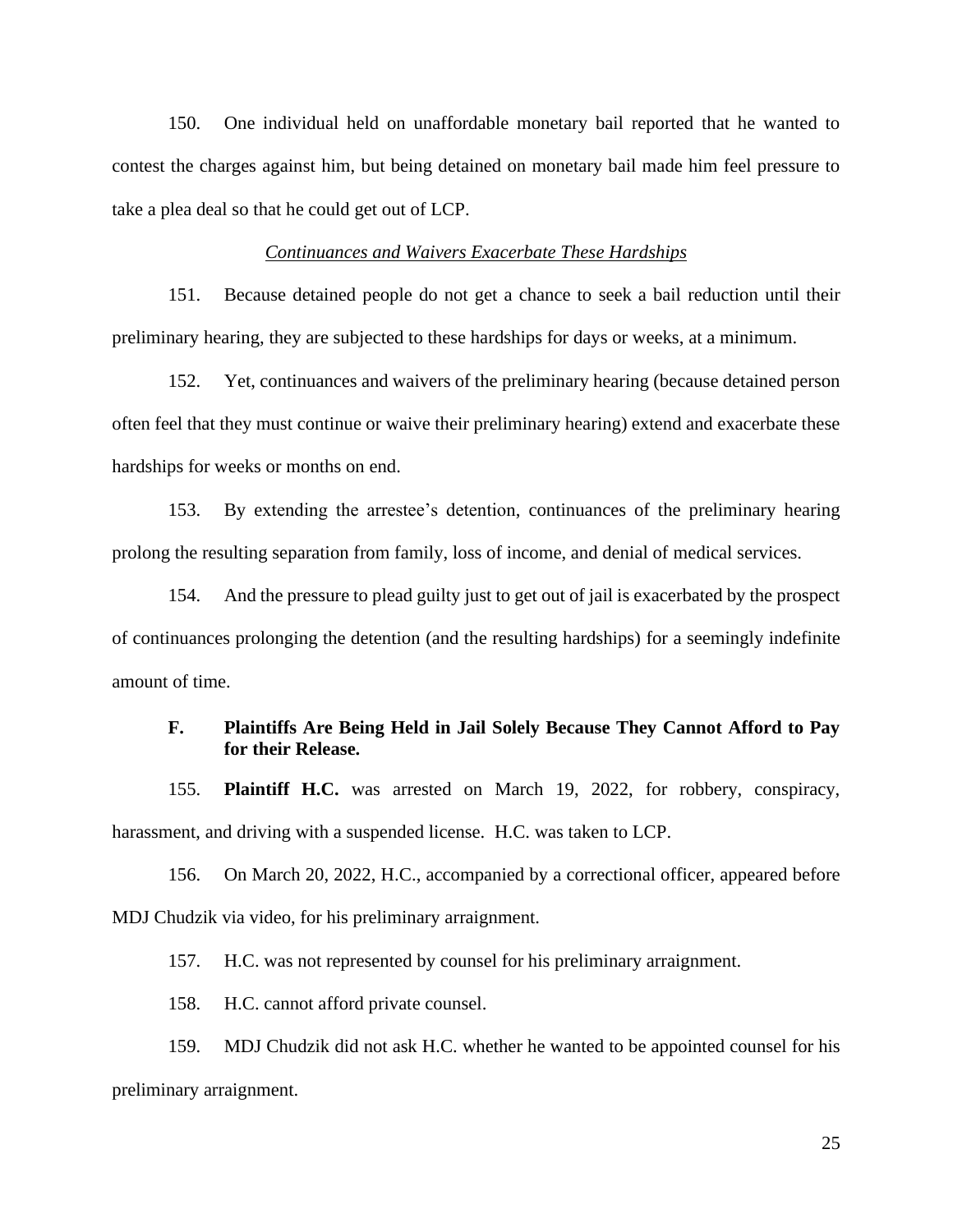150. One individual held on unaffordable monetary bail reported that he wanted to contest the charges against him, but being detained on monetary bail made him feel pressure to take a plea deal so that he could get out of LCP.

*Continuances and Waivers Exacerbate These Hardships*

151. Because detained people do not get a chance to seek a bail reduction until their preliminary hearing, they are subjected to these hardships for days or weeks, at a minimum.

152. Yet, continuances and waivers of the preliminary hearing (because detained person often feel that they must continue or waive their preliminary hearing) extend and exacerbate these hardships for weeks or months on end.

153. By extending the arrestee's detention, continuances of the preliminary hearing prolong the resulting separation from family, loss of income, and denial of medical services.

154. And the pressure to plead guilty just to get out of jail is exacerbated by the prospect of continuances prolonging the detention (and the resulting hardships) for a seemingly indefinite amount of time.

### F. Plaintiffs Are Being Held in Jail Solely Because They Cannot Afford to Pay for their Release.

155. **Plaintiff H.C.** was arrested on March 19, 2022, for robbery, conspiracy, harassment, and driving with a suspended license. H.C. was taken to LCP.

156. On March 20, 2022, H.C., accompanied by a correctional officer, appeared before MDJ Chudzik via video, for his preliminary arraignment.

157. H.C. was not represented by counsel for his preliminary arraignment.

158. H.C. cannot afford private counsel.

159. MDJ Chudzik did not ask H.C. whether he wanted to be appointed counsel for his preliminary arraignment.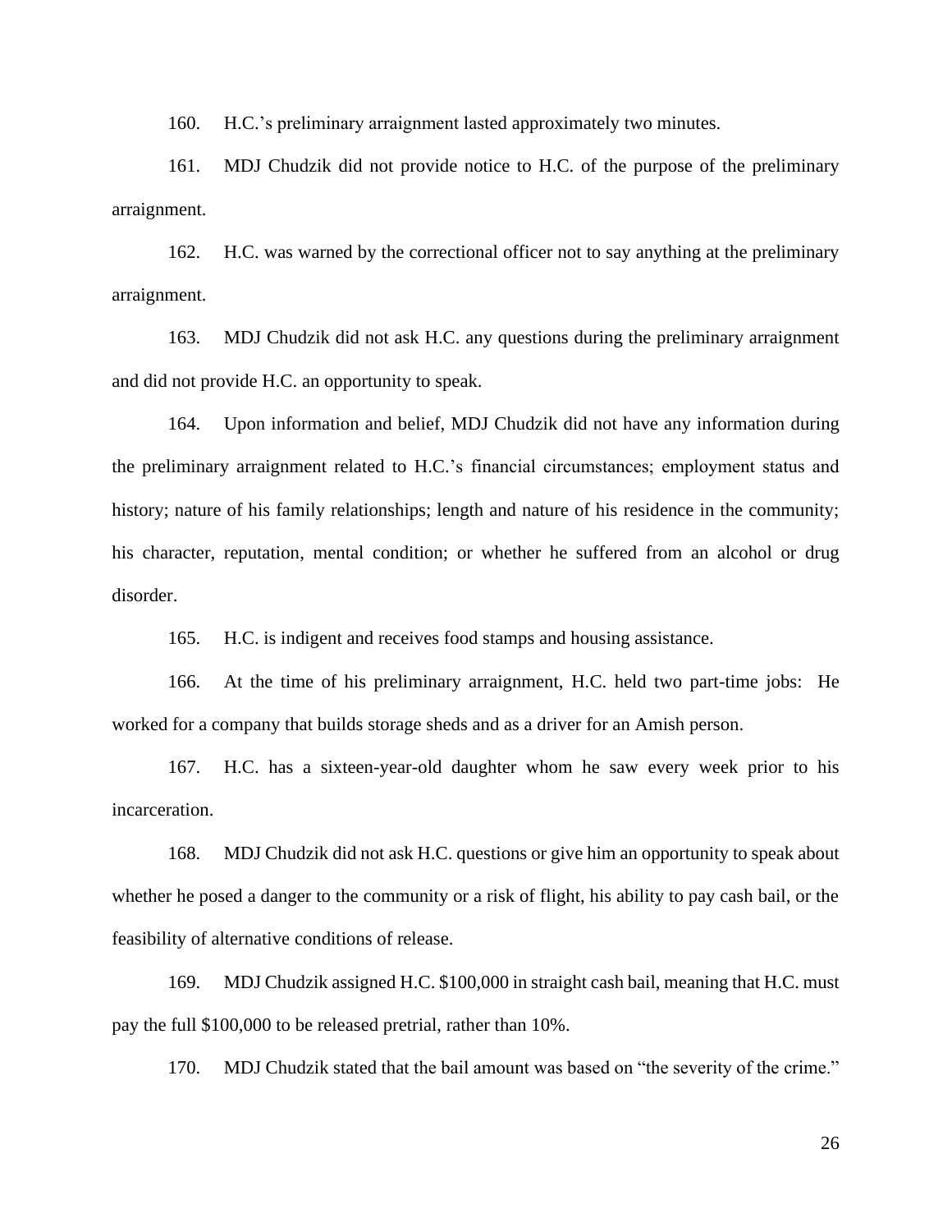160. H.C.'s preliminary arraignment lasted approximately two minutes.

161. MDJ Chudzik did not provide notice to H.C. of the purpose of the preliminary arraignment.

162. H.C. was warned by the correctional officer not to say anything at the preliminary arraignment.

163. MDJ Chudzik did not ask H.C. any questions during the preliminary arraignment and did not provide H.C. an opportunity to speak.

164. Upon information and belief, MDJ Chudzik did not have any information during the preliminary arraignment related to H.C.'s financial circumstances; employment status and history; nature of his family relationships; length and nature of his residence in the community; his character, reputation, mental condition; or whether he suffered from an alcohol or drug disorder.

165. H.C. is indigent and receives food stamps and housing assistance.

166. At the time of his preliminary arraignment, H.C. held two part-time jobs: He worked for a company that builds storage sheds and as a driver for an Amish person.

167. H.C. has a sixteen-year-old daughter whom he saw every week prior to his incarceration.

168. MDJ Chudzik did not ask H.C. questions or give him an opportunity to speak about whether he posed a danger to the community or a risk of flight, his ability to pay cash bail, or the feasibility of alternative conditions of release.

169. MDJ Chudzik assigned H.C. $100,000 in straight cash bail, meaning that H.C. must pay the full $100,000 to be released pretrial, rather than 10%.

170. MDJ Chudzik stated that the bail amount was based on "the severity of the crime."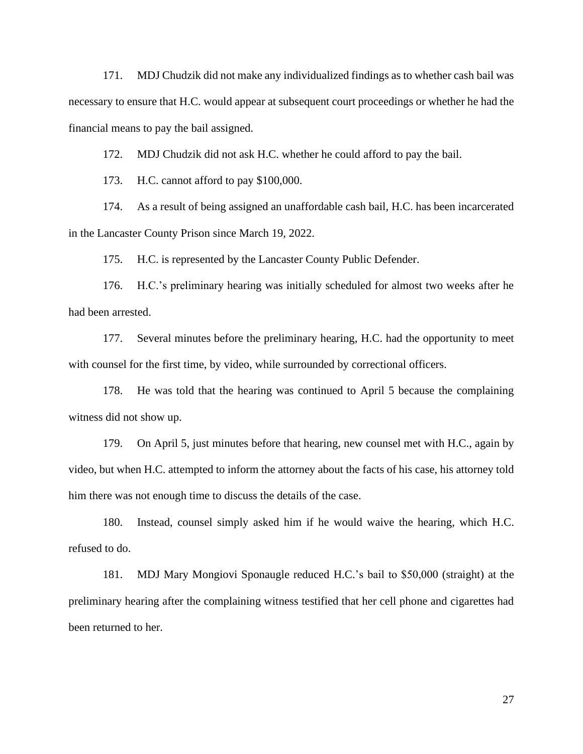171. MDJ Chudzik did not make any individualized findings as to whether cash bail was necessary to ensure that H.C. would appear at subsequent court proceedings or whether he had the financial means to pay the bail assigned.

172. MDJ Chudzik did not ask H.C. whether he could afford to pay the bail.

173. H.C. cannot afford to pay $100,000.

174. As a result of being assigned an unaffordable cash bail, H.C. has been incarcerated in the Lancaster County Prison since March 19, 2022.

175. H.C. is represented by the Lancaster County Public Defender.

176. H.C.'s preliminary hearing was initially scheduled for almost two weeks after he had been arrested.

177. Several minutes before the preliminary hearing, H.C. had the opportunity to meet with counsel for the first time, by video, while surrounded by correctional officers.

178. He was told that the hearing was continued to April 5 because the complaining witness did not show up.

179. On April 5, just minutes before that hearing, new counsel met with H.C., again by video, but when H.C. attempted to inform the attorney about the facts of his case, his attorney told him there was not enough time to discuss the details of the case.

180. Instead, counsel simply asked him if he would waive the hearing, which H.C. refused to do.

181. MDJ Mary Mongiovi Sponaugle reduced H.C.'s bail to $50,000 (straight) at the preliminary hearing after the complaining witness testified that her cell phone and cigarettes had been returned to her.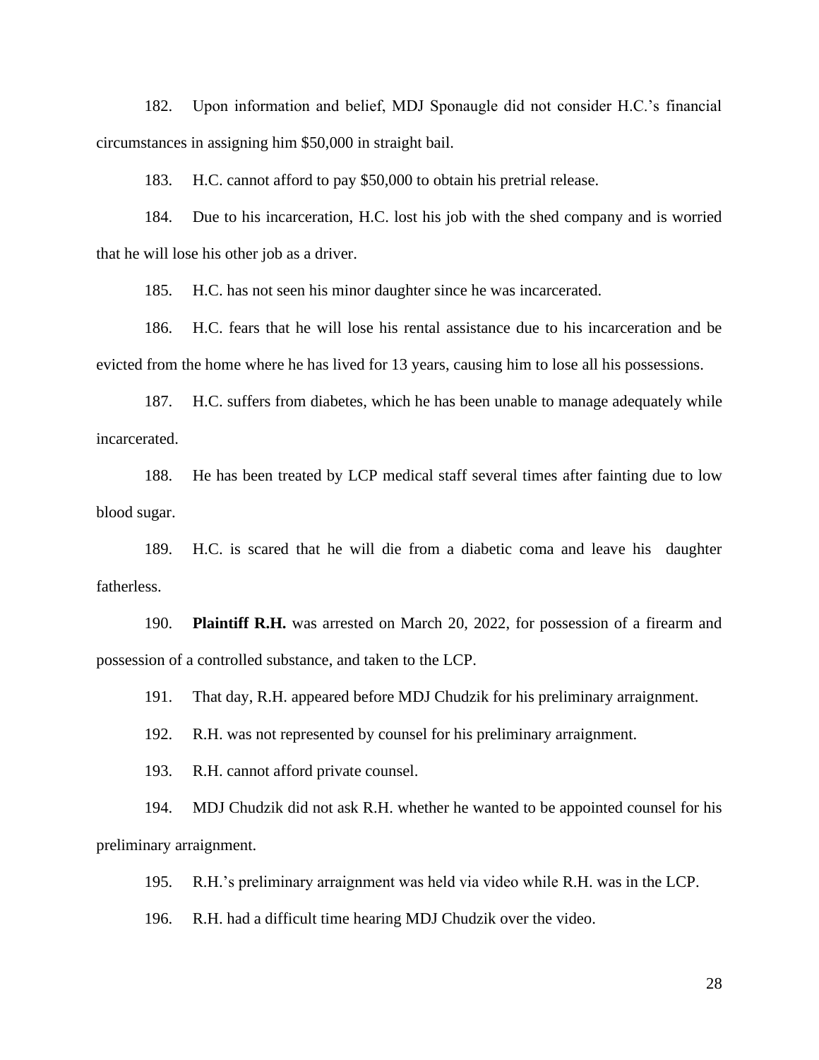182. Upon information and belief, MDJ Sponaugle did not consider H.C.'s financial circumstances in assigning him $50,000 in straight bail.

183. H.C. cannot afford to pay $50,000 to obtain his pretrial release.

184. Due to his incarceration, H.C. lost his job with the shed company and is worried that he will lose his other job as a driver.

185. H.C. has not seen his minor daughter since he was incarcerated.

186. H.C. fears that he will lose his rental assistance due to his incarceration and be evicted from the home where he has lived for 13 years, causing him to lose all his possessions.

187. H.C. suffers from diabetes, which he has been unable to manage adequately while incarcerated.

188. He has been treated by LCP medical staff several times after fainting due to low blood sugar.

189. H.C. is scared that he will die from a diabetic coma and leave his daughter fatherless.

190. **Plaintiff R.H.** was arrested on March 20, 2022, for possession of a firearm and possession of a controlled substance, and taken to the LCP.

191. That day, R.H. appeared before MDJ Chudzik for his preliminary arraignment.

192. R.H. was not represented by counsel for his preliminary arraignment.

193. R.H. cannot afford private counsel.

194. MDJ Chudzik did not ask R.H. whether he wanted to be appointed counsel for his preliminary arraignment.

195. R.H.'s preliminary arraignment was held via video while R.H. was in the LCP.

196. R.H. had a difficult time hearing MDJ Chudzik over the video.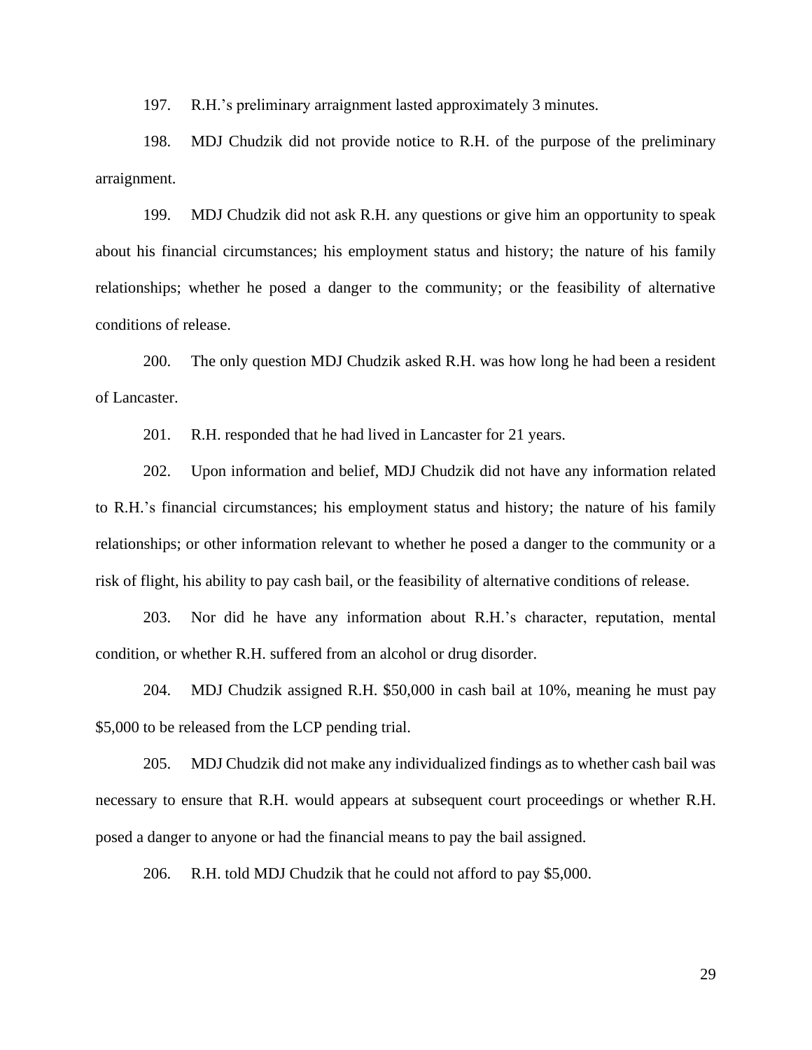197. R.H.'s preliminary arraignment lasted approximately 3 minutes.

198. MDJ Chudzik did not provide notice to R.H. of the purpose of the preliminary arraignment.

199. MDJ Chudzik did not ask R.H. any questions or give him an opportunity to speak about his financial circumstances; his employment status and history; the nature of his family relationships; whether he posed a danger to the community; or the feasibility of alternative conditions of release.

200. The only question MDJ Chudzik asked R.H. was how long he had been a resident of Lancaster.

201. R.H. responded that he had lived in Lancaster for 21 years.

202. Upon information and belief, MDJ Chudzik did not have any information related to R.H.'s financial circumstances; his employment status and history; the nature of his family relationships; or other information relevant to whether he posed a danger to the community or a risk of flight, his ability to pay cash bail, or the feasibility of alternative conditions of release.

203. Nor did he have any information about R.H.'s character, reputation, mental condition, or whether R.H. suffered from an alcohol or drug disorder.

204. MDJ Chudzik assigned R.H. $50,000 in cash bail at 10%, meaning he must pay $5,000 to be released from the LCP pending trial.

205. MDJ Chudzik did not make any individualized findings as to whether cash bail was necessary to ensure that R.H. would appears at subsequent court proceedings or whether R.H. posed a danger to anyone or had the financial means to pay the bail assigned.

206. R.H. told MDJ Chudzik that he could not afford to pay $5,000.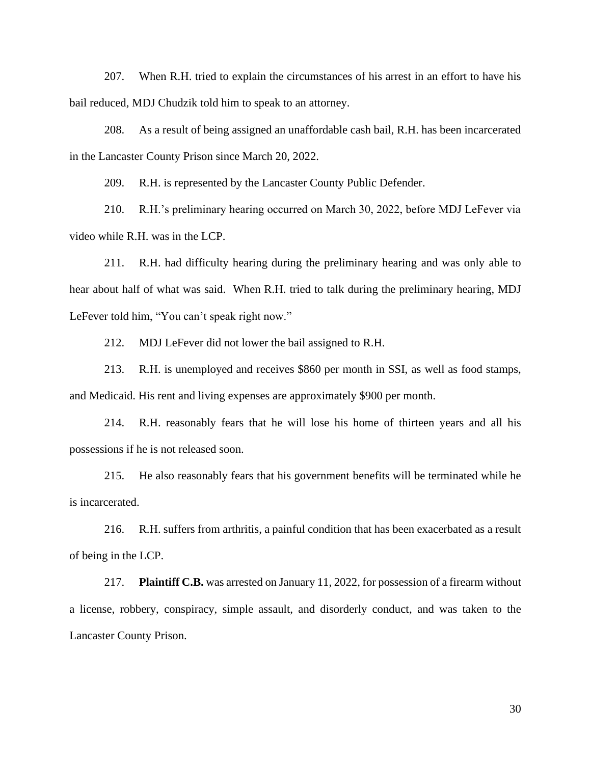207. When R.H. tried to explain the circumstances of his arrest in an effort to have his bail reduced, MDJ Chudzik told him to speak to an attorney.

208. As a result of being assigned an unaffordable cash bail, R.H. has been incarcerated in the Lancaster County Prison since March 20, 2022.

209. R.H. is represented by the Lancaster County Public Defender.

210. R.H.'s preliminary hearing occurred on March 30, 2022, before MDJ LeFever via video while R.H. was in the LCP.

211. R.H. had difficulty hearing during the preliminary hearing and was only able to hear about half of what was said. When R.H. tried to talk during the preliminary hearing, MDJ LeFever told him, "You can't speak right now."

212. MDJ LeFever did not lower the bail assigned to R.H.

213. R.H. is unemployed and receives $860 per month in SSI, as well as food stamps, and Medicaid. His rent and living expenses are approximately $900 per month.

214. R.H. reasonably fears that he will lose his home of thirteen years and all his possessions if he is not released soon.

215. He also reasonably fears that his government benefits will be terminated while he is incarcerated.

216. R.H. suffers from arthritis, a painful condition that has been exacerbated as a result of being in the LCP.

217. **Plaintiff C.B.** was arrested on January 11, 2022, for possession of a firearm without a license, robbery, conspiracy, simple assault, and disorderly conduct, and was taken to the Lancaster County Prison.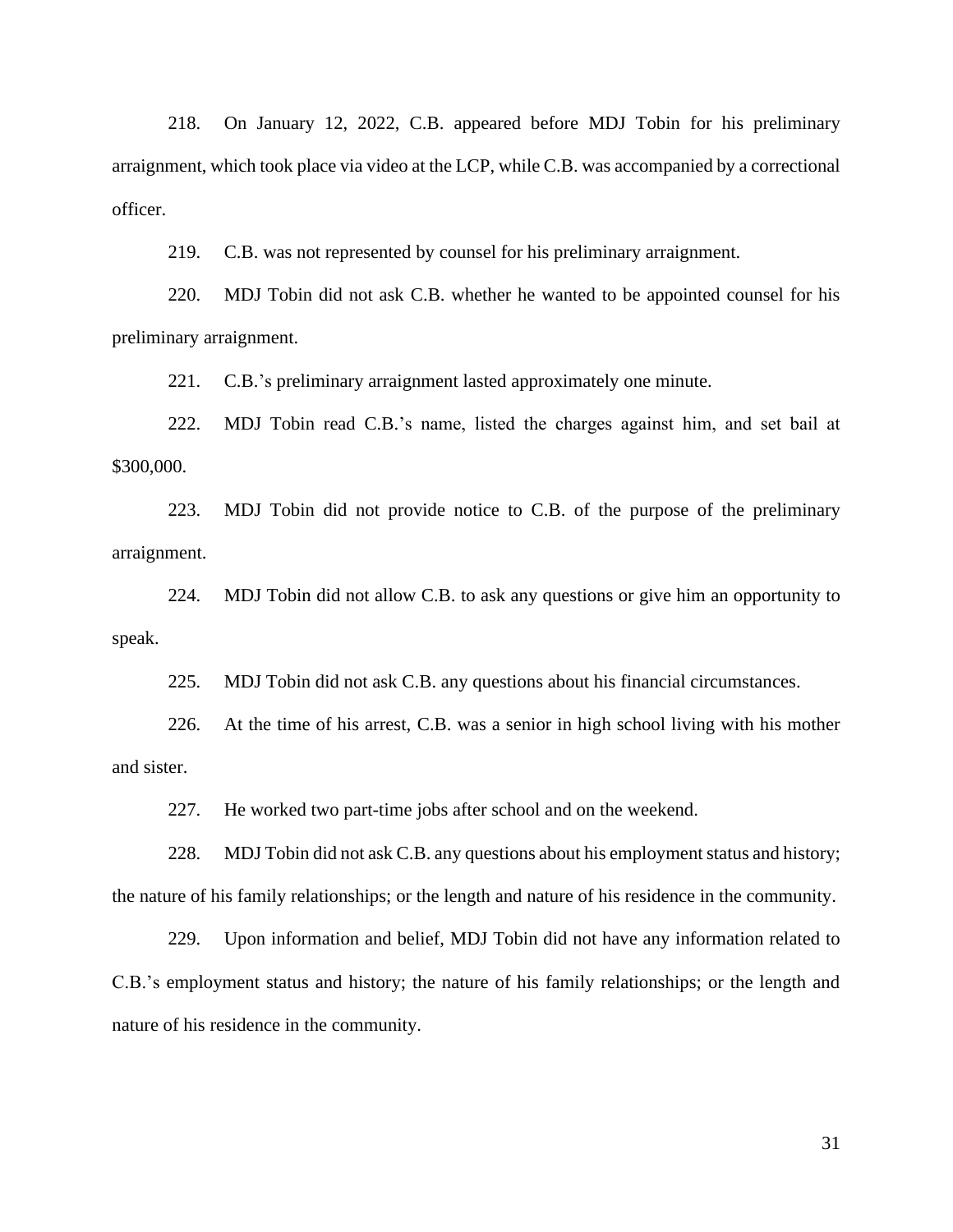218. On January 12, 2022, C.B. appeared before MDJ Tobin for his preliminary arraignment, which took place via video at the LCP, while C.B. was accompanied by a correctional officer.

219. C.B. was not represented by counsel for his preliminary arraignment.

220. MDJ Tobin did not ask C.B. whether he wanted to be appointed counsel for his preliminary arraignment.

221. C.B.'s preliminary arraignment lasted approximately one minute.

222. MDJ Tobin read C.B.'s name, listed the charges against him, and set bail at $300,000.

223. MDJ Tobin did not provide notice to C.B. of the purpose of the preliminary arraignment.

224. MDJ Tobin did not allow C.B. to ask any questions or give him an opportunity to speak.

225. MDJ Tobin did not ask C.B. any questions about his financial circumstances.

226. At the time of his arrest, C.B. was a senior in high school living with his mother and sister.

227. He worked two part-time jobs after school and on the weekend.

228. MDJ Tobin did not ask C.B. any questions about his employment status and history; the nature of his family relationships; or the length and nature of his residence in the community.

229. Upon information and belief, MDJ Tobin did not have any information related to C.B.'s employment status and history; the nature of his family relationships; or the length and nature of his residence in the community.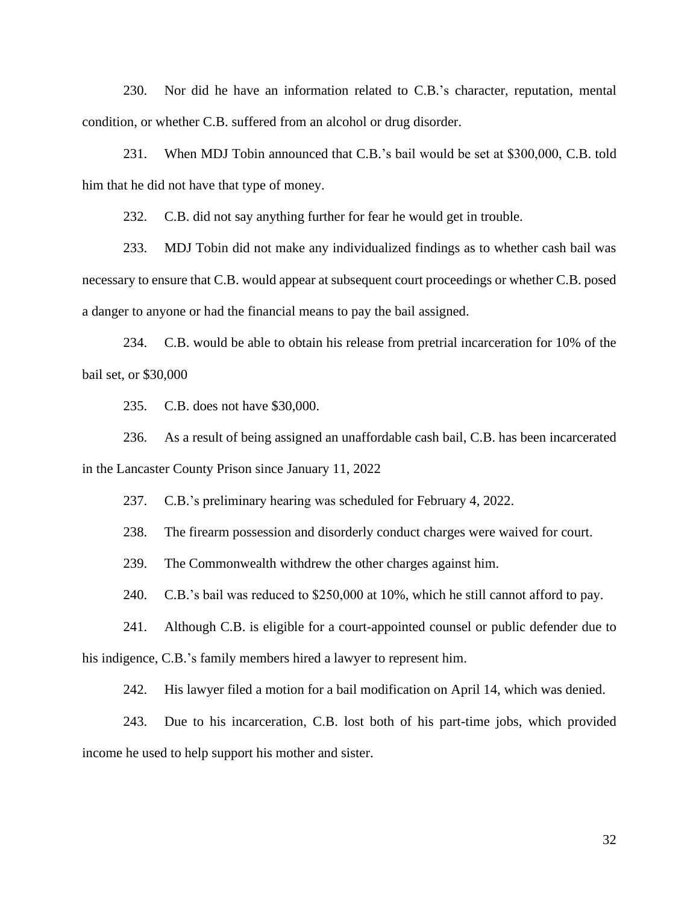230. Nor did he have an information related to C.B.'s character, reputation, mental condition, or whether C.B. suffered from an alcohol or drug disorder.

231. When MDJ Tobin announced that C.B.'s bail would be set at $300,000, C.B. told him that he did not have that type of money.

232. C.B. did not say anything further for fear he would get in trouble.

233. MDJ Tobin did not make any individualized findings as to whether cash bail was necessary to ensure that C.B. would appear at subsequent court proceedings or whether C.B. posed a danger to anyone or had the financial means to pay the bail assigned.

234. C.B. would be able to obtain his release from pretrial incarceration for 10% of the bail set, or $30,000

235. C.B. does not have $30,000.

236. As a result of being assigned an unaffordable cash bail, C.B. has been incarcerated in the Lancaster County Prison since January 11, 2022

237. C.B.'s preliminary hearing was scheduled for February 4, 2022.

238. The firearm possession and disorderly conduct charges were waived for court.

239. The Commonwealth withdrew the other charges against him.

240. C.B.'s bail was reduced to $250,000 at 10%, which he still cannot afford to pay.

241. Although C.B. is eligible for a court-appointed counsel or public defender due to his indigence, C.B.'s family members hired a lawyer to represent him.

242. His lawyer filed a motion for a bail modification on April 14, which was denied.

243. Due to his incarceration, C.B. lost both of his part-time jobs, which provided income he used to help support his mother and sister.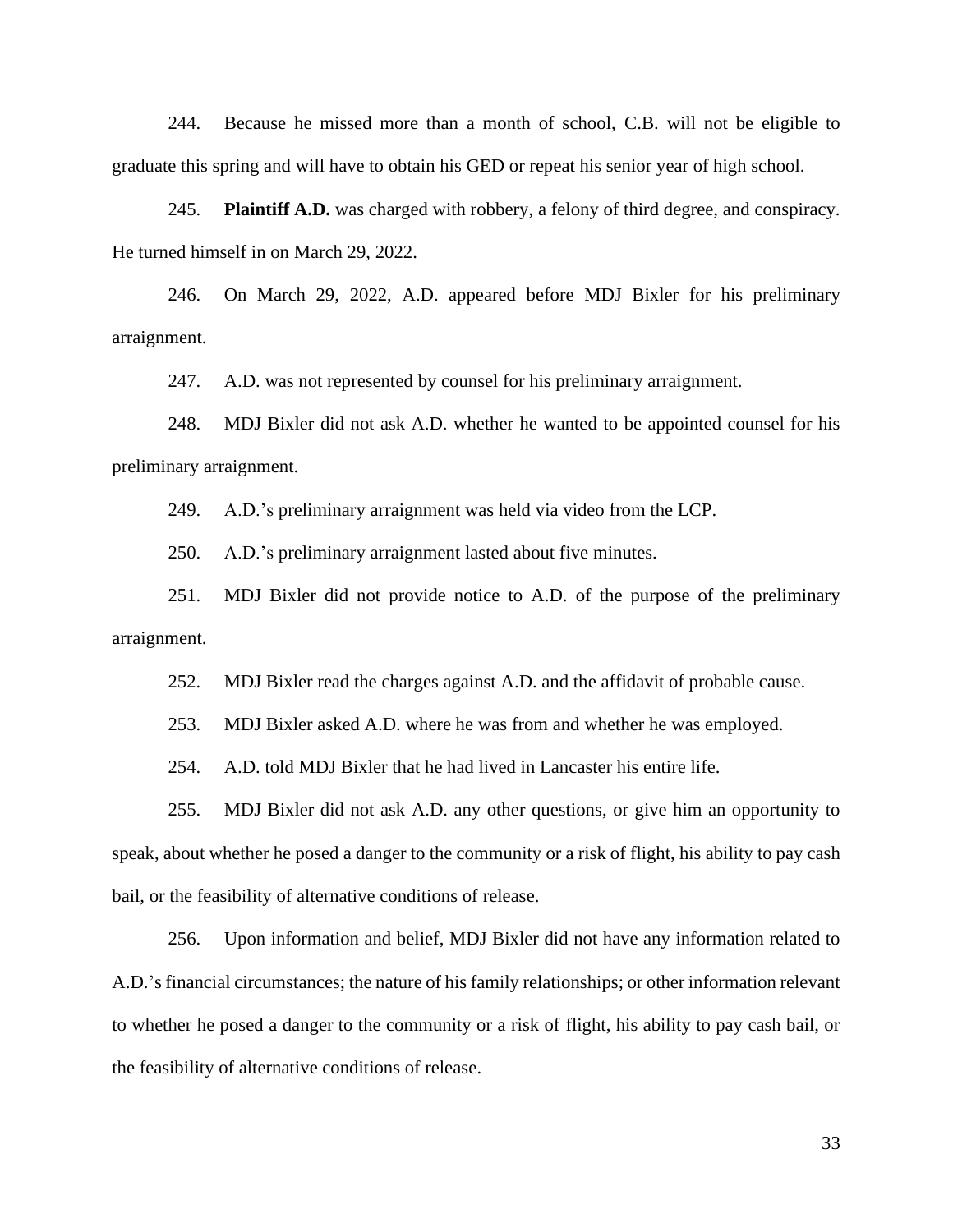244. Because he missed more than a month of school, C.B. will not be eligible to graduate this spring and will have to obtain his GED or repeat his senior year of high school.

245. **Plaintiff A.D.** was charged with robbery, a felony of third degree, and conspiracy. He turned himself in on March 29, 2022.

246. On March 29, 2022, A.D. appeared before MDJ Bixler for his preliminary arraignment.

247. A.D. was not represented by counsel for his preliminary arraignment.

248. MDJ Bixler did not ask A.D. whether he wanted to be appointed counsel for his preliminary arraignment.

249. A.D.'s preliminary arraignment was held via video from the LCP.

250. A.D.'s preliminary arraignment lasted about five minutes.

251. MDJ Bixler did not provide notice to A.D. of the purpose of the preliminary arraignment.

252. MDJ Bixler read the charges against A.D. and the affidavit of probable cause.

253. MDJ Bixler asked A.D. where he was from and whether he was employed.

254. A.D. told MDJ Bixler that he had lived in Lancaster his entire life.

255. MDJ Bixler did not ask A.D. any other questions, or give him an opportunity to speak, about whether he posed a danger to the community or a risk of flight, his ability to pay cash bail, or the feasibility of alternative conditions of release.

256. Upon information and belief, MDJ Bixler did not have any information related to A.D.'s financial circumstances; the nature of his family relationships; or other information relevant to whether he posed a danger to the community or a risk of flight, his ability to pay cash bail, or the feasibility of alternative conditions of release.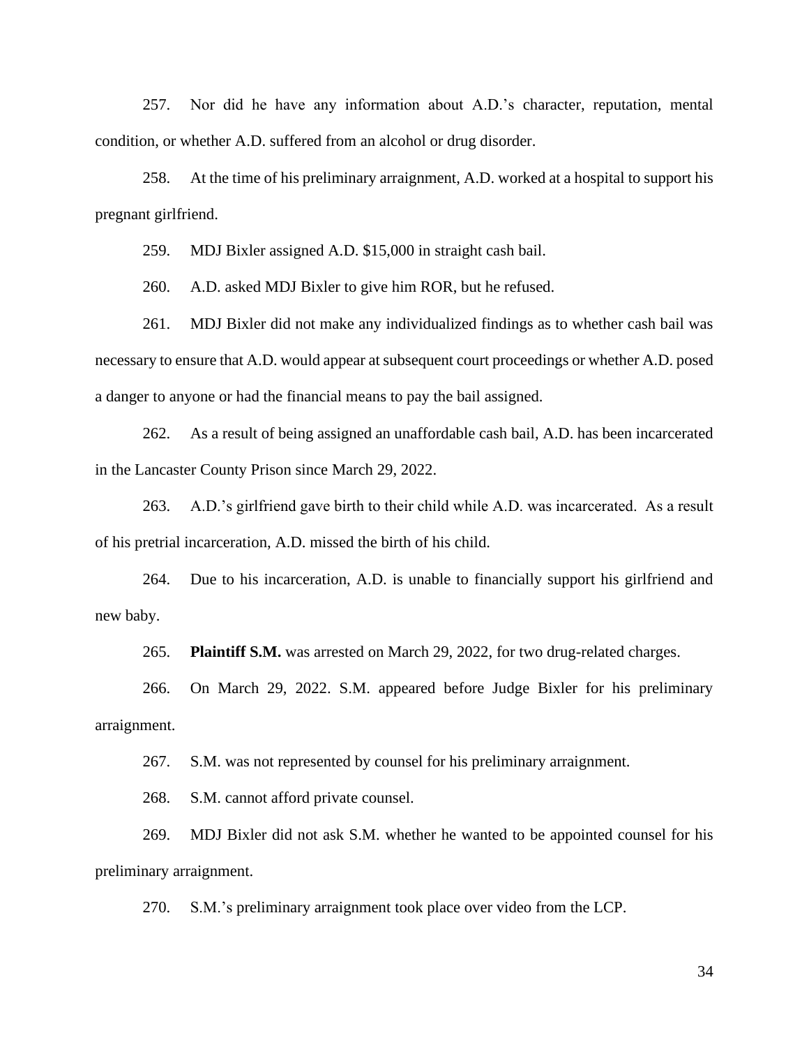257. Nor did he have any information about A.D.'s character, reputation, mental condition, or whether A.D. suffered from an alcohol or drug disorder.

258. At the time of his preliminary arraignment, A.D. worked at a hospital to support his pregnant girlfriend.

259. MDJ Bixler assigned A.D. $15,000 in straight cash bail.

260. A.D. asked MDJ Bixler to give him ROR, but he refused.

261. MDJ Bixler did not make any individualized findings as to whether cash bail was necessary to ensure that A.D. would appear at subsequent court proceedings or whether A.D. posed a danger to anyone or had the financial means to pay the bail assigned.

262. As a result of being assigned an unaffordable cash bail, A.D. has been incarcerated in the Lancaster County Prison since March 29, 2022.

263. A.D.'s girlfriend gave birth to their child while A.D. was incarcerated. As a result of his pretrial incarceration, A.D. missed the birth of his child.

264. Due to his incarceration, A.D. is unable to financially support his girlfriend and new baby.

265. **Plaintiff S.M.** was arrested on March 29, 2022, for two drug-related charges.

266. On March 29, 2022. S.M. appeared before Judge Bixler for his preliminary arraignment.

267. S.M. was not represented by counsel for his preliminary arraignment.

268. S.M. cannot afford private counsel.

269. MDJ Bixler did not ask S.M. whether he wanted to be appointed counsel for his preliminary arraignment.

270. S.M.'s preliminary arraignment took place over video from the LCP.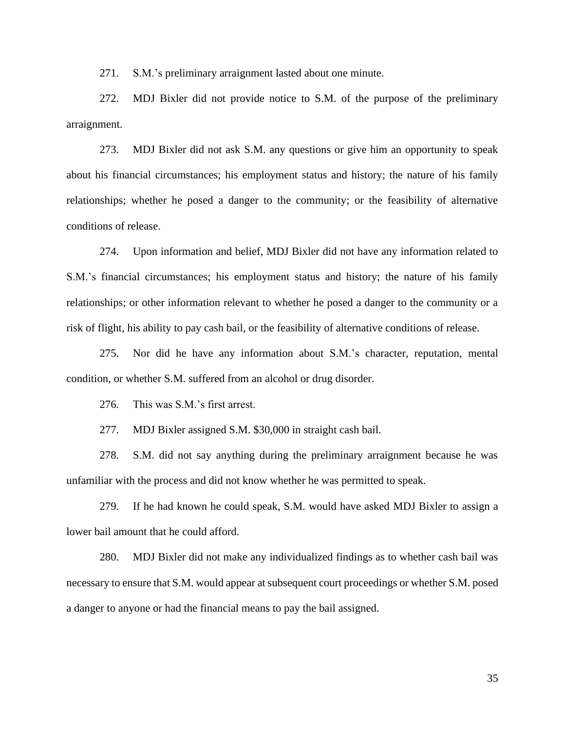271. S.M.'s preliminary arraignment lasted about one minute.

272. MDJ Bixler did not provide notice to S.M. of the purpose of the preliminary arraignment.

273. MDJ Bixler did not ask S.M. any questions or give him an opportunity to speak about his financial circumstances; his employment status and history; the nature of his family relationships; whether he posed a danger to the community; or the feasibility of alternative conditions of release.

274. Upon information and belief, MDJ Bixler did not have any information related to S.M.'s financial circumstances; his employment status and history; the nature of his family relationships; or other information relevant to whether he posed a danger to the community or a risk of flight, his ability to pay cash bail, or the feasibility of alternative conditions of release.

275. Nor did he have any information about S.M.'s character, reputation, mental condition, or whether S.M. suffered from an alcohol or drug disorder.

276. This was S.M.'s first arrest.

277. MDJ Bixler assigned S.M. $30,000 in straight cash bail.

278. S.M. did not say anything during the preliminary arraignment because he was unfamiliar with the process and did not know whether he was permitted to speak.

279. If he had known he could speak, S.M. would have asked MDJ Bixler to assign a lower bail amount that he could afford.

280. MDJ Bixler did not make any individualized findings as to whether cash bail was necessary to ensure that S.M. would appear at subsequent court proceedings or whether S.M. posed a danger to anyone or had the financial means to pay the bail assigned.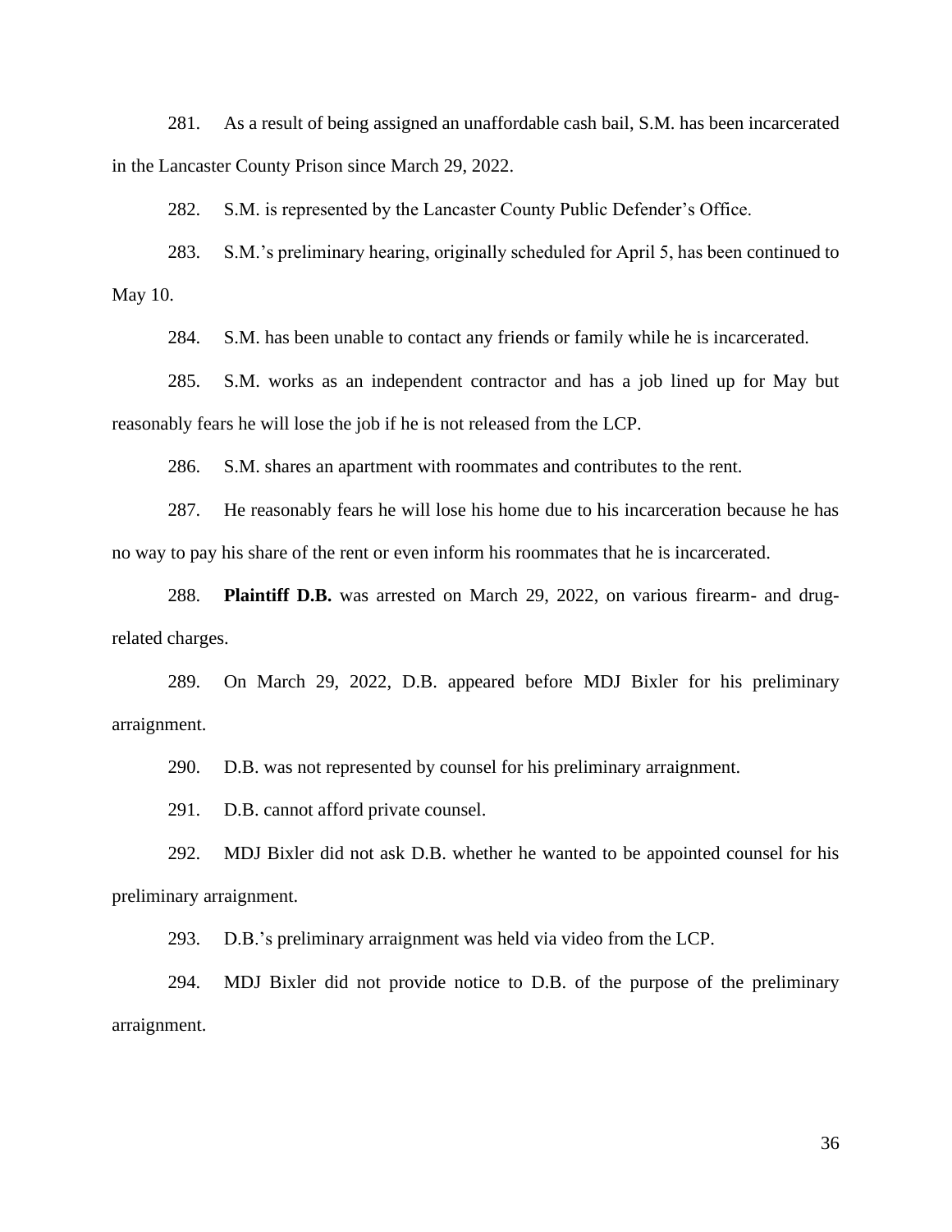281. As a result of being assigned an unaffordable cash bail, S.M. has been incarcerated in the Lancaster County Prison since March 29, 2022.

282. S.M. is represented by the Lancaster County Public Defender's Office.

283. S.M.'s preliminary hearing, originally scheduled for April 5, has been continued to May 10.

284. S.M. has been unable to contact any friends or family while he is incarcerated.

285. S.M. works as an independent contractor and has a job lined up for May but reasonably fears he will lose the job if he is not released from the LCP.

286. S.M. shares an apartment with roommates and contributes to the rent.

287. He reasonably fears he will lose his home due to his incarceration because he has no way to pay his share of the rent or even inform his roommates that he is incarcerated.

288. **Plaintiff D.B.** was arrested on March 29, 2022, on various firearm- and drug-related charges.

289. On March 29, 2022, D.B. appeared before MDJ Bixler for his preliminary arraignment.

290. D.B. was not represented by counsel for his preliminary arraignment.

291. D.B. cannot afford private counsel.

292. MDJ Bixler did not ask D.B. whether he wanted to be appointed counsel for his preliminary arraignment.

293. D.B.'s preliminary arraignment was held via video from the LCP.

294. MDJ Bixler did not provide notice to D.B. of the purpose of the preliminary arraignment.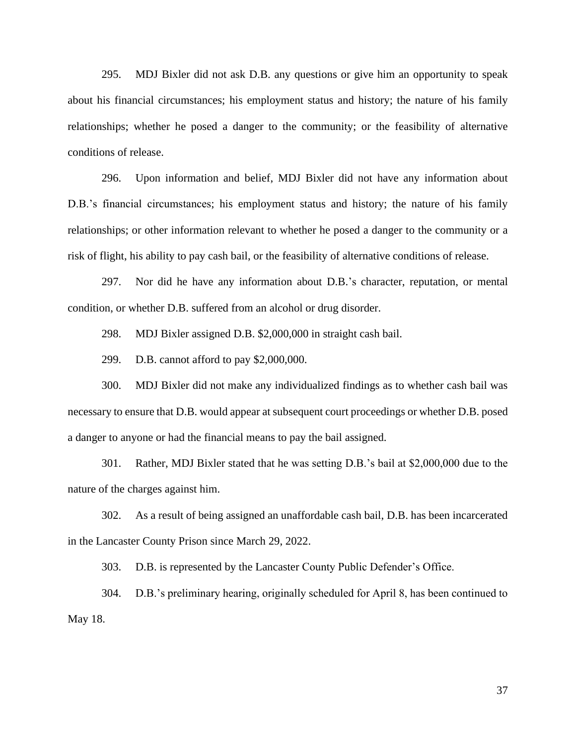295. MDJ Bixler did not ask D.B. any questions or give him an opportunity to speak about his financial circumstances; his employment status and history; the nature of his family relationships; whether he posed a danger to the community; or the feasibility of alternative conditions of release.

296. Upon information and belief, MDJ Bixler did not have any information about D.B.'s financial circumstances; his employment status and history; the nature of his family relationships; or other information relevant to whether he posed a danger to the community or a risk of flight, his ability to pay cash bail, or the feasibility of alternative conditions of release.

297. Nor did he have any information about D.B.'s character, reputation, or mental condition, or whether D.B. suffered from an alcohol or drug disorder.

298. MDJ Bixler assigned D.B. $2,000,000 in straight cash bail.

299. D.B. cannot afford to pay $2,000,000.

300. MDJ Bixler did not make any individualized findings as to whether cash bail was necessary to ensure that D.B. would appear at subsequent court proceedings or whether D.B. posed a danger to anyone or had the financial means to pay the bail assigned.

301. Rather, MDJ Bixler stated that he was setting D.B.'s bail at $2,000,000 due to the nature of the charges against him.

302. As a result of being assigned an unaffordable cash bail, D.B. has been incarcerated in the Lancaster County Prison since March 29, 2022.

303. D.B. is represented by the Lancaster County Public Defender's Office.

304. D.B.'s preliminary hearing, originally scheduled for April 8, has been continued to May 18.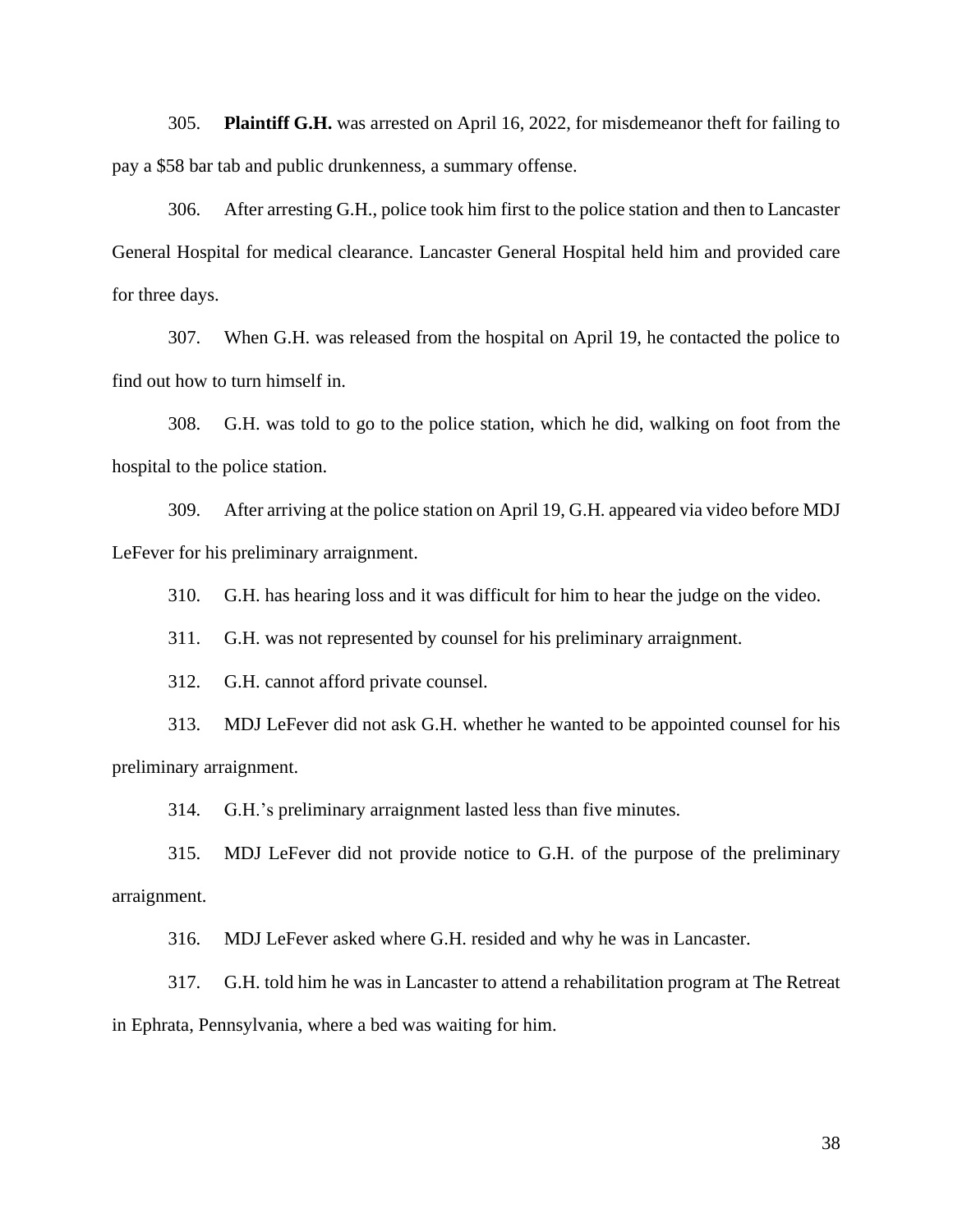305. **Plaintiff G.H.** was arrested on April 16, 2022, for misdemeanor theft for failing to pay a $58 bar tab and public drunkenness, a summary offense.

306. After arresting G.H., police took him first to the police station and then to Lancaster General Hospital for medical clearance. Lancaster General Hospital held him and provided care for three days.

307. When G.H. was released from the hospital on April 19, he contacted the police to find out how to turn himself in.

308. G.H. was told to go to the police station, which he did, walking on foot from the hospital to the police station.

309. After arriving at the police station on April 19, G.H. appeared via video before MDJ LeFever for his preliminary arraignment.

310. G.H. has hearing loss and it was difficult for him to hear the judge on the video.

311. G.H. was not represented by counsel for his preliminary arraignment.

312. G.H. cannot afford private counsel.

313. MDJ LeFever did not ask G.H. whether he wanted to be appointed counsel for his preliminary arraignment.

314. G.H.'s preliminary arraignment lasted less than five minutes.

315. MDJ LeFever did not provide notice to G.H. of the purpose of the preliminary arraignment.

316. MDJ LeFever asked where G.H. resided and why he was in Lancaster.

317. G.H. told him he was in Lancaster to attend a rehabilitation program at The Retreat in Ephrata, Pennsylvania, where a bed was waiting for him.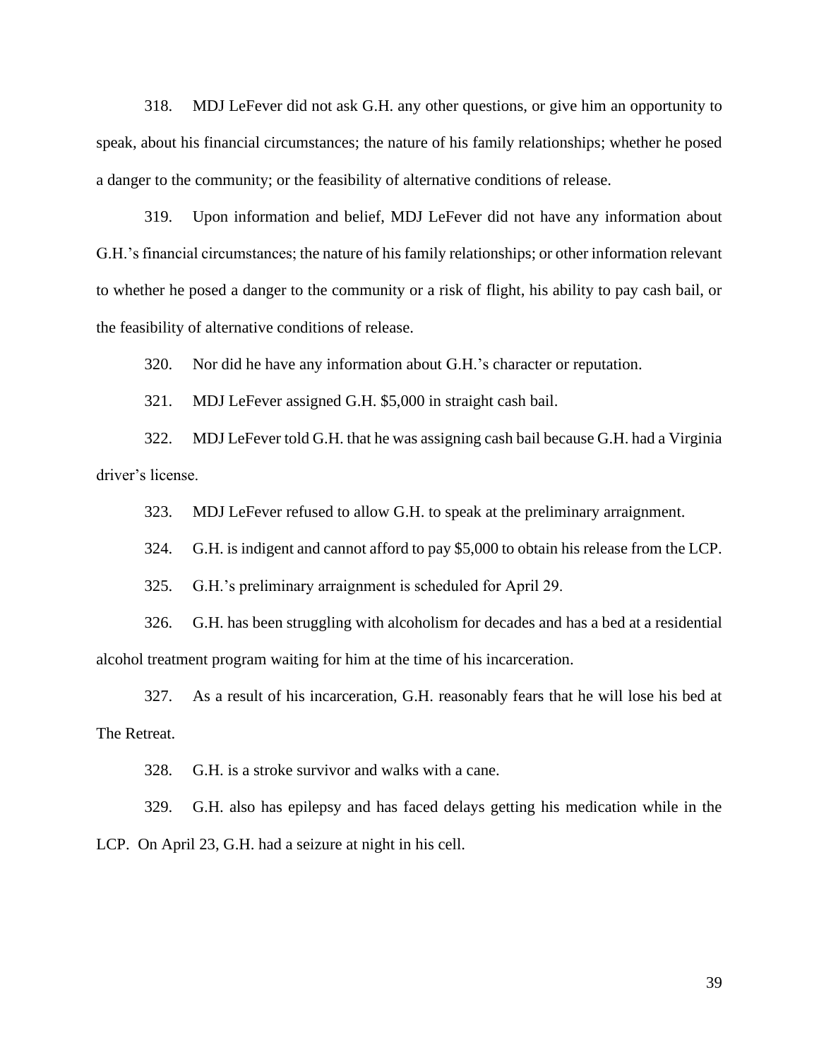318. MDJ LeFever did not ask G.H. any other questions, or give him an opportunity to speak, about his financial circumstances; the nature of his family relationships; whether he posed a danger to the community; or the feasibility of alternative conditions of release.

319. Upon information and belief, MDJ LeFever did not have any information about G.H.'s financial circumstances; the nature of his family relationships; or other information relevant to whether he posed a danger to the community or a risk of flight, his ability to pay cash bail, or the feasibility of alternative conditions of release.

320. Nor did he have any information about G.H.'s character or reputation.

321. MDJ LeFever assigned G.H. $5,000 in straight cash bail.

322. MDJ LeFever told G.H. that he was assigning cash bail because G.H. had a Virginia driver's license.

323. MDJ LeFever refused to allow G.H. to speak at the preliminary arraignment.

324. G.H. is indigent and cannot afford to pay $5,000 to obtain his release from the LCP.

325. G.H.'s preliminary arraignment is scheduled for April 29.

326. G.H. has been struggling with alcoholism for decades and has a bed at a residential alcohol treatment program waiting for him at the time of his incarceration.

327. As a result of his incarceration, G.H. reasonably fears that he will lose his bed at The Retreat.

328. G.H. is a stroke survivor and walks with a cane.

329. G.H. also has epilepsy and has faced delays getting his medication while in the LCP. On April 23, G.H. had a seizure at night in his cell.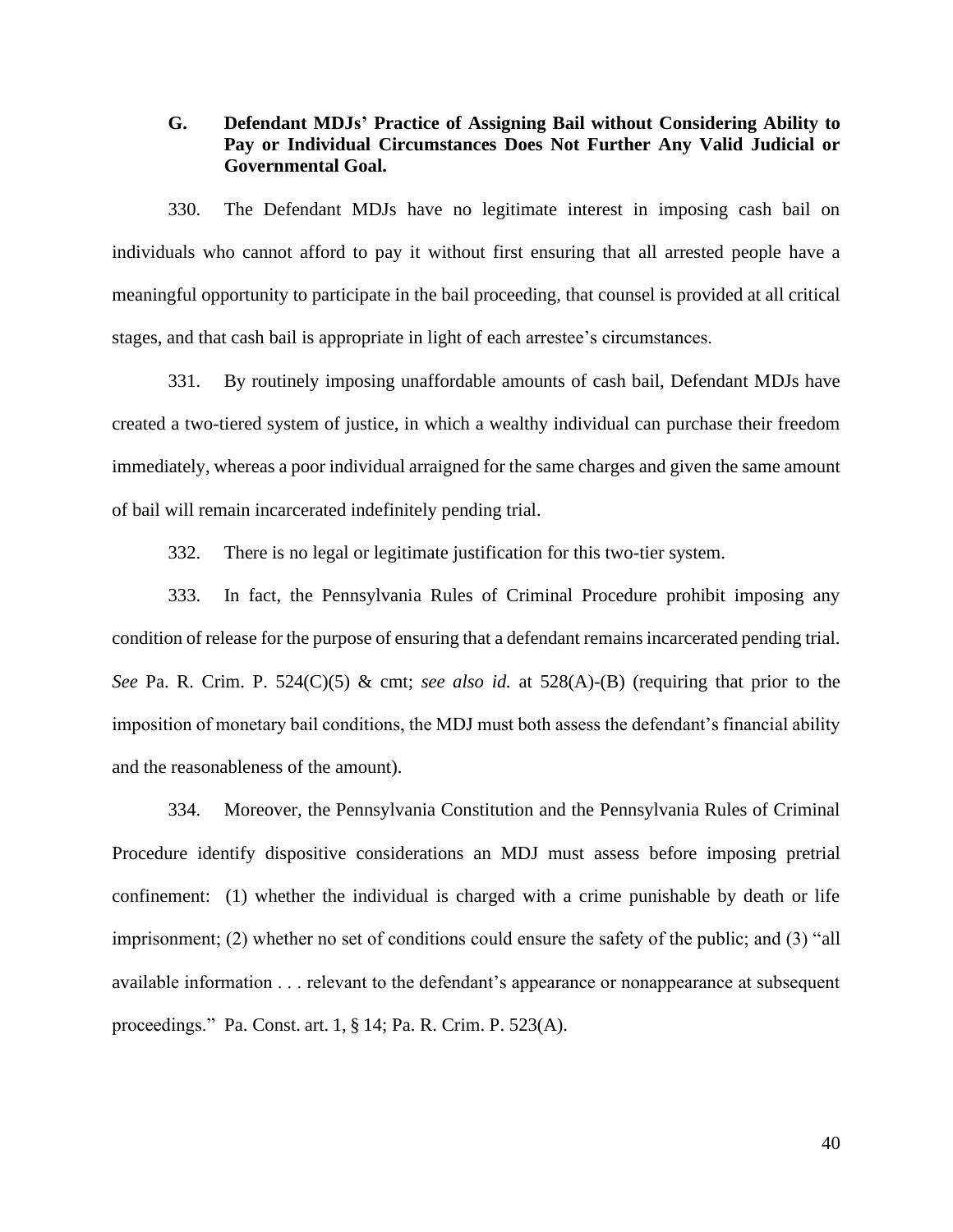### G. Defendant MDJs' Practice of Assigning Bail without Considering Ability to Pay or Individual Circumstances Does Not Further Any Valid Judicial or Governmental Goal.

330. The Defendant MDJs have no legitimate interest in imposing cash bail on individuals who cannot afford to pay it without first ensuring that all arrested people have a meaningful opportunity to participate in the bail proceeding, that counsel is provided at all critical stages, and that cash bail is appropriate in light of each arrestee's circumstances.

331. By routinely imposing unaffordable amounts of cash bail, Defendant MDJs have created a two-tiered system of justice, in which a wealthy individual can purchase their freedom immediately, whereas a poor individual arraigned for the same charges and given the same amount of bail will remain incarcerated indefinitely pending trial.

332. There is no legal or legitimate justification for this two-tier system.

333. In fact, the Pennsylvania Rules of Criminal Procedure prohibit imposing any condition of release for the purpose of ensuring that a defendant remains incarcerated pending trial. *See* Pa. R. Crim. P. 524(C)(5) & cmt; *see also id.* at 528(A)-(B) (requiring that prior to the imposition of monetary bail conditions, the MDJ must both assess the defendant's financial ability and the reasonableness of the amount).

334. Moreover, the Pennsylvania Constitution and the Pennsylvania Rules of Criminal Procedure identify dispositive considerations an MDJ must assess before imposing pretrial confinement: (1) whether the individual is charged with a crime punishable by death or life imprisonment; (2) whether no set of conditions could ensure the safety of the public; and (3) "all available information . . . relevant to the defendant's appearance or nonappearance at subsequent proceedings." Pa. Const. art. 1, § 14; Pa. R. Crim. P. 523(A).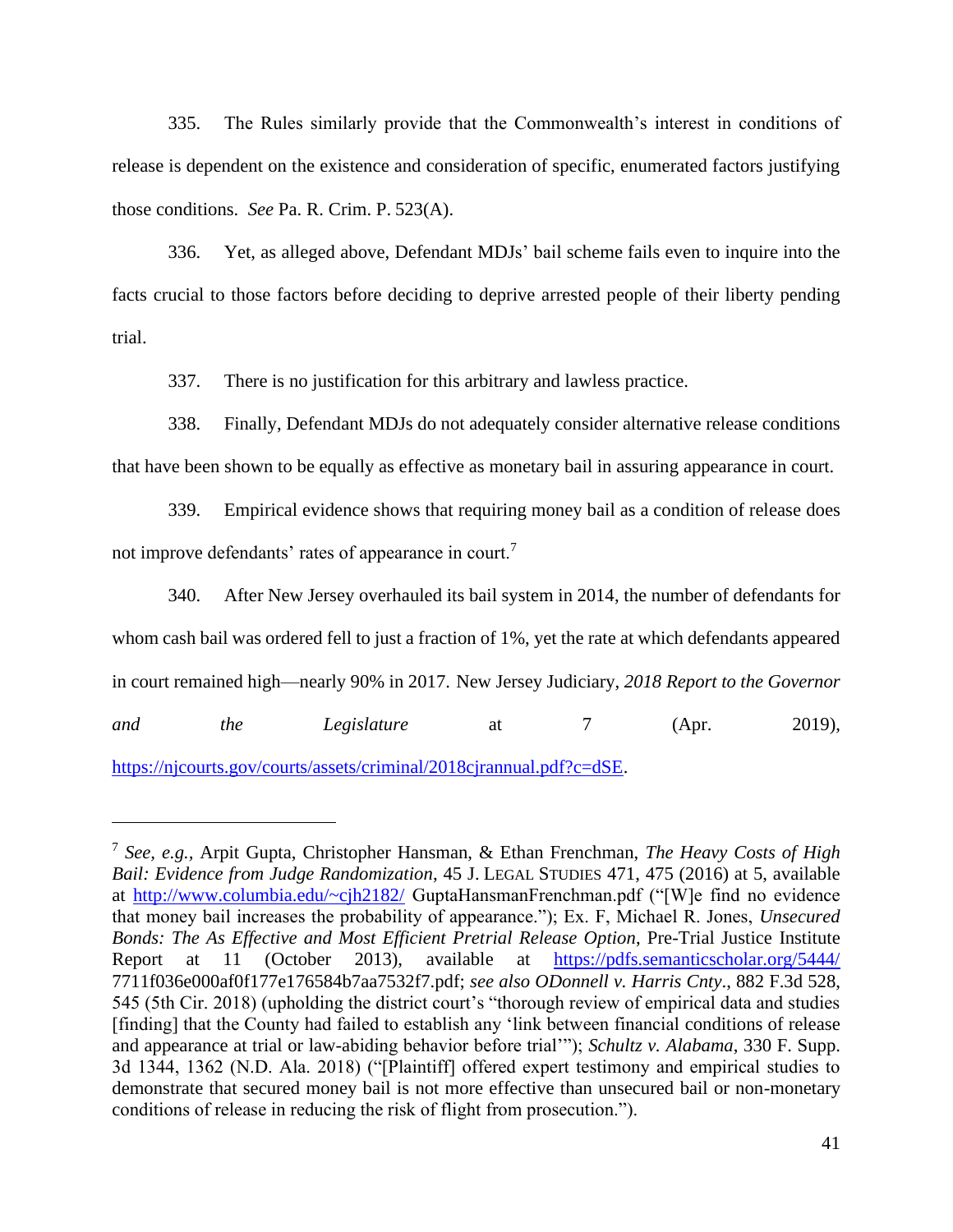335. The Rules similarly provide that the Commonwealth's interest in conditions of release is dependent on the existence and consideration of specific, enumerated factors justifying those conditions. *See* Pa. R. Crim. P. 523(A).

336. Yet, as alleged above, Defendant MDJs' bail scheme fails even to inquire into the facts crucial to those factors before deciding to deprive arrested people of their liberty pending trial.

337. There is no justification for this arbitrary and lawless practice.

338. Finally, Defendant MDJs do not adequately consider alternative release conditions that have been shown to be equally as effective as monetary bail in assuring appearance in court.

339. Empirical evidence shows that requiring money bail as a condition of release does not improve defendants' rates of appearance in court.[7]

340. After New Jersey overhauled its bail system in 2014, the number of defendants for whom cash bail was ordered fell to just a fraction of 1%, yet the rate at which defendants appeared in court remained high—nearly 90% in 2017. New Jersey Judiciary, *2018 Report to the Governor and the Legislature* at 7 (Apr. 2019), https://njcourts.gov/courts/assets/criminal/2018cjrannual.pdf?c=dSE.

---

[7] *See, e.g.,* Arpit Gupta, Christopher Hansman, & Ethan Frenchman, *The Heavy Costs of High Bail: Evidence from Judge Randomization*, 45 J. LEGAL STUDIES 471, 475 (2016) at 5, available at http://www.columbia.edu/~cjh2182/ GuptaHansmanFrenchman.pdf ("[W]e find no evidence that money bail increases the probability of appearance."); Ex. F, Michael R. Jones, *Unsecured Bonds: The As Effective and Most Efficient Pretrial Release Option*, Pre-Trial Justice Institute Report at 11 (October 2013), available at https://pdfs.semanticscholar.org/5444/ 7711f036e000af0f177e176584b7aa7532f7.pdf; *see also ODonnell v. Harris Cnty*., 882 F.3d 528, 545 (5th Cir. 2018) (upholding the district court's "thorough review of empirical data and studies [finding] that the County had failed to establish any 'link between financial conditions of release and appearance at trial or law-abiding behavior before trial'"); *Schultz v. Alabama*, 330 F. Supp. 3d 1344, 1362 (N.D. Ala. 2018) ("[Plaintiff] offered expert testimony and empirical studies to demonstrate that secured money bail is not more effective than unsecured bail or non-monetary conditions of release in reducing the risk of flight from prosecution.").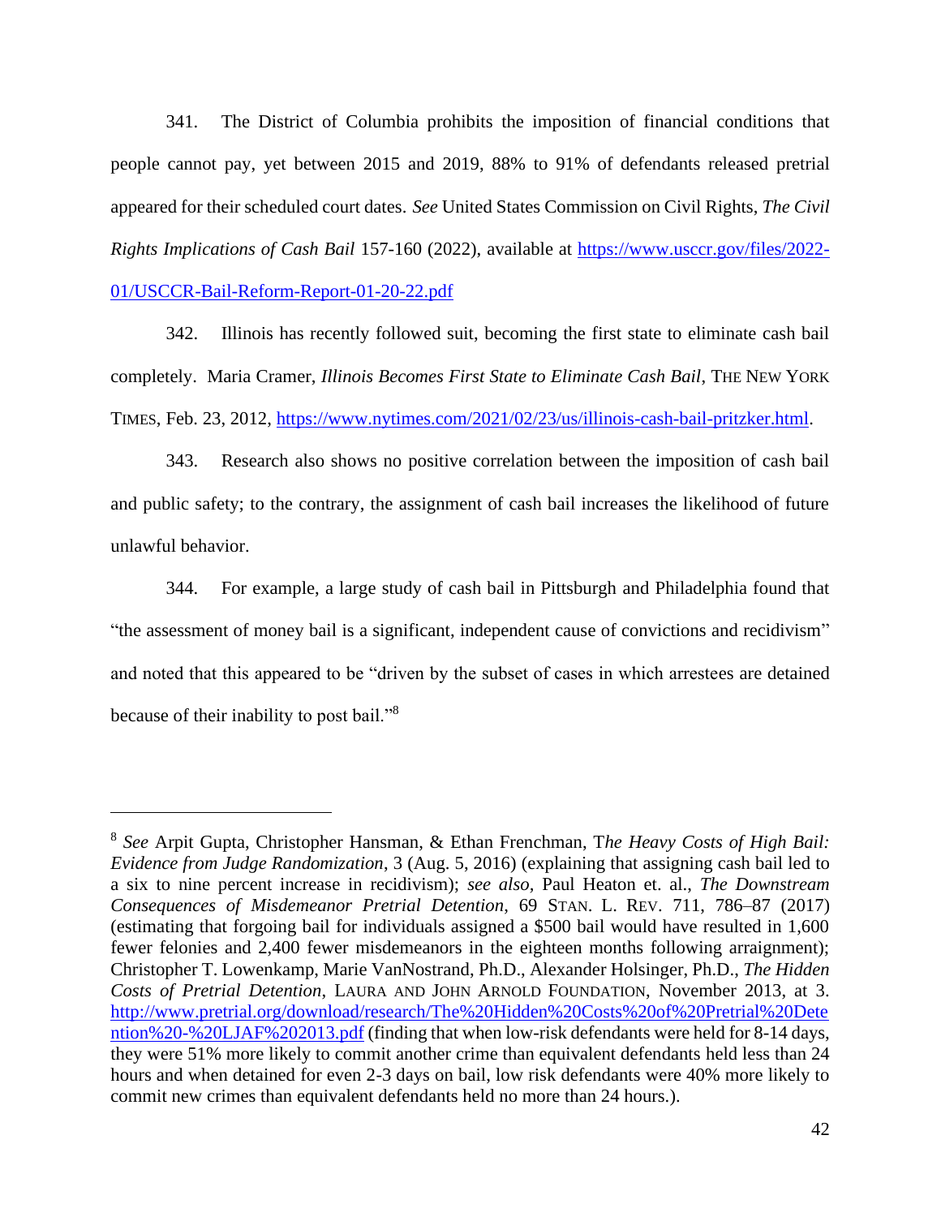341. The District of Columbia prohibits the imposition of financial conditions that people cannot pay, yet between 2015 and 2019, 88% to 91% of defendants released pretrial appeared for their scheduled court dates. *See* United States Commission on Civil Rights, *The Civil Rights Implications of Cash Bail* 157-160 (2022), available at https://www.usccr.gov/files/2022-01/USCCR-Bail-Reform-Report-01-20-22.pdf

342. Illinois has recently followed suit, becoming the first state to eliminate cash bail completely. Maria Cramer, *Illinois Becomes First State to Eliminate Cash Bail*, THE NEW YORK TIMES, Feb. 23, 2012, https://www.nytimes.com/2021/02/23/us/illinois-cash-bail-pritzker.html.

343. Research also shows no positive correlation between the imposition of cash bail and public safety; to the contrary, the assignment of cash bail increases the likelihood of future unlawful behavior.

344. For example, a large study of cash bail in Pittsburgh and Philadelphia found that "the assessment of money bail is a significant, independent cause of convictions and recidivism" and noted that this appeared to be "driven by the subset of cases in which arrestees are detained because of their inability to post bail."[8]

---

[8] *See* Arpit Gupta, Christopher Hansman, & Ethan Frenchman, T*he Heavy Costs of High Bail: Evidence from Judge Randomization*, 3 (Aug. 5, 2016) (explaining that assigning cash bail led to a six to nine percent increase in recidivism); *see also,* Paul Heaton et. al., *The Downstream Consequences of Misdemeanor Pretrial Detention*, 69 STAN. L. REV. 711, 786–87 (2017) (estimating that forgoing bail for individuals assigned a $500 bail would have resulted in 1,600 fewer felonies and 2,400 fewer misdemeanors in the eighteen months following arraignment); Christopher T. Lowenkamp, Marie VanNostrand, Ph.D., Alexander Holsinger, Ph.D., *The Hidden Costs of Pretrial Detention*, LAURA AND JOHN ARNOLD FOUNDATION, November 2013, at 3. http://www.pretrial.org/download/research/The%20Hidden%20Costs%20of%20Pretrial%20Detention%20-%20LJAF%202013.pdf (finding that when low-risk defendants were held for 8-14 days, they were 51% more likely to commit another crime than equivalent defendants held less than 24 hours and when detained for even 2-3 days on bail, low risk defendants were 40% more likely to commit new crimes than equivalent defendants held no more than 24 hours.).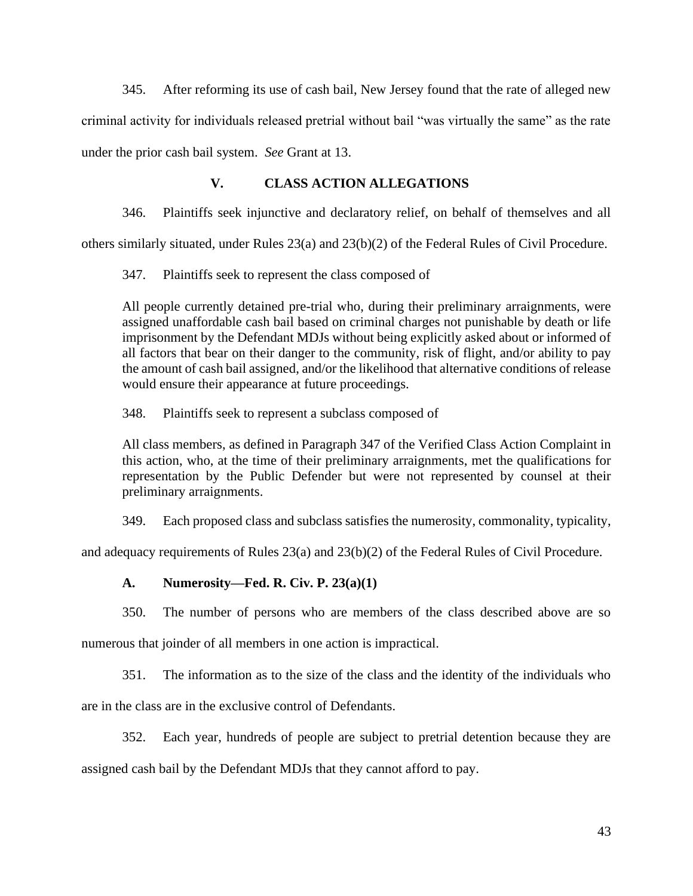345. After reforming its use of cash bail, New Jersey found that the rate of alleged new criminal activity for individuals released pretrial without bail "was virtually the same" as the rate under the prior cash bail system. *See* Grant at 13.

## V. CLASS ACTION ALLEGATIONS

346. Plaintiffs seek injunctive and declaratory relief, on behalf of themselves and all others similarly situated, under Rules 23(a) and 23(b)(2) of the Federal Rules of Civil Procedure.

347. Plaintiffs seek to represent the class composed of

> All people currently detained pre-trial who, during their preliminary arraignments, were assigned unaffordable cash bail based on criminal charges not punishable by death or life imprisonment by the Defendant MDJs without being explicitly asked about or informed of all factors that bear on their danger to the community, risk of flight, and/or ability to pay the amount of cash bail assigned, and/or the likelihood that alternative conditions of release would ensure their appearance at future proceedings.

348. Plaintiffs seek to represent a subclass composed of

> All class members, as defined in Paragraph 347 of the Verified Class Action Complaint in this action, who, at the time of their preliminary arraignments, met the qualifications for representation by the Public Defender but were not represented by counsel at their preliminary arraignments.

349. Each proposed class and subclass satisfies the numerosity, commonality, typicality, and adequacy requirements of Rules 23(a) and 23(b)(2) of the Federal Rules of Civil Procedure.

### A. Numerosity—Fed. R. Civ. P. 23(a)(1)

350. The number of persons who are members of the class described above are so numerous that joinder of all members in one action is impractical.

351. The information as to the size of the class and the identity of the individuals who are in the class are in the exclusive control of Defendants.

352. Each year, hundreds of people are subject to pretrial detention because they are assigned cash bail by the Defendant MDJs that they cannot afford to pay.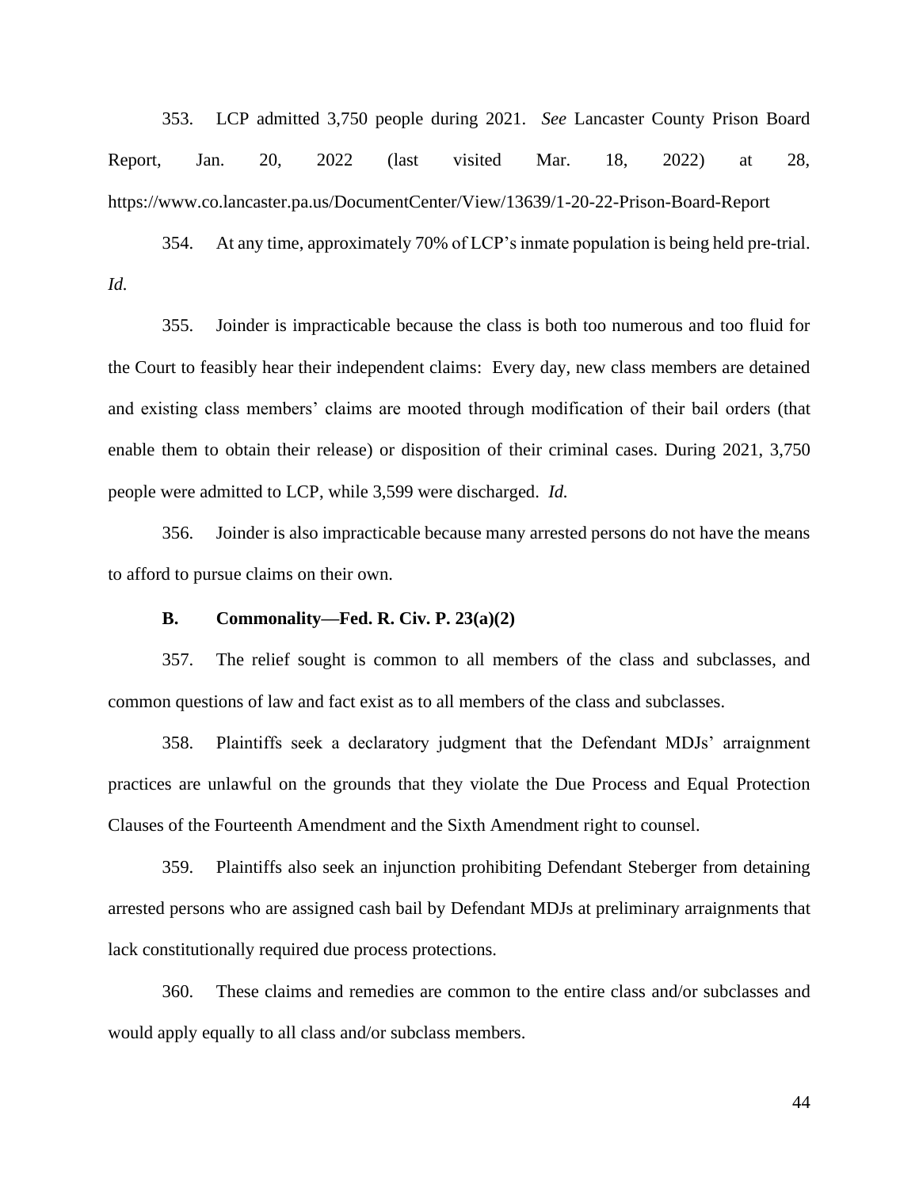353. LCP admitted 3,750 people during 2021. *See* Lancaster County Prison Board Report, Jan. 20, 2022 (last visited Mar. 18, 2022) at 28, https://www.co.lancaster.pa.us/DocumentCenter/View/13639/1-20-22-Prison-Board-Report

354. At any time, approximately 70% of LCP's inmate population is being held pre-trial. *Id.*

355. Joinder is impracticable because the class is both too numerous and too fluid for the Court to feasibly hear their independent claims: Every day, new class members are detained and existing class members' claims are mooted through modification of their bail orders (that enable them to obtain their release) or disposition of their criminal cases. During 2021, 3,750 people were admitted to LCP, while 3,599 were discharged. *Id.*

356. Joinder is also impracticable because many arrested persons do not have the means to afford to pursue claims on their own.

**B. Commonality—Fed. R. Civ. P. 23(a)(2)**

357. The relief sought is common to all members of the class and subclasses, and common questions of law and fact exist as to all members of the class and subclasses.

358. Plaintiffs seek a declaratory judgment that the Defendant MDJs' arraignment practices are unlawful on the grounds that they violate the Due Process and Equal Protection Clauses of the Fourteenth Amendment and the Sixth Amendment right to counsel.

359. Plaintiffs also seek an injunction prohibiting Defendant Steberger from detaining arrested persons who are assigned cash bail by Defendant MDJs at preliminary arraignments that lack constitutionally required due process protections.

360. These claims and remedies are common to the entire class and/or subclasses and would apply equally to all class and/or subclass members.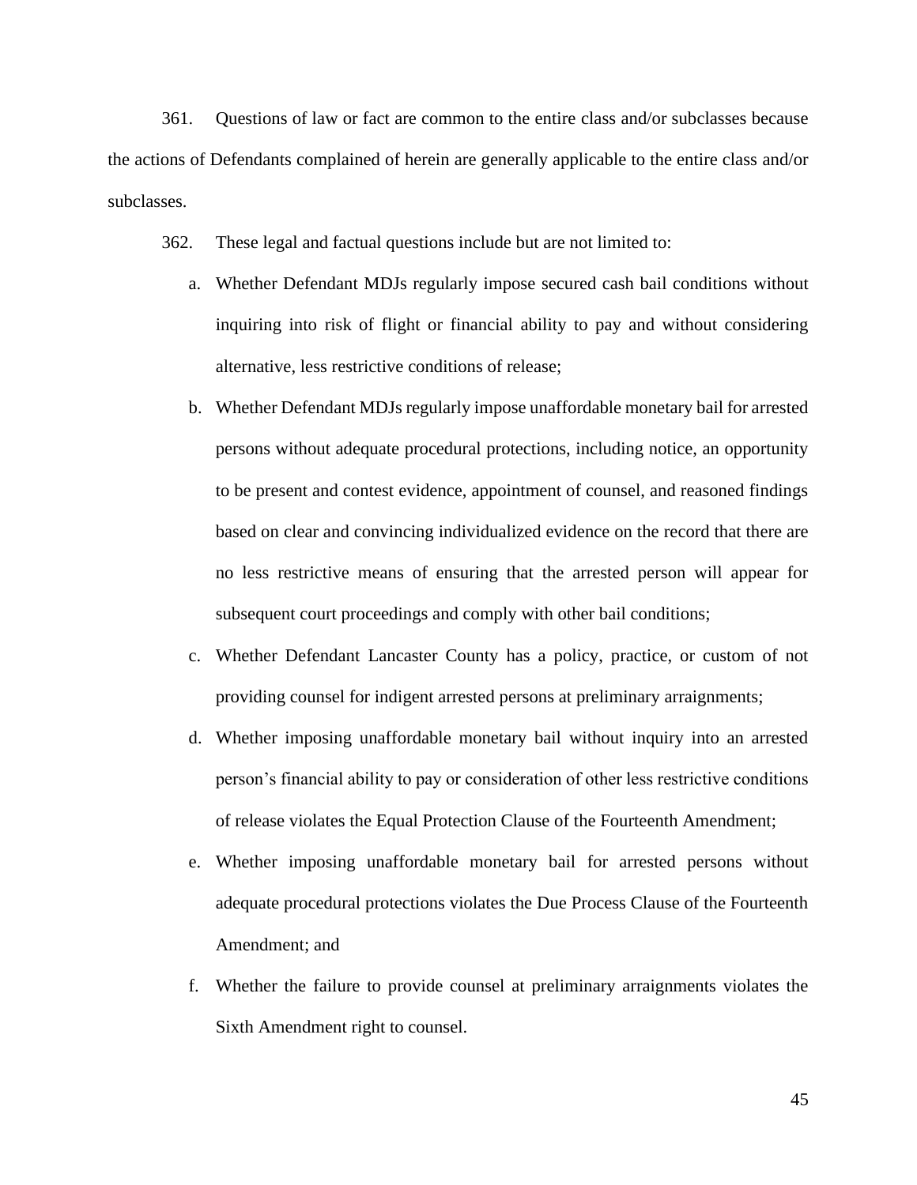361. Questions of law or fact are common to the entire class and/or subclasses because the actions of Defendants complained of herein are generally applicable to the entire class and/or subclasses.

362. These legal and factual questions include but are not limited to:

a. Whether Defendant MDJs regularly impose secured cash bail conditions without inquiring into risk of flight or financial ability to pay and without considering alternative, less restrictive conditions of release;

b. Whether Defendant MDJs regularly impose unaffordable monetary bail for arrested persons without adequate procedural protections, including notice, an opportunity to be present and contest evidence, appointment of counsel, and reasoned findings based on clear and convincing individualized evidence on the record that there are no less restrictive means of ensuring that the arrested person will appear for subsequent court proceedings and comply with other bail conditions;

c. Whether Defendant Lancaster County has a policy, practice, or custom of not providing counsel for indigent arrested persons at preliminary arraignments;

d. Whether imposing unaffordable monetary bail without inquiry into an arrested person's financial ability to pay or consideration of other less restrictive conditions of release violates the Equal Protection Clause of the Fourteenth Amendment;

e. Whether imposing unaffordable monetary bail for arrested persons without adequate procedural protections violates the Due Process Clause of the Fourteenth Amendment; and

f. Whether the failure to provide counsel at preliminary arraignments violates the Sixth Amendment right to counsel.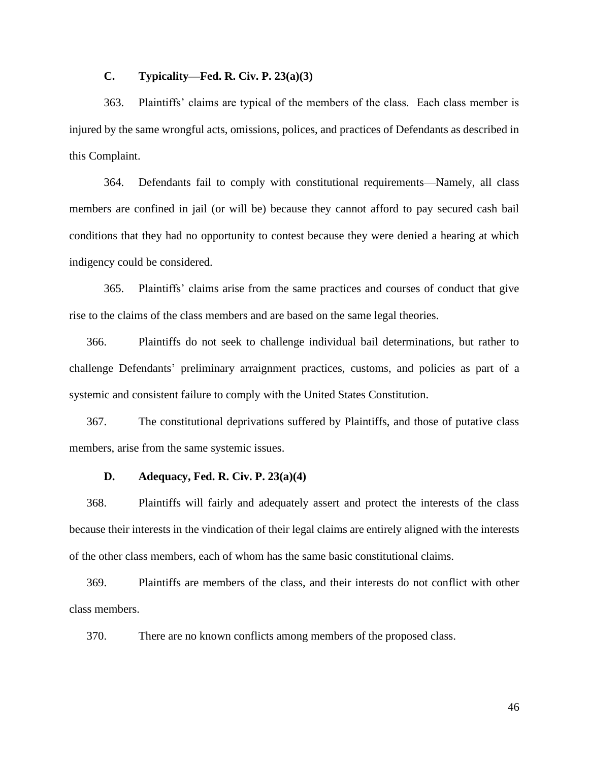### C. Typicality—Fed. R. Civ. P. 23(a)(3)

363. Plaintiffs' claims are typical of the members of the class. Each class member is injured by the same wrongful acts, omissions, polices, and practices of Defendants as described in this Complaint.

364. Defendants fail to comply with constitutional requirements—Namely, all class members are confined in jail (or will be) because they cannot afford to pay secured cash bail conditions that they had no opportunity to contest because they were denied a hearing at which indigency could be considered.

365. Plaintiffs' claims arise from the same practices and courses of conduct that give rise to the claims of the class members and are based on the same legal theories.

366. Plaintiffs do not seek to challenge individual bail determinations, but rather to challenge Defendants' preliminary arraignment practices, customs, and policies as part of a systemic and consistent failure to comply with the United States Constitution.

367. The constitutional deprivations suffered by Plaintiffs, and those of putative class members, arise from the same systemic issues.

### D. Adequacy, Fed. R. Civ. P. 23(a)(4)

368. Plaintiffs will fairly and adequately assert and protect the interests of the class because their interests in the vindication of their legal claims are entirely aligned with the interests of the other class members, each of whom has the same basic constitutional claims.

369. Plaintiffs are members of the class, and their interests do not conflict with other class members.

370. There are no known conflicts among members of the proposed class.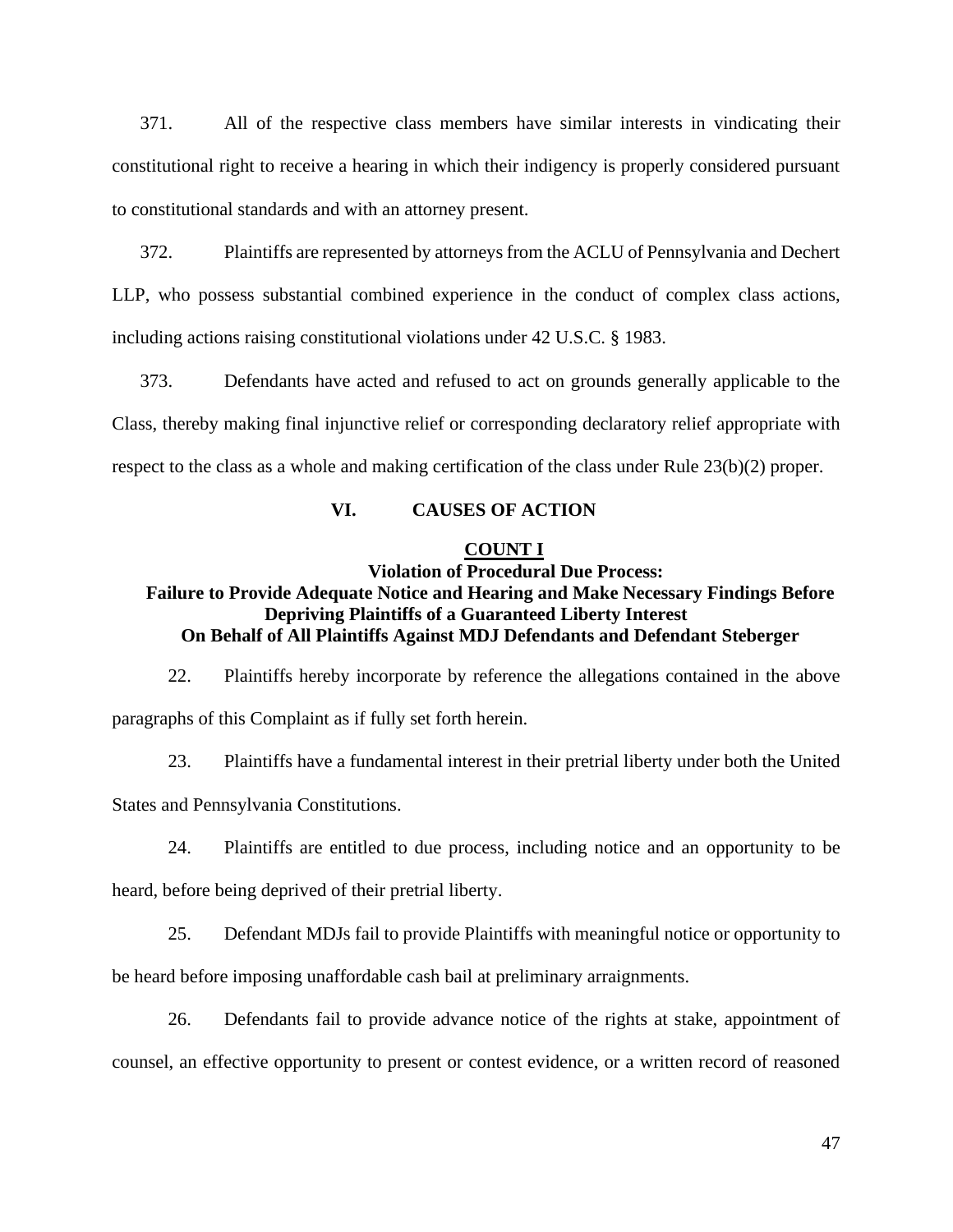371. All of the respective class members have similar interests in vindicating their constitutional right to receive a hearing in which their indigency is properly considered pursuant to constitutional standards and with an attorney present.

372. Plaintiffs are represented by attorneys from the ACLU of Pennsylvania and Dechert LLP, who possess substantial combined experience in the conduct of complex class actions, including actions raising constitutional violations under 42 U.S.C. § 1983.

373. Defendants have acted and refused to act on grounds generally applicable to the Class, thereby making final injunctive relief or corresponding declaratory relief appropriate with respect to the class as a whole and making certification of the class under Rule 23(b)(2) proper.

## VI. CAUSES OF ACTION

### COUNT I

### Violation of Procedural Due Process: Failure to Provide Adequate Notice and Hearing and Make Necessary Findings Before Depriving Plaintiffs of a Guaranteed Liberty Interest On Behalf of All Plaintiffs Against MDJ Defendants and Defendant Steberger

22. Plaintiffs hereby incorporate by reference the allegations contained in the above paragraphs of this Complaint as if fully set forth herein.

23. Plaintiffs have a fundamental interest in their pretrial liberty under both the United States and Pennsylvania Constitutions.

24. Plaintiffs are entitled to due process, including notice and an opportunity to be heard, before being deprived of their pretrial liberty.

25. Defendant MDJs fail to provide Plaintiffs with meaningful notice or opportunity to be heard before imposing unaffordable cash bail at preliminary arraignments.

26. Defendants fail to provide advance notice of the rights at stake, appointment of counsel, an effective opportunity to present or contest evidence, or a written record of reasoned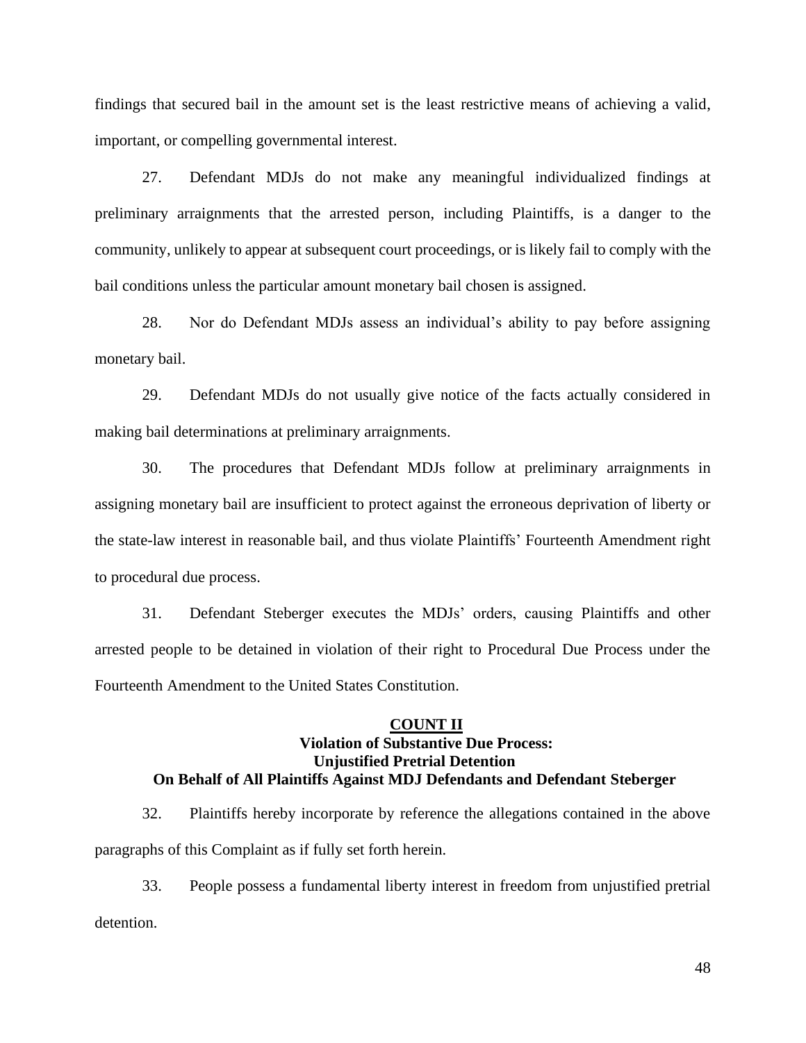findings that secured bail in the amount set is the least restrictive means of achieving a valid, important, or compelling governmental interest.

27. Defendant MDJs do not make any meaningful individualized findings at preliminary arraignments that the arrested person, including Plaintiffs, is a danger to the community, unlikely to appear at subsequent court proceedings, or is likely fail to comply with the bail conditions unless the particular amount monetary bail chosen is assigned.

28. Nor do Defendant MDJs assess an individual's ability to pay before assigning monetary bail.

29. Defendant MDJs do not usually give notice of the facts actually considered in making bail determinations at preliminary arraignments.

30. The procedures that Defendant MDJs follow at preliminary arraignments in assigning monetary bail are insufficient to protect against the erroneous deprivation of liberty or the state-law interest in reasonable bail, and thus violate Plaintiffs' Fourteenth Amendment right to procedural due process.

31. Defendant Steberger executes the MDJs' orders, causing Plaintiffs and other arrested people to be detained in violation of their right to Procedural Due Process under the Fourteenth Amendment to the United States Constitution.

## COUNT II
### Violation of Substantive Due Process: Unjustified Pretrial Detention
### On Behalf of All Plaintiffs Against MDJ Defendants and Defendant Steberger

32. Plaintiffs hereby incorporate by reference the allegations contained in the above paragraphs of this Complaint as if fully set forth herein.

33. People possess a fundamental liberty interest in freedom from unjustified pretrial detention.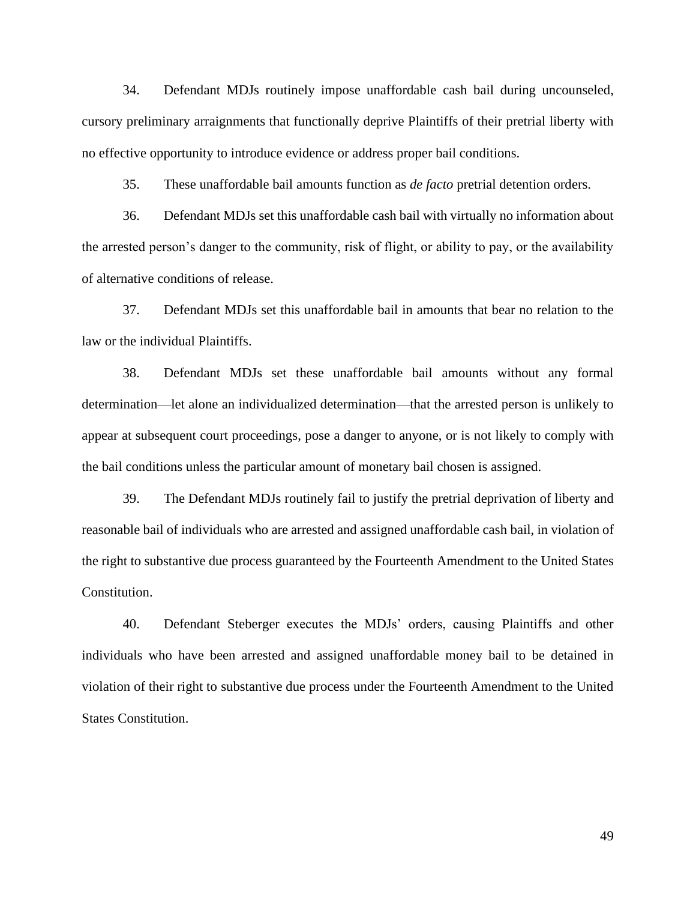34. Defendant MDJs routinely impose unaffordable cash bail during uncounseled, cursory preliminary arraignments that functionally deprive Plaintiffs of their pretrial liberty with no effective opportunity to introduce evidence or address proper bail conditions.

35. These unaffordable bail amounts function as *de facto* pretrial detention orders.

36. Defendant MDJs set this unaffordable cash bail with virtually no information about the arrested person's danger to the community, risk of flight, or ability to pay, or the availability of alternative conditions of release.

37. Defendant MDJs set this unaffordable bail in amounts that bear no relation to the law or the individual Plaintiffs.

38. Defendant MDJs set these unaffordable bail amounts without any formal determination—let alone an individualized determination—that the arrested person is unlikely to appear at subsequent court proceedings, pose a danger to anyone, or is not likely to comply with the bail conditions unless the particular amount of monetary bail chosen is assigned.

39. The Defendant MDJs routinely fail to justify the pretrial deprivation of liberty and reasonable bail of individuals who are arrested and assigned unaffordable cash bail, in violation of the right to substantive due process guaranteed by the Fourteenth Amendment to the United States Constitution.

40. Defendant Steberger executes the MDJs' orders, causing Plaintiffs and other individuals who have been arrested and assigned unaffordable money bail to be detained in violation of their right to substantive due process under the Fourteenth Amendment to the United States Constitution.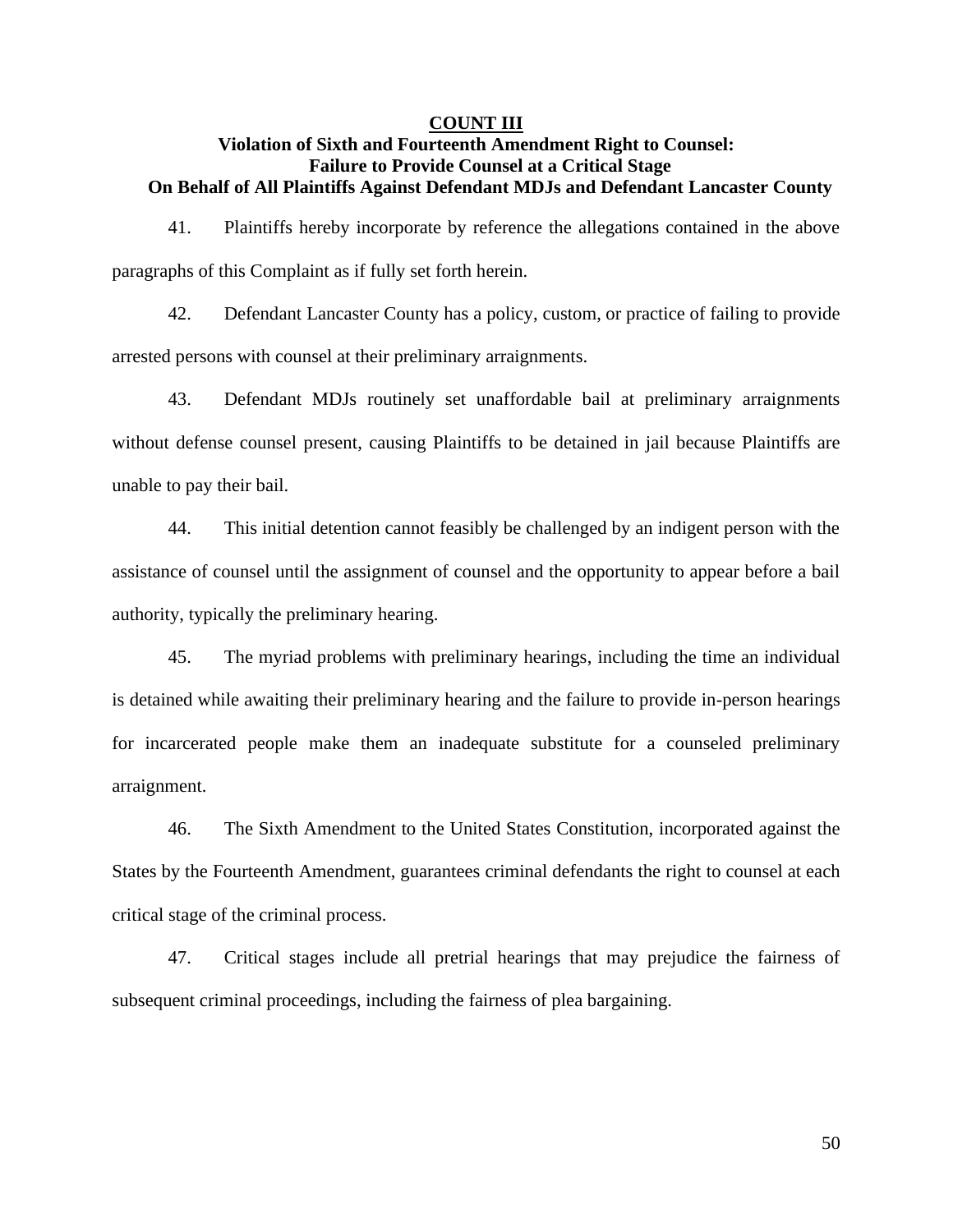## COUNT III

### Violation of Sixth and Fourteenth Amendment Right to Counsel: Failure to Provide Counsel at a Critical Stage On Behalf of All Plaintiffs Against Defendant MDJs and Defendant Lancaster County

41. Plaintiffs hereby incorporate by reference the allegations contained in the above paragraphs of this Complaint as if fully set forth herein.

42. Defendant Lancaster County has a policy, custom, or practice of failing to provide arrested persons with counsel at their preliminary arraignments.

43. Defendant MDJs routinely set unaffordable bail at preliminary arraignments without defense counsel present, causing Plaintiffs to be detained in jail because Plaintiffs are unable to pay their bail.

44. This initial detention cannot feasibly be challenged by an indigent person with the assistance of counsel until the assignment of counsel and the opportunity to appear before a bail authority, typically the preliminary hearing.

45. The myriad problems with preliminary hearings, including the time an individual is detained while awaiting their preliminary hearing and the failure to provide in-person hearings for incarcerated people make them an inadequate substitute for a counseled preliminary arraignment.

46. The Sixth Amendment to the United States Constitution, incorporated against the States by the Fourteenth Amendment, guarantees criminal defendants the right to counsel at each critical stage of the criminal process.

47. Critical stages include all pretrial hearings that may prejudice the fairness of subsequent criminal proceedings, including the fairness of plea bargaining.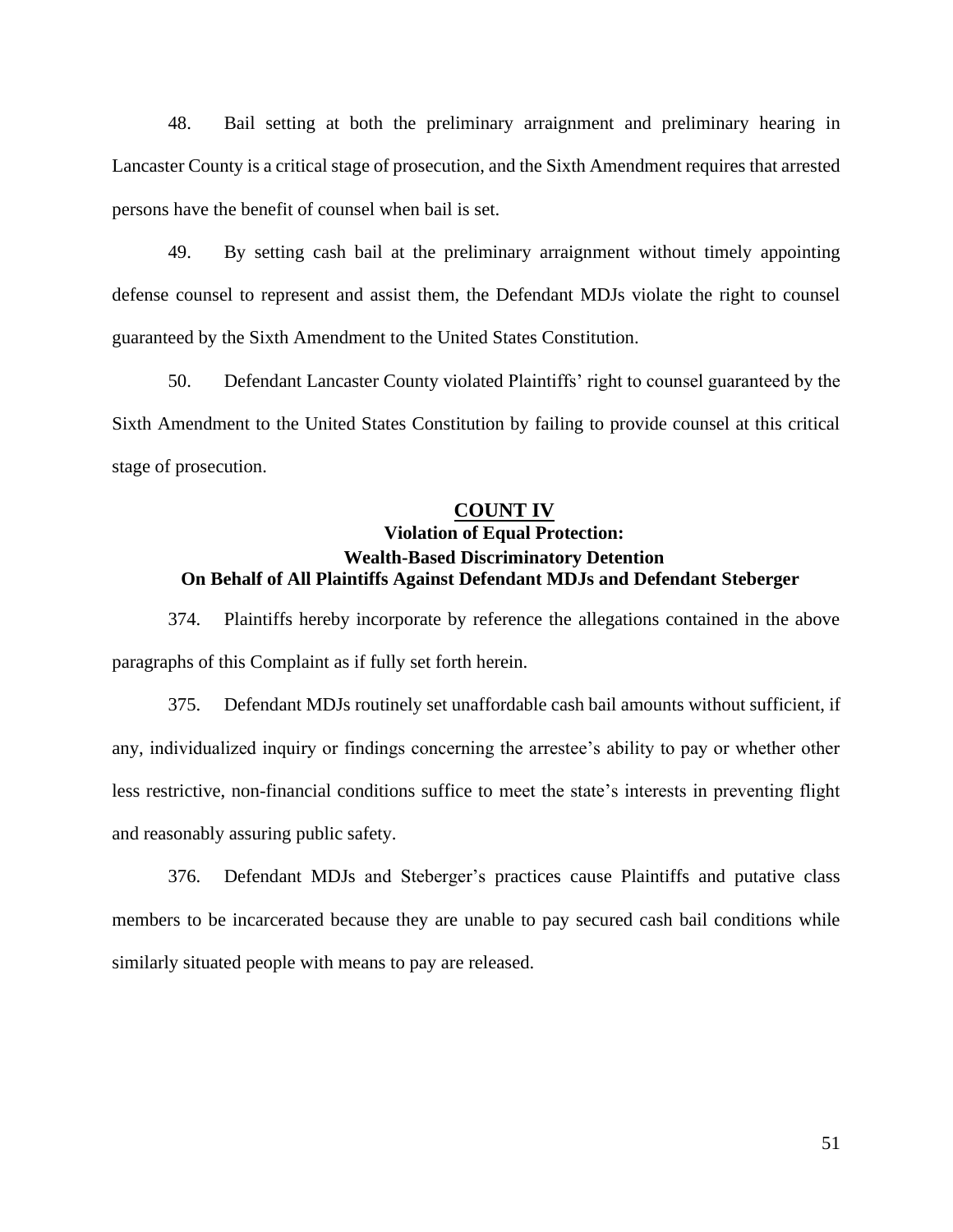48. Bail setting at both the preliminary arraignment and preliminary hearing in Lancaster County is a critical stage of prosecution, and the Sixth Amendment requires that arrested persons have the benefit of counsel when bail is set.

49. By setting cash bail at the preliminary arraignment without timely appointing defense counsel to represent and assist them, the Defendant MDJs violate the right to counsel guaranteed by the Sixth Amendment to the United States Constitution.

50. Defendant Lancaster County violated Plaintiffs' right to counsel guaranteed by the Sixth Amendment to the United States Constitution by failing to provide counsel at this critical stage of prosecution.

## COUNT IV
### Violation of Equal Protection: Wealth-Based Discriminatory Detention On Behalf of All Plaintiffs Against Defendant MDJs and Defendant Steberger

374. Plaintiffs hereby incorporate by reference the allegations contained in the above paragraphs of this Complaint as if fully set forth herein.

375. Defendant MDJs routinely set unaffordable cash bail amounts without sufficient, if any, individualized inquiry or findings concerning the arrestee's ability to pay or whether other less restrictive, non-financial conditions suffice to meet the state's interests in preventing flight and reasonably assuring public safety.

376. Defendant MDJs and Steberger's practices cause Plaintiffs and putative class members to be incarcerated because they are unable to pay secured cash bail conditions while similarly situated people with means to pay are released.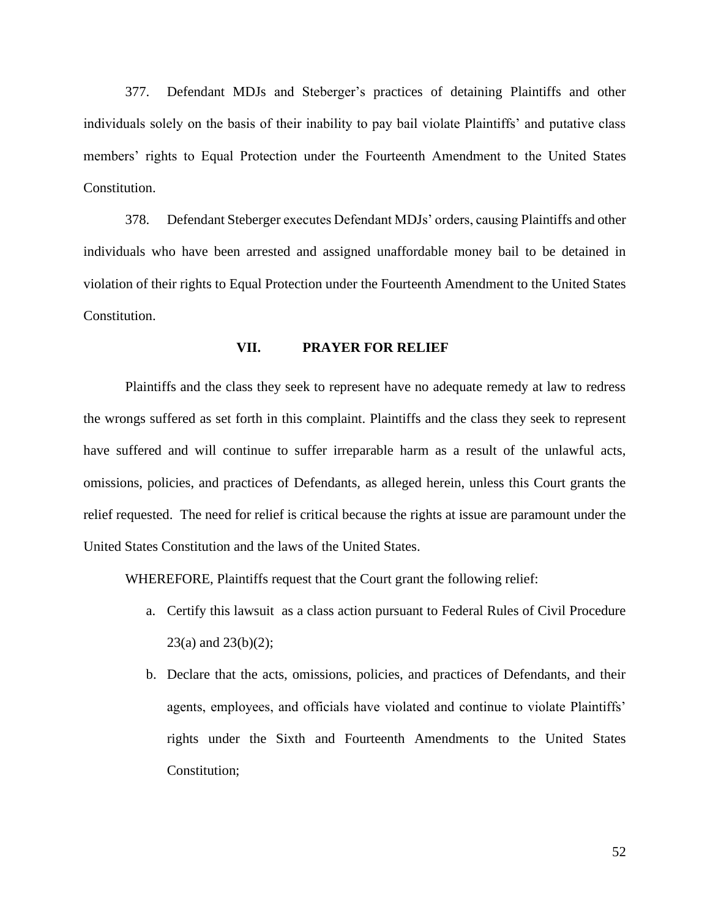377. Defendant MDJs and Steberger's practices of detaining Plaintiffs and other individuals solely on the basis of their inability to pay bail violate Plaintiffs' and putative class members' rights to Equal Protection under the Fourteenth Amendment to the United States Constitution.

378. Defendant Steberger executes Defendant MDJs' orders, causing Plaintiffs and other individuals who have been arrested and assigned unaffordable money bail to be detained in violation of their rights to Equal Protection under the Fourteenth Amendment to the United States Constitution.

## VII. PRAYER FOR RELIEF

Plaintiffs and the class they seek to represent have no adequate remedy at law to redress the wrongs suffered as set forth in this complaint. Plaintiffs and the class they seek to represent have suffered and will continue to suffer irreparable harm as a result of the unlawful acts, omissions, policies, and practices of Defendants, as alleged herein, unless this Court grants the relief requested. The need for relief is critical because the rights at issue are paramount under the United States Constitution and the laws of the United States.

WHEREFORE, Plaintiffs request that the Court grant the following relief:

a. Certify this lawsuit as a class action pursuant to Federal Rules of Civil Procedure 23(a) and 23(b)(2);

b. Declare that the acts, omissions, policies, and practices of Defendants, and their agents, employees, and officials have violated and continue to violate Plaintiffs' rights under the Sixth and Fourteenth Amendments to the United States Constitution;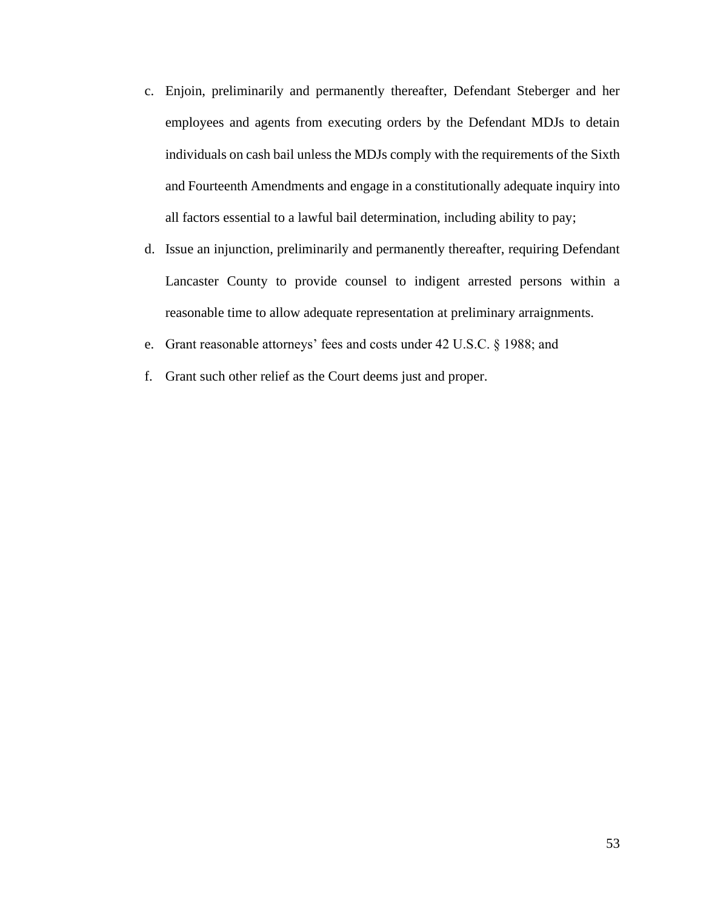c. Enjoin, preliminarily and permanently thereafter, Defendant Steberger and her employees and agents from executing orders by the Defendant MDJs to detain individuals on cash bail unless the MDJs comply with the requirements of the Sixth and Fourteenth Amendments and engage in a constitutionally adequate inquiry into all factors essential to a lawful bail determination, including ability to pay;

d. Issue an injunction, preliminarily and permanently thereafter, requiring Defendant Lancaster County to provide counsel to indigent arrested persons within a reasonable time to allow adequate representation at preliminary arraignments.

e. Grant reasonable attorneys' fees and costs under 42 U.S.C. § 1988; and

f. Grant such other relief as the Court deems just and proper.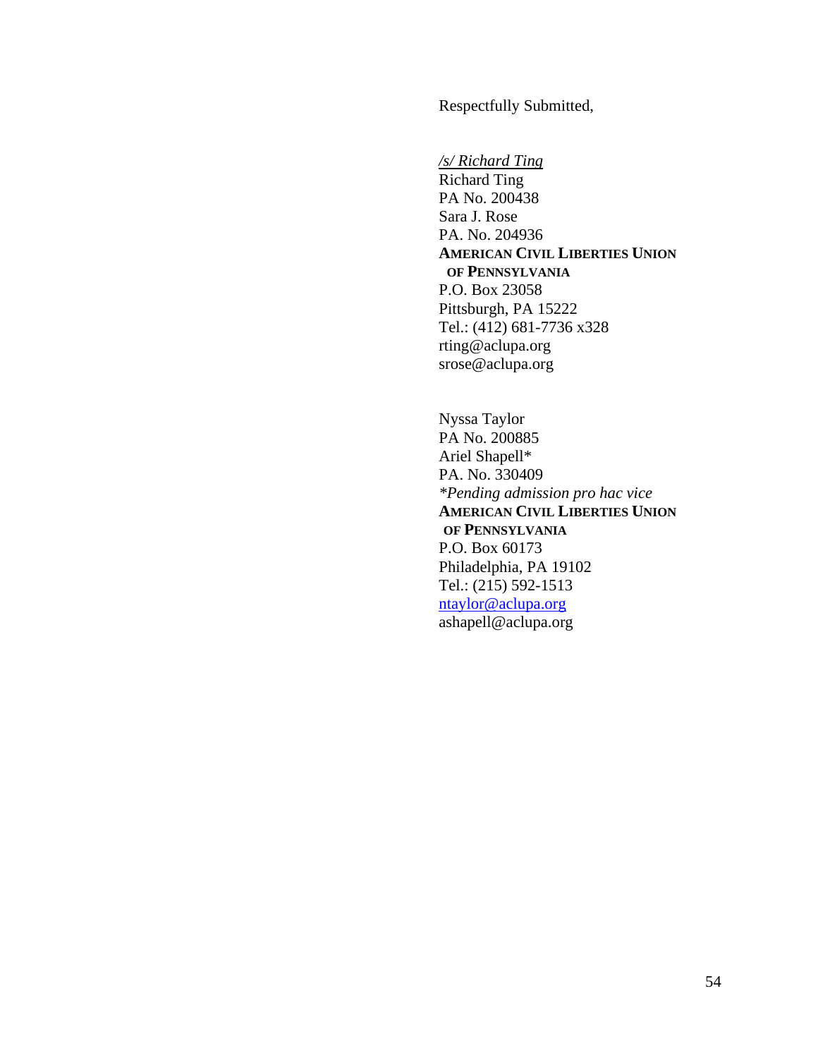Respectfully Submitted,

*/s/ Richard Ting*
Richard Ting
PA No. 200438
Sara J. Rose
PA. No. 204936
**AMERICAN CIVIL LIBERTIES UNION OF PENNSYLVANIA**
P.O. Box 23058
Pittsburgh, PA 15222
Tel.: (412) 681-7736 x328
rting@aclupa.org
srose@aclupa.org

Nyssa Taylor
PA No. 200885
Ariel Shapell*
PA. No. 330409
**Pending admission pro hac vice*
**AMERICAN CIVIL LIBERTIES UNION OF PENNSYLVANIA**
P.O. Box 60173
Philadelphia, PA 19102
Tel.: (215) 592-1513
ntaylor@aclupa.org
ashapell@aclupa.org